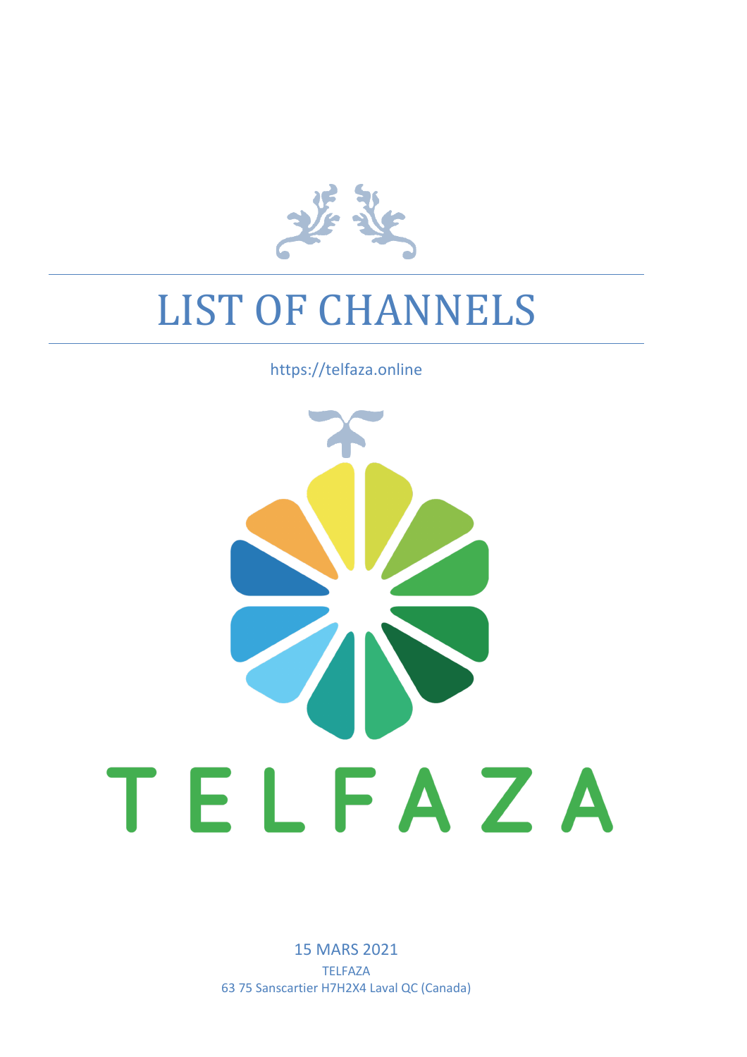# LIST OF CHANNELS

https://telfaza.online

TELFAZA

15 MARS 2021

TELFAZA

63 75 Sanscartier H7H2X4 Laval QC (Canada)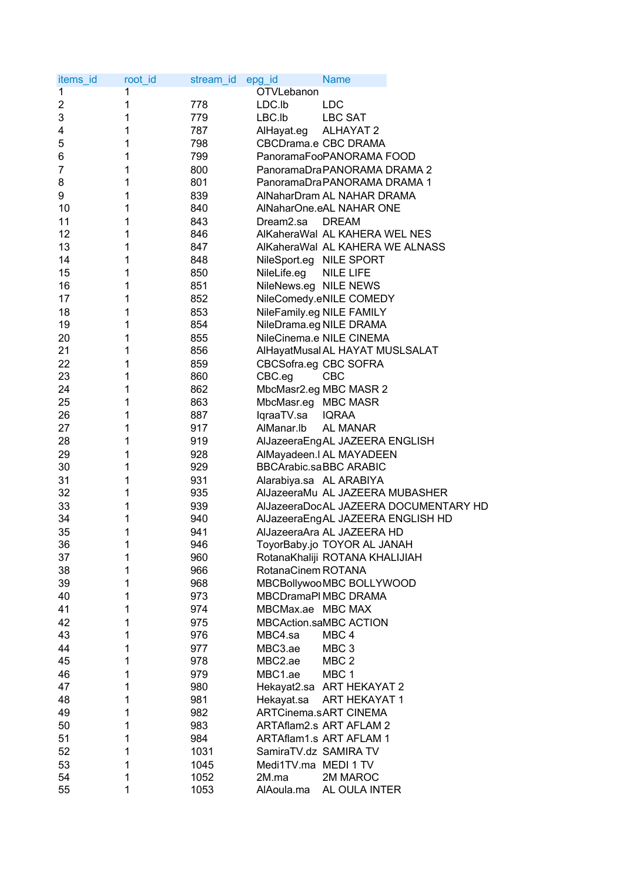| items_id | root_id | stream_id | epg_id | Name |
|---|---|---|---|---|
| 1 | 1 | | OTVLebanon | |
| 2 | 1 | 778 | LDC.lb | LDC |
| 3 | 1 | 779 | LBC.lb | LBC SAT |
| 4 | 1 | 787 | AlHayat.eg | ALHAYAT 2 |
| 5 | 1 | 798 | CBCDrama.e | CBC DRAMA |
| 6 | 1 | 799 | PanoramaFoo | PANORAMA FOOD |
| 7 | 1 | 800 | PanoramaDra | PANORAMA DRAMA 2 |
| 8 | 1 | 801 | PanoramaDra | PANORAMA DRAMA 1 |
| 9 | 1 | 839 | AlNaharDram | AL NAHAR DRAMA |
| 10 | 1 | 840 | AlNaharOne.e | AL NAHAR ONE |
| 11 | 1 | 843 | Dream2.sa | DREAM |
| 12 | 1 | 846 | AlKaheraWal | AL KAHERA WEL NES |
| 13 | 1 | 847 | AlKaheraWal | AL KAHERA WE ALNASS |
| 14 | 1 | 848 | NileSport.eg | NILE SPORT |
| 15 | 1 | 850 | NileLife.eg | NILE LIFE |
| 16 | 1 | 851 | NileNews.eg | NILE NEWS |
| 17 | 1 | 852 | NileComedy.e | NILE COMEDY |
| 18 | 1 | 853 | NileFamily.eg | NILE FAMILY |
| 19 | 1 | 854 | NileDrama.eg | NILE DRAMA |
| 20 | 1 | 855 | NileCinema.e | NILE CINEMA |
| 21 | 1 | 856 | AlHayatMusal | AL HAYAT MUSLSALAT |
| 22 | 1 | 859 | CBCSofra.eg | CBC SOFRA |
| 23 | 1 | 860 | CBC.eg | CBC |
| 24 | 1 | 862 | MbcMasr2.eg | MBC MASR 2 |
| 25 | 1 | 863 | MbcMasr.eg | MBC MASR |
| 26 | 1 | 887 | IqraaTV.sa | IQRAA |
| 27 | 1 | 917 | AlManar.lb | AL MANAR |
| 28 | 1 | 919 | AlJazeeraEng | AL JAZEERA ENGLISH |
| 29 | 1 | 928 | AlMayadeen.l | AL MAYADEEN |
| 30 | 1 | 929 | BBCArabic.sa | BBC ARABIC |
| 31 | 1 | 931 | Alarabiya.sa | AL ARABIYA |
| 32 | 1 | 935 | AlJazeeraMu | AL JAZEERA MUBASHER |
| 33 | 1 | 939 | AlJazeeraDoc | AL JAZEERA DOCUMENTARY HD |
| 34 | 1 | 940 | AlJazeeraEng | AL JAZEERA ENGLISH HD |
| 35 | 1 | 941 | AlJazeeraAra | AL JAZEERA HD |
| 36 | 1 | 946 | ToyorBaby.jo | TOYOR AL JANAH |
| 37 | 1 | 960 | RotanaKhaliji | ROTANA KHALIJIAH |
| 38 | 1 | 966 | RotanaCinem | ROTANA |
| 39 | 1 | 968 | MBCBollywoo | MBC BOLLYWOOD |
| 40 | 1 | 973 | MBCDramaPl | MBC DRAMA |
| 41 | 1 | 974 | MBCMax.ae | MBC MAX |
| 42 | 1 | 975 | MBCAction.sa | MBC ACTION |
| 43 | 1 | 976 | MBC4.sa | MBC 4 |
| 44 | 1 | 977 | MBC3.ae | MBC 3 |
| 45 | 1 | 978 | MBC2.ae | MBC 2 |
| 46 | 1 | 979 | MBC1.ae | MBC 1 |
| 47 | 1 | 980 | Hekayat2.sa | ART HEKAYAT 2 |
| 48 | 1 | 981 | Hekayat.sa | ART HEKAYAT 1 |
| 49 | 1 | 982 | ARTCinema.s | ART CINEMA |
| 50 | 1 | 983 | ARTAflam2.s | ART AFLAM 2 |
| 51 | 1 | 984 | ARTAflam1.s | ART AFLAM 1 |
| 52 | 1 | 1031 | SamiraTV.dz | SAMIRA TV |
| 53 | 1 | 1045 | Medi1TV.ma | MEDI 1 TV |
| 54 | 1 | 1052 | 2M.ma | 2M MAROC |
| 55 | 1 | 1053 | AlAoula.ma | AL OULA INTER |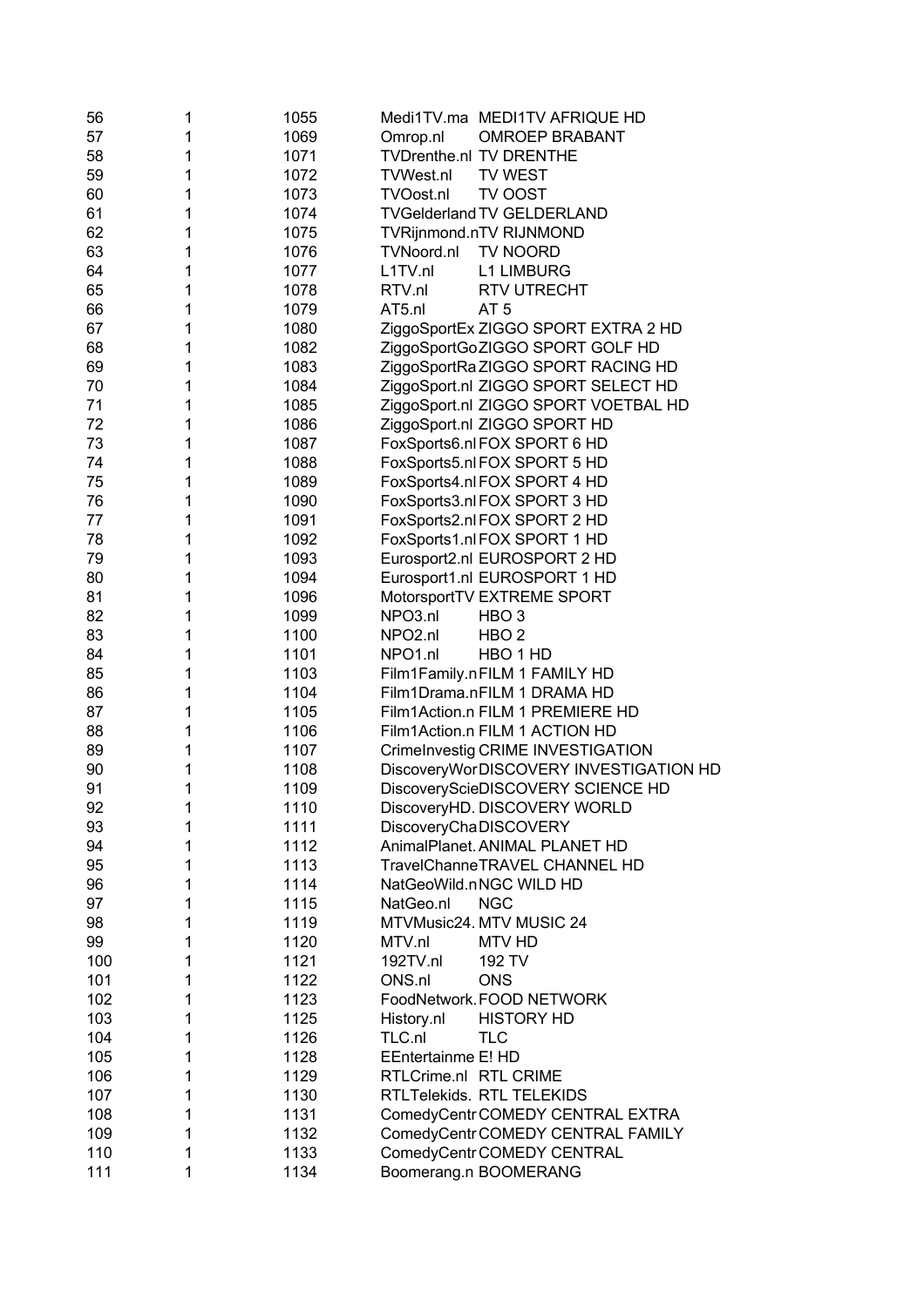| | | | | |
|---|---|---|---|---|
| 56 | 1 | 1055 | Medi1TV.ma | MEDI1TV AFRIQUE HD |
| 57 | 1 | 1069 | Omrop.nl | OMROEP BRABANT |
| 58 | 1 | 1071 | TVDrenthe.nl | TV DRENTHE |
| 59 | 1 | 1072 | TVWest.nl | TV WEST |
| 60 | 1 | 1073 | TVOost.nl | TV OOST |
| 61 | 1 | 1074 | TVGelderland | TV GELDERLAND |
| 62 | 1 | 1075 | TVRijnmond.n | TV RIJNMOND |
| 63 | 1 | 1076 | TVNoord.nl | TV NOORD |
| 64 | 1 | 1077 | L1TV.nl | L1 LIMBURG |
| 65 | 1 | 1078 | RTV.nl | RTV UTRECHT |
| 66 | 1 | 1079 | AT5.nl | AT 5 |
| 67 | 1 | 1080 | ZiggoSportEx | ZIGGO SPORT EXTRA 2 HD |
| 68 | 1 | 1082 | ZiggoSportGo | ZIGGO SPORT GOLF HD |
| 69 | 1 | 1083 | ZiggoSportRa | ZIGGO SPORT RACING HD |
| 70 | 1 | 1084 | ZiggoSport.nl | ZIGGO SPORT SELECT HD |
| 71 | 1 | 1085 | ZiggoSport.nl | ZIGGO SPORT VOETBAL HD |
| 72 | 1 | 1086 | ZiggoSport.nl | ZIGGO SPORT HD |
| 73 | 1 | 1087 | FoxSports6.nl | FOX SPORT 6 HD |
| 74 | 1 | 1088 | FoxSports5.nl | FOX SPORT 5 HD |
| 75 | 1 | 1089 | FoxSports4.nl | FOX SPORT 4 HD |
| 76 | 1 | 1090 | FoxSports3.nl | FOX SPORT 3 HD |
| 77 | 1 | 1091 | FoxSports2.nl | FOX SPORT 2 HD |
| 78 | 1 | 1092 | FoxSports1.nl | FOX SPORT 1 HD |
| 79 | 1 | 1093 | Eurosport2.nl | EUROSPORT 2 HD |
| 80 | 1 | 1094 | Eurosport1.nl | EUROSPORT 1 HD |
| 81 | 1 | 1096 | MotorsportTV | EXTREME SPORT |
| 82 | 1 | 1099 | NPO3.nl | HBO 3 |
| 83 | 1 | 1100 | NPO2.nl | HBO 2 |
| 84 | 1 | 1101 | NPO1.nl | HBO 1 HD |
| 85 | 1 | 1103 | Film1Family.n | FILM 1 FAMILY HD |
| 86 | 1 | 1104 | Film1Drama.n | FILM 1 DRAMA HD |
| 87 | 1 | 1105 | Film1Action.n | FILM 1 PREMIERE HD |
| 88 | 1 | 1106 | Film1Action.n | FILM 1 ACTION HD |
| 89 | 1 | 1107 | CrimeInvestig | CRIME INVESTIGATION |
| 90 | 1 | 1108 | DiscoveryWor | DISCOVERY INVESTIGATION HD |
| 91 | 1 | 1109 | DiscoveryScie | DISCOVERY SCIENCE HD |
| 92 | 1 | 1110 | DiscoveryHD. | DISCOVERY WORLD |
| 93 | 1 | 1111 | DiscoveryCha | DISCOVERY |
| 94 | 1 | 1112 | AnimalPlanet. | ANIMAL PLANET HD |
| 95 | 1 | 1113 | TravelChanne | TRAVEL CHANNEL HD |
| 96 | 1 | 1114 | NatGeoWild.n | NGC WILD HD |
| 97 | 1 | 1115 | NatGeo.nl | NGC |
| 98 | 1 | 1119 | MTVMusic24. | MTV MUSIC 24 |
| 99 | 1 | 1120 | MTV.nl | MTV HD |
| 100 | 1 | 1121 | 192TV.nl | 192 TV |
| 101 | 1 | 1122 | ONS.nl | ONS |
| 102 | 1 | 1123 | FoodNetwork. | FOOD NETWORK |
| 103 | 1 | 1125 | History.nl | HISTORY HD |
| 104 | 1 | 1126 | TLC.nl | TLC |
| 105 | 1 | 1128 | EEntertainme | E! HD |
| 106 | 1 | 1129 | RTLCrime.nl | RTL CRIME |
| 107 | 1 | 1130 | RTLTelekids. | RTL TELEKIDS |
| 108 | 1 | 1131 | ComedyCentr | COMEDY CENTRAL EXTRA |
| 109 | 1 | 1132 | ComedyCentr | COMEDY CENTRAL FAMILY |
| 110 | 1 | 1133 | ComedyCentr | COMEDY CENTRAL |
| 111 | 1 | 1134 | Boomerang.n | BOOMERANG |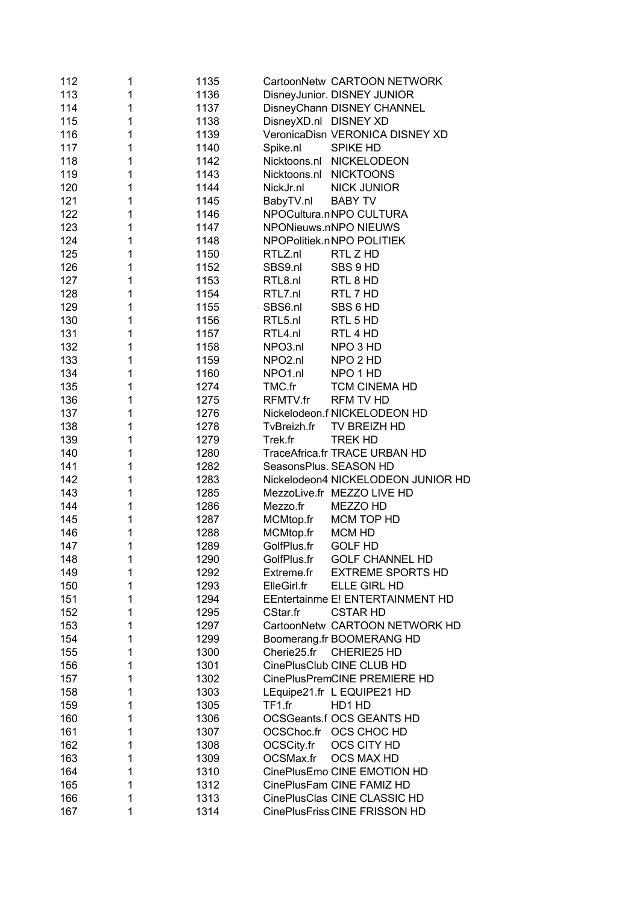| | | | | |
|---|---|---|---|---|
| 112 | 1 | 1135 | CartoonNetw | CARTOON NETWORK |
| 113 | 1 | 1136 | DisneyJunior. | DISNEY JUNIOR |
| 114 | 1 | 1137 | DisneyChann | DISNEY CHANNEL |
| 115 | 1 | 1138 | DisneyXD.nl | DISNEY XD |
| 116 | 1 | 1139 | VeronicaDisn | VERONICA DISNEY XD |
| 117 | 1 | 1140 | Spike.nl | SPIKE HD |
| 118 | 1 | 1142 | Nicktoons.nl | NICKELODEON |
| 119 | 1 | 1143 | Nicktoons.nl | NICKTOONS |
| 120 | 1 | 1144 | NickJr.nl | NICK JUNIOR |
| 121 | 1 | 1145 | BabyTV.nl | BABY TV |
| 122 | 1 | 1146 | NPOCultura.n | NPO CULTURA |
| 123 | 1 | 1147 | NPONieuws.n | NPO NIEUWS |
| 124 | 1 | 1148 | NPOPolitiek.n | NPO POLITIEK |
| 125 | 1 | 1150 | RTLZ.nl | RTL Z HD |
| 126 | 1 | 1152 | SBS9.nl | SBS 9 HD |
| 127 | 1 | 1153 | RTL8.nl | RTL 8 HD |
| 128 | 1 | 1154 | RTL7.nl | RTL 7 HD |
| 129 | 1 | 1155 | SBS6.nl | SBS 6 HD |
| 130 | 1 | 1156 | RTL5.nl | RTL 5 HD |
| 131 | 1 | 1157 | RTL4.nl | RTL 4 HD |
| 132 | 1 | 1158 | NPO3.nl | NPO 3 HD |
| 133 | 1 | 1159 | NPO2.nl | NPO 2 HD |
| 134 | 1 | 1160 | NPO1.nl | NPO 1 HD |
| 135 | 1 | 1274 | TMC.fr | TCM CINEMA HD |
| 136 | 1 | 1275 | RFMTV.fr | RFM TV HD |
| 137 | 1 | 1276 | Nickelodeon.f | NICKELODEON HD |
| 138 | 1 | 1278 | TvBreizh.fr | TV BREIZH HD |
| 139 | 1 | 1279 | Trek.fr | TREK HD |
| 140 | 1 | 1280 | TraceAfrica.fr | TRACE URBAN HD |
| 141 | 1 | 1282 | SeasonsPlus. | SEASON HD |
| 142 | 1 | 1283 | Nickelodeon4 | NICKELODEON JUNIOR HD |
| 143 | 1 | 1285 | MezzoLive.fr | MEZZO LIVE HD |
| 144 | 1 | 1286 | Mezzo.fr | MEZZO HD |
| 145 | 1 | 1287 | MCMtop.fr | MCM TOP HD |
| 146 | 1 | 1288 | MCMtop.fr | MCM HD |
| 147 | 1 | 1289 | GolfPlus.fr | GOLF HD |
| 148 | 1 | 1290 | GolfPlus.fr | GOLF CHANNEL HD |
| 149 | 1 | 1292 | Extreme.fr | EXTREME SPORTS HD |
| 150 | 1 | 1293 | ElleGirl.fr | ELLE GIRL HD |
| 151 | 1 | 1294 | EEntertainme | E! ENTERTAINMENT HD |
| 152 | 1 | 1295 | CStar.fr | CSTAR HD |
| 153 | 1 | 1297 | CartoonNetw | CARTOON NETWORK HD |
| 154 | 1 | 1299 | Boomerang.fr | BOOMERANG HD |
| 155 | 1 | 1300 | Cherie25.fr | CHERIE25 HD |
| 156 | 1 | 1301 | CinePlusClub | CINE CLUB HD |
| 157 | 1 | 1302 | CinePlusPrem | CINE PREMIERE HD |
| 158 | 1 | 1303 | LEquipe21.fr | L EQUIPE21 HD |
| 159 | 1 | 1305 | TF1.fr | HD1 HD |
| 160 | 1 | 1306 | OCSGeants.f | OCS GEANTS HD |
| 161 | 1 | 1307 | OCSChoc.fr | OCS CHOC HD |
| 162 | 1 | 1308 | OCSCity.fr | OCS CITY HD |
| 163 | 1 | 1309 | OCSMax.fr | OCS MAX HD |
| 164 | 1 | 1310 | CinePlusEmo | CINE EMOTION HD |
| 165 | 1 | 1312 | CinePlusFam | CINE FAMIZ HD |
| 166 | 1 | 1313 | CinePlusClas | CINE CLASSIC HD |
| 167 | 1 | 1314 | CinePlusFriss | CINE FRISSON HD |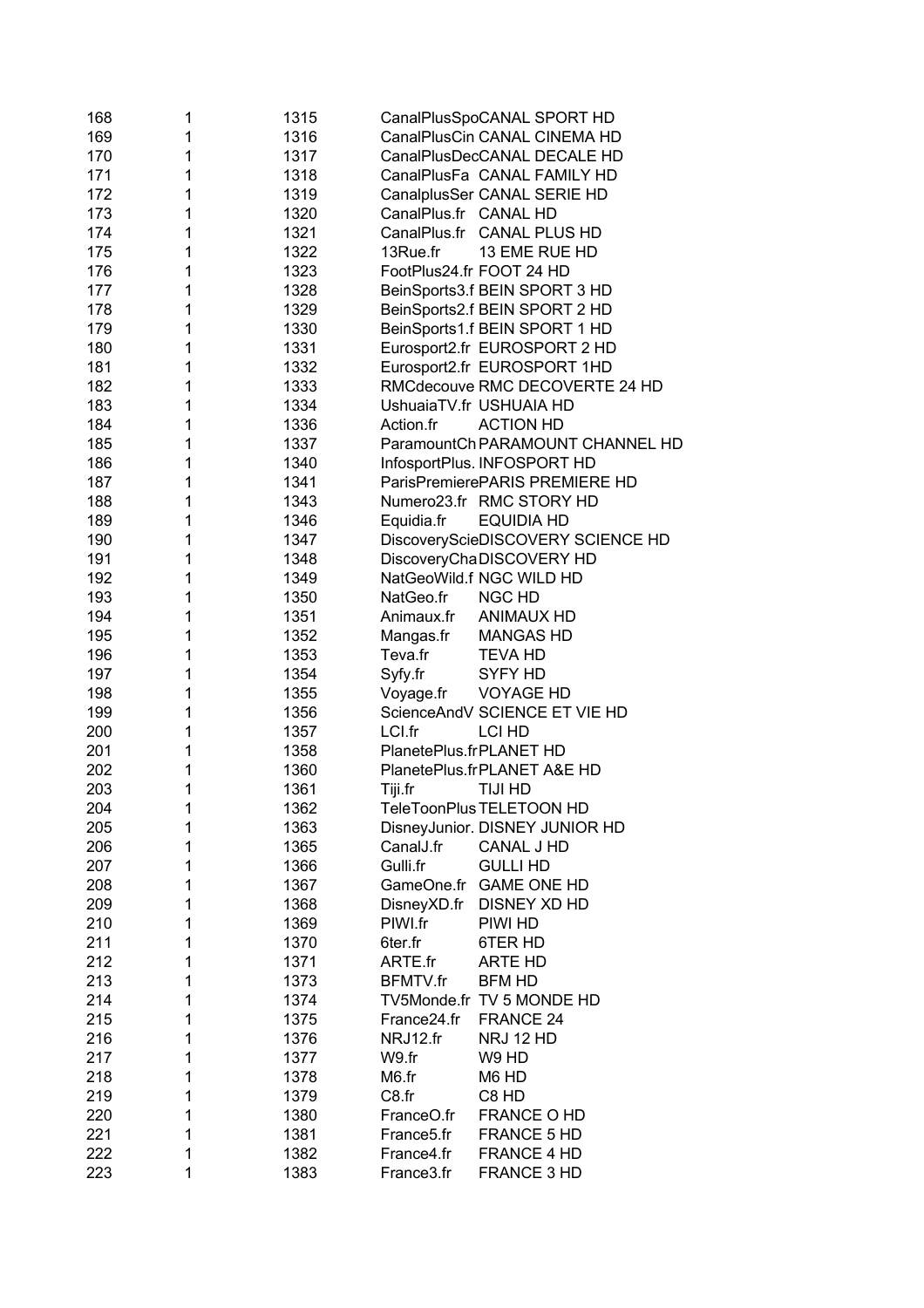| | | | | |
|---|---|---|---|---|
| 168 | 1 | 1315 | CanalPlusSpo | CANAL SPORT HD |
| 169 | 1 | 1316 | CanalPlusCin | CANAL CINEMA HD |
| 170 | 1 | 1317 | CanalPlusDec | CANAL DECALE HD |
| 171 | 1 | 1318 | CanalPlusFa | CANAL FAMILY HD |
| 172 | 1 | 1319 | CanalplusSer | CANAL SERIE HD |
| 173 | 1 | 1320 | CanalPlus.fr | CANAL HD |
| 174 | 1 | 1321 | CanalPlus.fr | CANAL PLUS HD |
| 175 | 1 | 1322 | 13Rue.fr | 13 EME RUE HD |
| 176 | 1 | 1323 | FootPlus24.fr | FOOT 24 HD |
| 177 | 1 | 1328 | BeinSports3.f | BEIN SPORT 3 HD |
| 178 | 1 | 1329 | BeinSports2.f | BEIN SPORT 2 HD |
| 179 | 1 | 1330 | BeinSports1.f | BEIN SPORT 1 HD |
| 180 | 1 | 1331 | Eurosport2.fr | EUROSPORT 2 HD |
| 181 | 1 | 1332 | Eurosport2.fr | EUROSPORT 1HD |
| 182 | 1 | 1333 | RMCdecouve | RMC DECOVERTE 24 HD |
| 183 | 1 | 1334 | UshuaiaTV.fr | USHUAIA HD |
| 184 | 1 | 1336 | Action.fr | ACTION HD |
| 185 | 1 | 1337 | ParamountCh | PARAMOUNT CHANNEL HD |
| 186 | 1 | 1340 | InfosportPlus. | INFOSPORT HD |
| 187 | 1 | 1341 | ParisPremiere | PARIS PREMIERE HD |
| 188 | 1 | 1343 | Numero23.fr | RMC STORY HD |
| 189 | 1 | 1346 | Equidia.fr | EQUIDIA HD |
| 190 | 1 | 1347 | DiscoveryScie | DISCOVERY SCIENCE HD |
| 191 | 1 | 1348 | DiscoveryCha | DISCOVERY HD |
| 192 | 1 | 1349 | NatGeoWild.f | NGC WILD HD |
| 193 | 1 | 1350 | NatGeo.fr | NGC HD |
| 194 | 1 | 1351 | Animaux.fr | ANIMAUX HD |
| 195 | 1 | 1352 | Mangas.fr | MANGAS HD |
| 196 | 1 | 1353 | Teva.fr | TEVA HD |
| 197 | 1 | 1354 | Syfy.fr | SYFY HD |
| 198 | 1 | 1355 | Voyage.fr | VOYAGE HD |
| 199 | 1 | 1356 | ScienceAndV | SCIENCE ET VIE HD |
| 200 | 1 | 1357 | LCI.fr | LCI HD |
| 201 | 1 | 1358 | PlanetePlus.fr | PLANET HD |
| 202 | 1 | 1360 | PlanetePlus.fr | PLANET A&E HD |
| 203 | 1 | 1361 | Tiji.fr | TIJI HD |
| 204 | 1 | 1362 | TeleToonPlus | TELETOON HD |
| 205 | 1 | 1363 | DisneyJunior. | DISNEY JUNIOR HD |
| 206 | 1 | 1365 | CanalJ.fr | CANAL J HD |
| 207 | 1 | 1366 | Gulli.fr | GULLI HD |
| 208 | 1 | 1367 | GameOne.fr | GAME ONE HD |
| 209 | 1 | 1368 | DisneyXD.fr | DISNEY XD HD |
| 210 | 1 | 1369 | PIWI.fr | PIWI HD |
| 211 | 1 | 1370 | 6ter.fr | 6TER HD |
| 212 | 1 | 1371 | ARTE.fr | ARTE HD |
| 213 | 1 | 1373 | BFMTV.fr | BFM HD |
| 214 | 1 | 1374 | TV5Monde.fr | TV 5 MONDE HD |
| 215 | 1 | 1375 | France24.fr | FRANCE 24 |
| 216 | 1 | 1376 | NRJ12.fr | NRJ 12 HD |
| 217 | 1 | 1377 | W9.fr | W9 HD |
| 218 | 1 | 1378 | M6.fr | M6 HD |
| 219 | 1 | 1379 | C8.fr | C8 HD |
| 220 | 1 | 1380 | FranceO.fr | FRANCE O HD |
| 221 | 1 | 1381 | France5.fr | FRANCE 5 HD |
| 222 | 1 | 1382 | France4.fr | FRANCE 4 HD |
| 223 | 1 | 1383 | France3.fr | FRANCE 3 HD |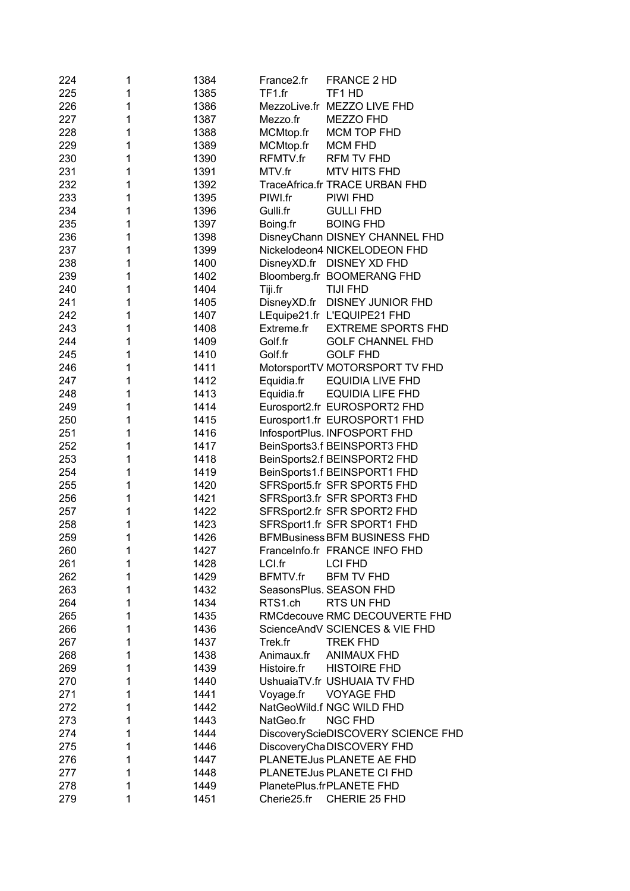| | | | | |
|---|---|---|---|---|
| 224 | 1 | 1384 | France2.fr | FRANCE 2 HD |
| 225 | 1 | 1385 | TF1.fr | TF1 HD |
| 226 | 1 | 1386 | MezzoLive.fr | MEZZO LIVE FHD |
| 227 | 1 | 1387 | Mezzo.fr | MEZZO FHD |
| 228 | 1 | 1388 | MCMtop.fr | MCM TOP FHD |
| 229 | 1 | 1389 | MCMtop.fr | MCM FHD |
| 230 | 1 | 1390 | RFMTV.fr | RFM TV FHD |
| 231 | 1 | 1391 | MTV.fr | MTV HITS FHD |
| 232 | 1 | 1392 | TraceAfrica.fr | TRACE URBAN FHD |
| 233 | 1 | 1395 | PIWI.fr | PIWI FHD |
| 234 | 1 | 1396 | Gulli.fr | GULLI FHD |
| 235 | 1 | 1397 | Boing.fr | BOING FHD |
| 236 | 1 | 1398 | DisneyChann | DISNEY CHANNEL FHD |
| 237 | 1 | 1399 | Nickelodeon4 | NICKELODEON FHD |
| 238 | 1 | 1400 | DisneyXD.fr | DISNEY XD FHD |
| 239 | 1 | 1402 | Bloomberg.fr | BOOMERANG FHD |
| 240 | 1 | 1404 | Tiji.fr | TIJI FHD |
| 241 | 1 | 1405 | DisneyXD.fr | DISNEY JUNIOR FHD |
| 242 | 1 | 1407 | LEquipe21.fr | L'EQUIPE21 FHD |
| 243 | 1 | 1408 | Extreme.fr | EXTREME SPORTS FHD |
| 244 | 1 | 1409 | Golf.fr | GOLF CHANNEL FHD |
| 245 | 1 | 1410 | Golf.fr | GOLF FHD |
| 246 | 1 | 1411 | MotorsportTV | MOTORSPORT TV FHD |
| 247 | 1 | 1412 | Equidia.fr | EQUIDIA LIVE FHD |
| 248 | 1 | 1413 | Equidia.fr | EQUIDIA LIFE FHD |
| 249 | 1 | 1414 | Eurosport2.fr | EUROSPORT2 FHD |
| 250 | 1 | 1415 | Eurosport1.fr | EUROSPORT1 FHD |
| 251 | 1 | 1416 | InfosportPlus. | INFOSPORT FHD |
| 252 | 1 | 1417 | BeinSports3.f | BEINSPORT3 FHD |
| 253 | 1 | 1418 | BeinSports2.f | BEINSPORT2 FHD |
| 254 | 1 | 1419 | BeinSports1.f | BEINSPORT1 FHD |
| 255 | 1 | 1420 | SFRSport5.fr | SFR SPORT5 FHD |
| 256 | 1 | 1421 | SFRSport3.fr | SFR SPORT3 FHD |
| 257 | 1 | 1422 | SFRSport2.fr | SFR SPORT2 FHD |
| 258 | 1 | 1423 | SFRSport1.fr | SFR SPORT1 FHD |
| 259 | 1 | 1426 | BFMBusiness | BFM BUSINESS FHD |
| 260 | 1 | 1427 | FranceInfo.fr | FRANCE INFO FHD |
| 261 | 1 | 1428 | LCI.fr | LCI FHD |
| 262 | 1 | 1429 | BFMTV.fr | BFM TV FHD |
| 263 | 1 | 1432 | SeasonsPlus. | SEASON FHD |
| 264 | 1 | 1434 | RTS1.ch | RTS UN FHD |
| 265 | 1 | 1435 | RMCdecouve | RMC DECOUVERTE FHD |
| 266 | 1 | 1436 | ScienceAndV | SCIENCES & VIE FHD |
| 267 | 1 | 1437 | Trek.fr | TREK FHD |
| 268 | 1 | 1438 | Animaux.fr | ANIMAUX FHD |
| 269 | 1 | 1439 | Histoire.fr | HISTOIRE FHD |
| 270 | 1 | 1440 | UshuaiaTV.fr | USHUAIA TV FHD |
| 271 | 1 | 1441 | Voyage.fr | VOYAGE FHD |
| 272 | 1 | 1442 | NatGeoWild.f | NGC WILD FHD |
| 273 | 1 | 1443 | NatGeo.fr | NGC FHD |
| 274 | 1 | 1444 | DiscoveryScie | DISCOVERY SCIENCE FHD |
| 275 | 1 | 1446 | DiscoveryCha | DISCOVERY FHD |
| 276 | 1 | 1447 | PLANETEJus | PLANETE AE FHD |
| 277 | 1 | 1448 | PLANETEJus | PLANETE CI FHD |
| 278 | 1 | 1449 | PlanetePlus.fr | PLANETE FHD |
| 279 | 1 | 1451 | Cherie25.fr | CHERIE 25 FHD |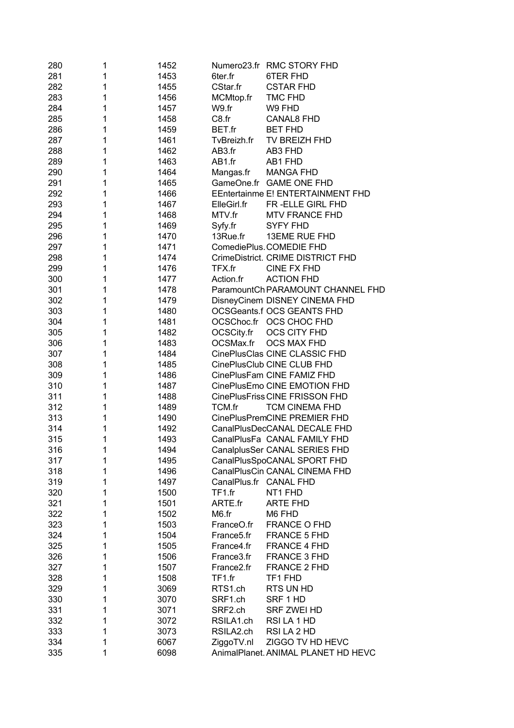| | | | | |
|---|---|---|---|---|
| 280 | 1 | 1452 | Numero23.fr | RMC STORY FHD |
| 281 | 1 | 1453 | 6ter.fr | 6TER FHD |
| 282 | 1 | 1455 | CStar.fr | CSTAR FHD |
| 283 | 1 | 1456 | MCMtop.fr | TMC FHD |
| 284 | 1 | 1457 | W9.fr | W9 FHD |
| 285 | 1 | 1458 | C8.fr | CANAL8 FHD |
| 286 | 1 | 1459 | BET.fr | BET FHD |
| 287 | 1 | 1461 | TvBreizh.fr | TV BREIZH FHD |
| 288 | 1 | 1462 | AB3.fr | AB3 FHD |
| 289 | 1 | 1463 | AB1.fr | AB1 FHD |
| 290 | 1 | 1464 | Mangas.fr | MANGA FHD |
| 291 | 1 | 1465 | GameOne.fr | GAME ONE FHD |
| 292 | 1 | 1466 | EEntertainme | E! ENTERTAINMENT FHD |
| 293 | 1 | 1467 | ElleGirl.fr | FR -ELLE GIRL FHD |
| 294 | 1 | 1468 | MTV.fr | MTV FRANCE FHD |
| 295 | 1 | 1469 | Syfy.fr | SYFY FHD |
| 296 | 1 | 1470 | 13Rue.fr | 13EME RUE FHD |
| 297 | 1 | 1471 | ComediePlus. | COMEDIE FHD |
| 298 | 1 | 1474 | CrimeDistrict. | CRIME DISTRICT FHD |
| 299 | 1 | 1476 | TFX.fr | CINE FX FHD |
| 300 | 1 | 1477 | Action.fr | ACTION FHD |
| 301 | 1 | 1478 | ParamountCh | PARAMOUNT CHANNEL FHD |
| 302 | 1 | 1479 | DisneyCinem | DISNEY CINEMA FHD |
| 303 | 1 | 1480 | OCSGeants.f | OCS GEANTS FHD |
| 304 | 1 | 1481 | OCSChoc.fr | OCS CHOC FHD |
| 305 | 1 | 1482 | OCSCity.fr | OCS CITY FHD |
| 306 | 1 | 1483 | OCSMax.fr | OCS MAX FHD |
| 307 | 1 | 1484 | CinePlusClas | CINE CLASSIC FHD |
| 308 | 1 | 1485 | CinePlusClub | CINE CLUB FHD |
| 309 | 1 | 1486 | CinePlusFam | CINE FAMIZ FHD |
| 310 | 1 | 1487 | CinePlusEmo | CINE EMOTION FHD |
| 311 | 1 | 1488 | CinePlusFriss | CINE FRISSON FHD |
| 312 | 1 | 1489 | TCM.fr | TCM CINEMA FHD |
| 313 | 1 | 1490 | CinePlusPrem | CINE PREMIER FHD |
| 314 | 1 | 1492 | CanalPlusDec | CANAL DECALE FHD |
| 315 | 1 | 1493 | CanalPlusFa | CANAL FAMILY FHD |
| 316 | 1 | 1494 | CanalplusSer | CANAL SERIES FHD |
| 317 | 1 | 1495 | CanalPlusSpo | CANAL SPORT FHD |
| 318 | 1 | 1496 | CanalPlusCin | CANAL CINEMA FHD |
| 319 | 1 | 1497 | CanalPlus.fr | CANAL FHD |
| 320 | 1 | 1500 | TF1.fr | NT1 FHD |
| 321 | 1 | 1501 | ARTE.fr | ARTE FHD |
| 322 | 1 | 1502 | M6.fr | M6 FHD |
| 323 | 1 | 1503 | FranceO.fr | FRANCE O FHD |
| 324 | 1 | 1504 | France5.fr | FRANCE 5 FHD |
| 325 | 1 | 1505 | France4.fr | FRANCE 4 FHD |
| 326 | 1 | 1506 | France3.fr | FRANCE 3 FHD |
| 327 | 1 | 1507 | France2.fr | FRANCE 2 FHD |
| 328 | 1 | 1508 | TF1.fr | TF1 FHD |
| 329 | 1 | 3069 | RTS1.ch | RTS UN HD |
| 330 | 1 | 3070 | SRF1.ch | SRF 1 HD |
| 331 | 1 | 3071 | SRF2.ch | SRF ZWEI HD |
| 332 | 1 | 3072 | RSILA1.ch | RSI LA 1 HD |
| 333 | 1 | 3073 | RSILA2.ch | RSI LA 2 HD |
| 334 | 1 | 6067 | ZiggoTV.nl | ZIGGO TV HD HEVC |
| 335 | 1 | 6098 | AnimalPlanet. | ANIMAL PLANET HD HEVC |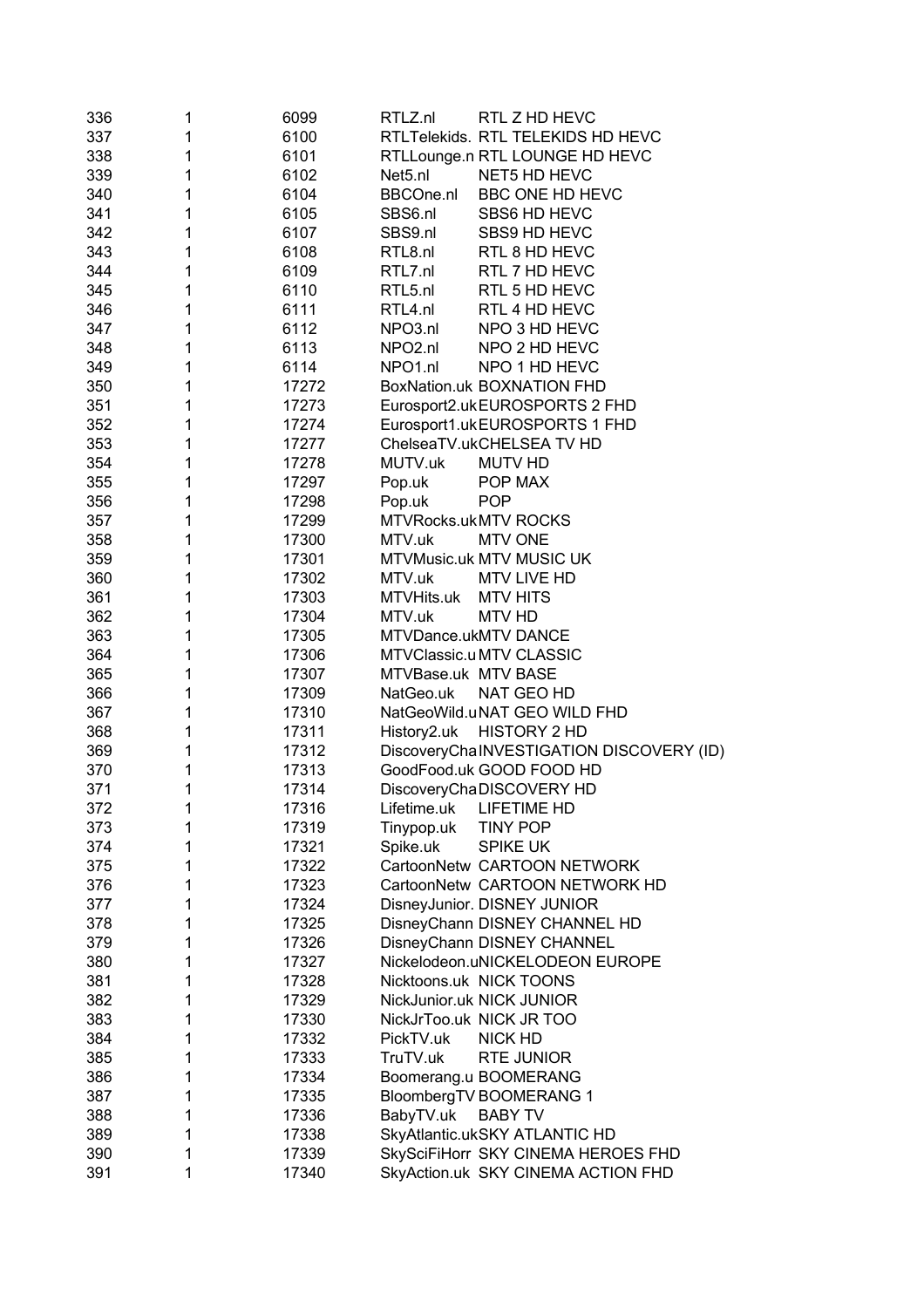| | | | | |
|---|---|---|---|---|
| 336 | 1 | 6099 | RTLZ.nl | RTL Z HD HEVC |
| 337 | 1 | 6100 | RTLTelekids. | RTL TELEKIDS HD HEVC |
| 338 | 1 | 6101 | RTLLounge.n | RTL LOUNGE HD HEVC |
| 339 | 1 | 6102 | Net5.nl | NET5 HD HEVC |
| 340 | 1 | 6104 | BBCOne.nl | BBC ONE HD HEVC |
| 341 | 1 | 6105 | SBS6.nl | SBS6 HD HEVC |
| 342 | 1 | 6107 | SBS9.nl | SBS9 HD HEVC |
| 343 | 1 | 6108 | RTL8.nl | RTL 8 HD HEVC |
| 344 | 1 | 6109 | RTL7.nl | RTL 7 HD HEVC |
| 345 | 1 | 6110 | RTL5.nl | RTL 5 HD HEVC |
| 346 | 1 | 6111 | RTL4.nl | RTL 4 HD HEVC |
| 347 | 1 | 6112 | NPO3.nl | NPO 3 HD HEVC |
| 348 | 1 | 6113 | NPO2.nl | NPO 2 HD HEVC |
| 349 | 1 | 6114 | NPO1.nl | NPO 1 HD HEVC |
| 350 | 1 | 17272 | BoxNation.uk | BOXNATION FHD |
| 351 | 1 | 17273 | Eurosport2.uk | EUROSPORTS 2 FHD |
| 352 | 1 | 17274 | Eurosport1.uk | EUROSPORTS 1 FHD |
| 353 | 1 | 17277 | ChelseaTV.uk | CHELSEA TV HD |
| 354 | 1 | 17278 | MUTV.uk | MUTV HD |
| 355 | 1 | 17297 | Pop.uk | POP MAX |
| 356 | 1 | 17298 | Pop.uk | POP |
| 357 | 1 | 17299 | MTVRocks.uk | MTV ROCKS |
| 358 | 1 | 17300 | MTV.uk | MTV ONE |
| 359 | 1 | 17301 | MTVMusic.uk | MTV MUSIC UK |
| 360 | 1 | 17302 | MTV.uk | MTV LIVE HD |
| 361 | 1 | 17303 | MTVHits.uk | MTV HITS |
| 362 | 1 | 17304 | MTV.uk | MTV HD |
| 363 | 1 | 17305 | MTVDance.uk | MTV DANCE |
| 364 | 1 | 17306 | MTVClassic.u | MTV CLASSIC |
| 365 | 1 | 17307 | MTVBase.uk | MTV BASE |
| 366 | 1 | 17309 | NatGeo.uk | NAT GEO HD |
| 367 | 1 | 17310 | NatGeoWild.u | NAT GEO WILD FHD |
| 368 | 1 | 17311 | History2.uk | HISTORY 2 HD |
| 369 | 1 | 17312 | DiscoveryCha | INVESTIGATION DISCOVERY (ID) |
| 370 | 1 | 17313 | GoodFood.uk | GOOD FOOD HD |
| 371 | 1 | 17314 | DiscoveryCha | DISCOVERY HD |
| 372 | 1 | 17316 | Lifetime.uk | LIFETIME HD |
| 373 | 1 | 17319 | Tinypop.uk | TINY POP |
| 374 | 1 | 17321 | Spike.uk | SPIKE UK |
| 375 | 1 | 17322 | CartoonNetw | CARTOON NETWORK |
| 376 | 1 | 17323 | CartoonNetw | CARTOON NETWORK HD |
| 377 | 1 | 17324 | DisneyJunior. | DISNEY JUNIOR |
| 378 | 1 | 17325 | DisneyChann | DISNEY CHANNEL HD |
| 379 | 1 | 17326 | DisneyChann | DISNEY CHANNEL |
| 380 | 1 | 17327 | Nickelodeon.u | NICKELODEON EUROPE |
| 381 | 1 | 17328 | Nicktoons.uk | NICK TOONS |
| 382 | 1 | 17329 | NickJunior.uk | NICK JUNIOR |
| 383 | 1 | 17330 | NickJrToo.uk | NICK JR TOO |
| 384 | 1 | 17332 | PickTV.uk | NICK HD |
| 385 | 1 | 17333 | TruTV.uk | RTE JUNIOR |
| 386 | 1 | 17334 | Boomerang.u | BOOMERANG |
| 387 | 1 | 17335 | BloombergTV | BOOMERANG 1 |
| 388 | 1 | 17336 | BabyTV.uk | BABY TV |
| 389 | 1 | 17338 | SkyAtlantic.uk | SKY ATLANTIC HD |
| 390 | 1 | 17339 | SkySciFiHorr | SKY CINEMA HEROES FHD |
| 391 | 1 | 17340 | SkyAction.uk | SKY CINEMA ACTION FHD |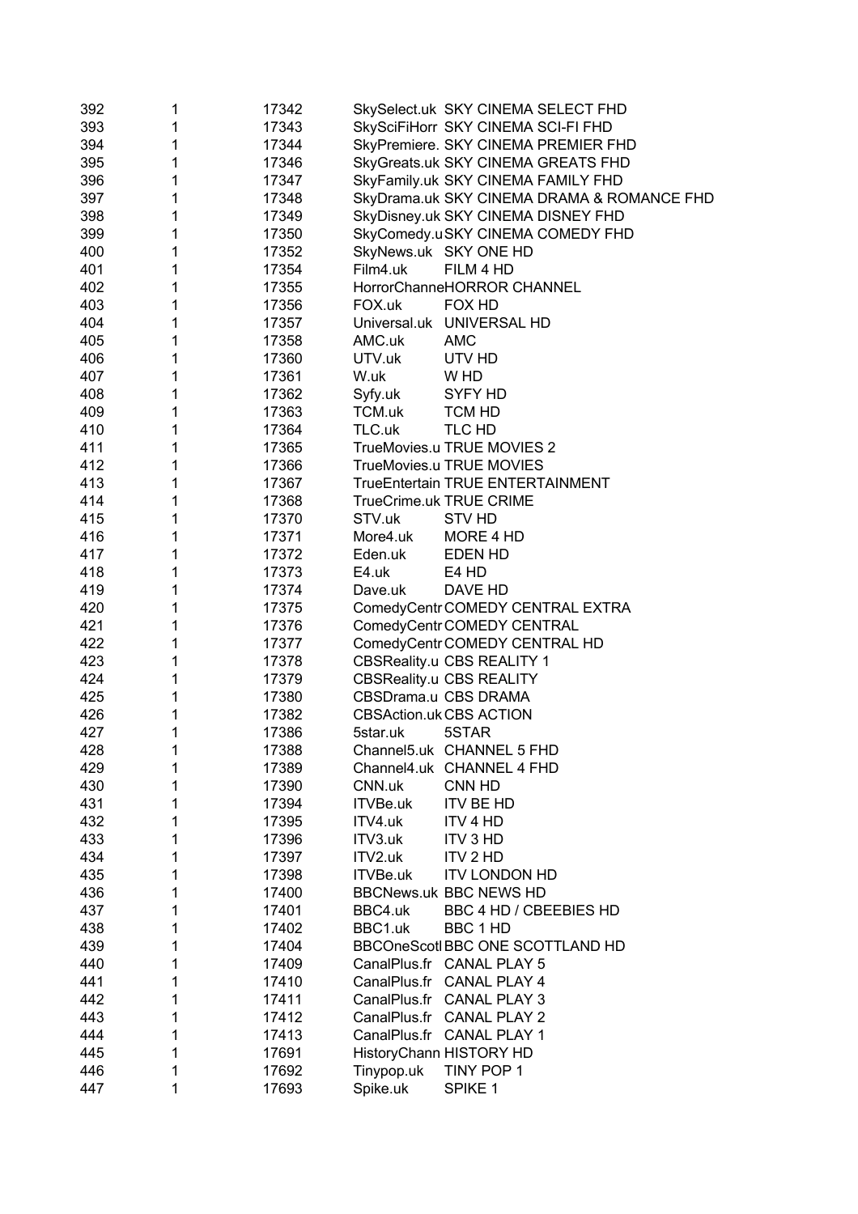| | | | | |
|---|---|---|---|---|
| 392 | 1 | 17342 | SkySelect.uk | SKY CINEMA SELECT FHD |
| 393 | 1 | 17343 | SkySciFiHorr | SKY CINEMA SCI-FI FHD |
| 394 | 1 | 17344 | SkyPremiere. | SKY CINEMA PREMIER FHD |
| 395 | 1 | 17346 | SkyGreats.uk | SKY CINEMA GREATS FHD |
| 396 | 1 | 17347 | SkyFamily.uk | SKY CINEMA FAMILY FHD |
| 397 | 1 | 17348 | SkyDrama.uk | SKY CINEMA DRAMA & ROMANCE FHD |
| 398 | 1 | 17349 | SkyDisney.uk | SKY CINEMA DISNEY FHD |
| 399 | 1 | 17350 | SkyComedy.u | SKY CINEMA COMEDY FHD |
| 400 | 1 | 17352 | SkyNews.uk | SKY ONE HD |
| 401 | 1 | 17354 | Film4.uk | FILM 4 HD |
| 402 | 1 | 17355 | HorrorChanne | HORROR CHANNEL |
| 403 | 1 | 17356 | FOX.uk | FOX HD |
| 404 | 1 | 17357 | Universal.uk | UNIVERSAL HD |
| 405 | 1 | 17358 | AMC.uk | AMC |
| 406 | 1 | 17360 | UTV.uk | UTV HD |
| 407 | 1 | 17361 | W.uk | W HD |
| 408 | 1 | 17362 | Syfy.uk | SYFY HD |
| 409 | 1 | 17363 | TCM.uk | TCM HD |
| 410 | 1 | 17364 | TLC.uk | TLC HD |
| 411 | 1 | 17365 | TrueMovies.u | TRUE MOVIES 2 |
| 412 | 1 | 17366 | TrueMovies.u | TRUE MOVIES |
| 413 | 1 | 17367 | TrueEntertain | TRUE ENTERTAINMENT |
| 414 | 1 | 17368 | TrueCrime.uk | TRUE CRIME |
| 415 | 1 | 17370 | STV.uk | STV HD |
| 416 | 1 | 17371 | More4.uk | MORE 4 HD |
| 417 | 1 | 17372 | Eden.uk | EDEN HD |
| 418 | 1 | 17373 | E4.uk | E4 HD |
| 419 | 1 | 17374 | Dave.uk | DAVE HD |
| 420 | 1 | 17375 | ComedyCentr | COMEDY CENTRAL EXTRA |
| 421 | 1 | 17376 | ComedyCentr | COMEDY CENTRAL |
| 422 | 1 | 17377 | ComedyCentr | COMEDY CENTRAL HD |
| 423 | 1 | 17378 | CBSReality.u | CBS REALITY 1 |
| 424 | 1 | 17379 | CBSReality.u | CBS REALITY |
| 425 | 1 | 17380 | CBSDrama.u | CBS DRAMA |
| 426 | 1 | 17382 | CBSAction.uk | CBS ACTION |
| 427 | 1 | 17386 | 5star.uk | 5STAR |
| 428 | 1 | 17388 | Channel5.uk | CHANNEL 5 FHD |
| 429 | 1 | 17389 | Channel4.uk | CHANNEL 4 FHD |
| 430 | 1 | 17390 | CNN.uk | CNN HD |
| 431 | 1 | 17394 | ITVBe.uk | ITV BE HD |
| 432 | 1 | 17395 | ITV4.uk | ITV 4 HD |
| 433 | 1 | 17396 | ITV3.uk | ITV 3 HD |
| 434 | 1 | 17397 | ITV2.uk | ITV 2 HD |
| 435 | 1 | 17398 | ITVBe.uk | ITV LONDON HD |
| 436 | 1 | 17400 | BBCNews.uk | BBC NEWS HD |
| 437 | 1 | 17401 | BBC4.uk | BBC 4 HD / CBEEBIES HD |
| 438 | 1 | 17402 | BBC1.uk | BBC 1 HD |
| 439 | 1 | 17404 | BBCOneScotl | BBC ONE SCOTLAND HD |
| 440 | 1 | 17409 | CanalPlus.fr | CANAL PLAY 5 |
| 441 | 1 | 17410 | CanalPlus.fr | CANAL PLAY 4 |
| 442 | 1 | 17411 | CanalPlus.fr | CANAL PLAY 3 |
| 443 | 1 | 17412 | CanalPlus.fr | CANAL PLAY 2 |
| 444 | 1 | 17413 | CanalPlus.fr | CANAL PLAY 1 |
| 445 | 1 | 17691 | HistoryChann | HISTORY HD |
| 446 | 1 | 17692 | Tinypop.uk | TINY POP 1 |
| 447 | 1 | 17693 | Spike.uk | SPIKE 1 |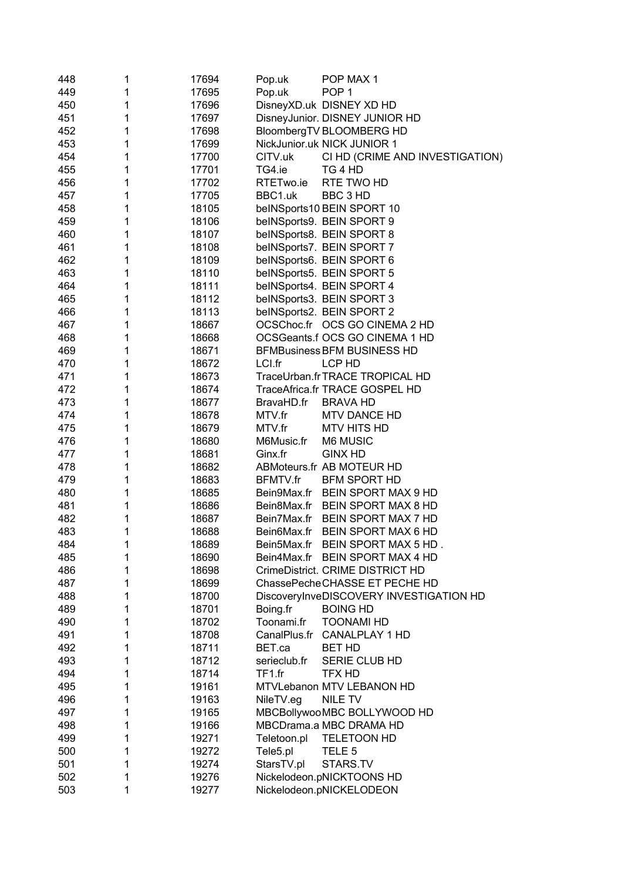| | | | | |
|---|---|---|---|---|
| 448 | 1 | 17694 | Pop.uk | POP MAX 1 |
| 449 | 1 | 17695 | Pop.uk | POP 1 |
| 450 | 1 | 17696 | DisneyXD.uk | DISNEY XD HD |
| 451 | 1 | 17697 | DisneyJunior. | DISNEY JUNIOR HD |
| 452 | 1 | 17698 | BloombergTV | BLOOMBERG HD |
| 453 | 1 | 17699 | NickJunior.uk | NICK JUNIOR 1 |
| 454 | 1 | 17700 | CITV.uk | CI HD (CRIME AND INVESTIGATION) |
| 455 | 1 | 17701 | TG4.ie | TG 4 HD |
| 456 | 1 | 17702 | RTETwo.ie | RTE TWO HD |
| 457 | 1 | 17705 | BBC1.uk | BBC 3 HD |
| 458 | 1 | 18105 | beINSports10 | BEIN SPORT 10 |
| 459 | 1 | 18106 | beINSports9. | BEIN SPORT 9 |
| 460 | 1 | 18107 | beINSports8. | BEIN SPORT 8 |
| 461 | 1 | 18108 | beINSports7. | BEIN SPORT 7 |
| 462 | 1 | 18109 | beINSports6. | BEIN SPORT 6 |
| 463 | 1 | 18110 | beINSports5. | BEIN SPORT 5 |
| 464 | 1 | 18111 | beINSports4. | BEIN SPORT 4 |
| 465 | 1 | 18112 | beINSports3. | BEIN SPORT 3 |
| 466 | 1 | 18113 | beINSports2. | BEIN SPORT 2 |
| 467 | 1 | 18667 | OCSChoc.fr | OCS GO CINEMA 2 HD |
| 468 | 1 | 18668 | OCSGeants.f | OCS GO CINEMA 1 HD |
| 469 | 1 | 18671 | BFMBusiness | BFM BUSINESS HD |
| 470 | 1 | 18672 | LCI.fr | LCP HD |
| 471 | 1 | 18673 | TraceUrban.fr | TRACE TROPICAL HD |
| 472 | 1 | 18674 | TraceAfrica.fr | TRACE GOSPEL HD |
| 473 | 1 | 18677 | BravaHD.fr | BRAVA HD |
| 474 | 1 | 18678 | MTV.fr | MTV DANCE HD |
| 475 | 1 | 18679 | MTV.fr | MTV HITS HD |
| 476 | 1 | 18680 | M6Music.fr | M6 MUSIC |
| 477 | 1 | 18681 | Ginx.fr | GINX HD |
| 478 | 1 | 18682 | ABMoteurs.fr | AB MOTEUR HD |
| 479 | 1 | 18683 | BFMTV.fr | BFM SPORT HD |
| 480 | 1 | 18685 | Bein9Max.fr | BEIN SPORT MAX 9 HD |
| 481 | 1 | 18686 | Bein8Max.fr | BEIN SPORT MAX 8 HD |
| 482 | 1 | 18687 | Bein7Max.fr | BEIN SPORT MAX 7 HD |
| 483 | 1 | 18688 | Bein6Max.fr | BEIN SPORT MAX 6 HD |
| 484 | 1 | 18689 | Bein5Max.fr | BEIN SPORT MAX 5 HD . |
| 485 | 1 | 18690 | Bein4Max.fr | BEIN SPORT MAX 4 HD |
| 486 | 1 | 18698 | CrimeDistrict. | CRIME DISTRICT HD |
| 487 | 1 | 18699 | ChassePeche | CHASSE ET PECHE HD |
| 488 | 1 | 18700 | DiscoveryInve | DISCOVERY INVESTIGATION HD |
| 489 | 1 | 18701 | Boing.fr | BOING HD |
| 490 | 1 | 18702 | Toonami.fr | TOONAMI HD |
| 491 | 1 | 18708 | CanalPlus.fr | CANALPLAY 1 HD |
| 492 | 1 | 18711 | BET.ca | BET HD |
| 493 | 1 | 18712 | serieclub.fr | SERIE CLUB HD |
| 494 | 1 | 18714 | TF1.fr | TFX HD |
| 495 | 1 | 19161 | MTVLebanon | MTV LEBANON HD |
| 496 | 1 | 19163 | NileTV.eg | NILE TV |
| 497 | 1 | 19165 | MBCBollywoo | MBC BOLLYWOOD HD |
| 498 | 1 | 19166 | MBCDrama.a | MBC DRAMA HD |
| 499 | 1 | 19271 | Teletoon.pl | TELETOON HD |
| 500 | 1 | 19272 | Tele5.pl | TELE 5 |
| 501 | 1 | 19274 | StarsTV.pl | STARS.TV |
| 502 | 1 | 19276 | Nickelodeon.p | NICKTOONS HD |
| 503 | 1 | 19277 | Nickelodeon.p | NICKELODEON |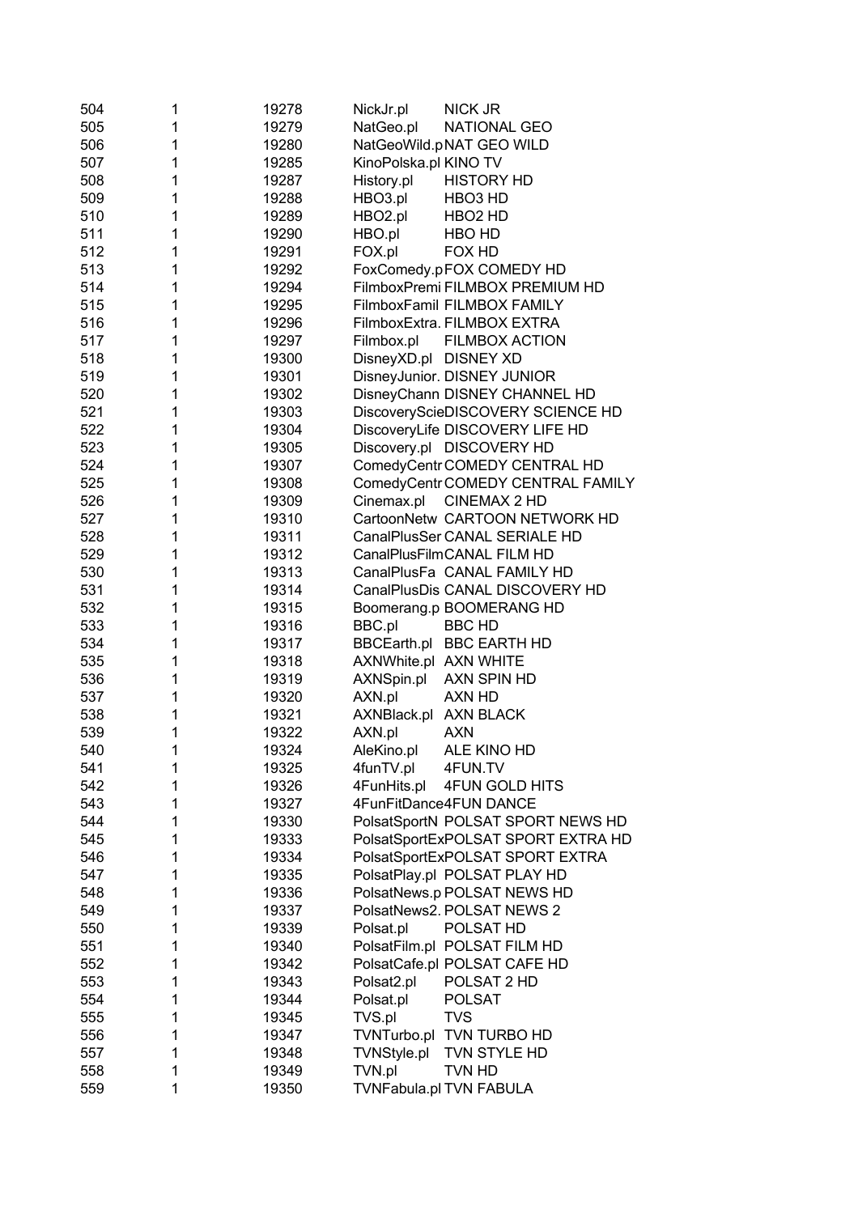| | | | | |
|---|---|---|---|---|
| 504 | 1 | 19278 | NickJr.pl | NICK JR |
| 505 | 1 | 19279 | NatGeo.pl | NATIONAL GEO |
| 506 | 1 | 19280 | NatGeoWild.p | NAT GEO WILD |
| 507 | 1 | 19285 | KinoPolska.pl | KINO TV |
| 508 | 1 | 19287 | History.pl | HISTORY HD |
| 509 | 1 | 19288 | HBO3.pl | HBO3 HD |
| 510 | 1 | 19289 | HBO2.pl | HBO2 HD |
| 511 | 1 | 19290 | HBO.pl | HBO HD |
| 512 | 1 | 19291 | FOX.pl | FOX HD |
| 513 | 1 | 19292 | FoxComedy.p | FOX COMEDY HD |
| 514 | 1 | 19294 | FilmboxPremi | FILMBOX PREMIUM HD |
| 515 | 1 | 19295 | FilmboxFamil | FILMBOX FAMILY |
| 516 | 1 | 19296 | FilmboxExtra. | FILMBOX EXTRA |
| 517 | 1 | 19297 | Filmbox.pl | FILMBOX ACTION |
| 518 | 1 | 19300 | DisneyXD.pl | DISNEY XD |
| 519 | 1 | 19301 | DisneyJunior. | DISNEY JUNIOR |
| 520 | 1 | 19302 | DisneyChann | DISNEY CHANNEL HD |
| 521 | 1 | 19303 | DiscoveryScie | DISCOVERY SCIENCE HD |
| 522 | 1 | 19304 | DiscoveryLife | DISCOVERY LIFE HD |
| 523 | 1 | 19305 | Discovery.pl | DISCOVERY HD |
| 524 | 1 | 19307 | ComedyCentr | COMEDY CENTRAL HD |
| 525 | 1 | 19308 | ComedyCentr | COMEDY CENTRAL FAMILY |
| 526 | 1 | 19309 | Cinemax.pl | CINEMAX 2 HD |
| 527 | 1 | 19310 | CartoonNetw | CARTOON NETWORK HD |
| 528 | 1 | 19311 | CanalPlusSer | CANAL SERIALE HD |
| 529 | 1 | 19312 | CanalPlusFilm | CANAL FILM HD |
| 530 | 1 | 19313 | CanalPlusFa | CANAL FAMILY HD |
| 531 | 1 | 19314 | CanalPlusDis | CANAL DISCOVERY HD |
| 532 | 1 | 19315 | Boomerang.p | BOOMERANG HD |
| 533 | 1 | 19316 | BBC.pl | BBC HD |
| 534 | 1 | 19317 | BBCEarth.pl | BBC EARTH HD |
| 535 | 1 | 19318 | AXNWhite.pl | AXN WHITE |
| 536 | 1 | 19319 | AXNSpin.pl | AXN SPIN HD |
| 537 | 1 | 19320 | AXN.pl | AXN HD |
| 538 | 1 | 19321 | AXNBlack.pl | AXN BLACK |
| 539 | 1 | 19322 | AXN.pl | AXN |
| 540 | 1 | 19324 | AleKino.pl | ALE KINO HD |
| 541 | 1 | 19325 | 4funTV.pl | 4FUN.TV |
| 542 | 1 | 19326 | 4FunHits.pl | 4FUN GOLD HITS |
| 543 | 1 | 19327 | 4FunFitDance | 4FUN DANCE |
| 544 | 1 | 19330 | PolsatSportN | POLSAT SPORT NEWS HD |
| 545 | 1 | 19333 | PolsatSportEx | POLSAT SPORT EXTRA HD |
| 546 | 1 | 19334 | PolsatSportEx | POLSAT SPORT EXTRA |
| 547 | 1 | 19335 | PolsatPlay.pl | POLSAT PLAY HD |
| 548 | 1 | 19336 | PolsatNews.p | POLSAT NEWS HD |
| 549 | 1 | 19337 | PolsatNews2. | POLSAT NEWS 2 |
| 550 | 1 | 19339 | Polsat.pl | POLSAT HD |
| 551 | 1 | 19340 | PolsatFilm.pl | POLSAT FILM HD |
| 552 | 1 | 19342 | PolsatCafe.pl | POLSAT CAFE HD |
| 553 | 1 | 19343 | Polsat2.pl | POLSAT 2 HD |
| 554 | 1 | 19344 | Polsat.pl | POLSAT |
| 555 | 1 | 19345 | TVS.pl | TVS |
| 556 | 1 | 19347 | TVNTurbo.pl | TVN TURBO HD |
| 557 | 1 | 19348 | TVNStyle.pl | TVN STYLE HD |
| 558 | 1 | 19349 | TVN.pl | TVN HD |
| 559 | 1 | 19350 | TVNFabula.pl | TVN FABULA |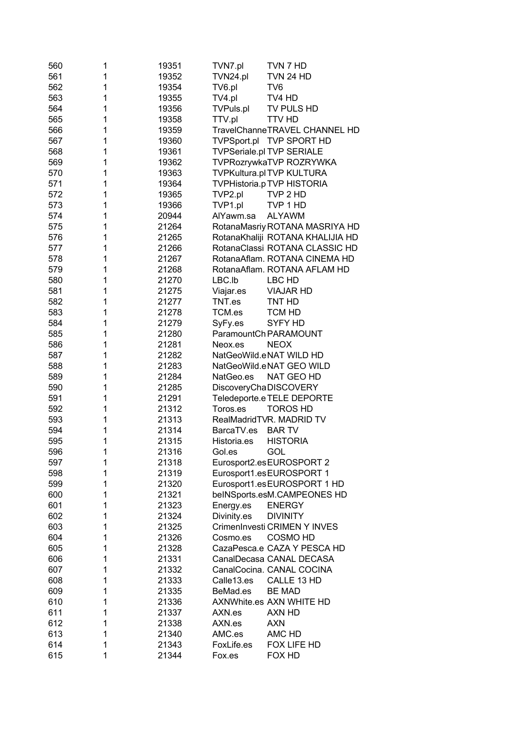| | | | | |
|---|---|---|---|---|
| 560 | 1 | 19351 | TVN7.pl | TVN 7 HD |
| 561 | 1 | 19352 | TVN24.pl | TVN 24 HD |
| 562 | 1 | 19354 | TV6.pl | TV6 |
| 563 | 1 | 19355 | TV4.pl | TV4 HD |
| 564 | 1 | 19356 | TVPuls.pl | TV PULS HD |
| 565 | 1 | 19358 | TTV.pl | TTV HD |
| 566 | 1 | 19359 | TravelChanne | TRAVEL CHANNEL HD |
| 567 | 1 | 19360 | TVPSport.pl | TVP SPORT HD |
| 568 | 1 | 19361 | TVPSeriale.pl | TVP SERIALE |
| 569 | 1 | 19362 | TVPRozrywka | TVP ROZRYWKA |
| 570 | 1 | 19363 | TVPKultura.pl | TVP KULTURA |
| 571 | 1 | 19364 | TVPHistoria.p | TVP HISTORIA |
| 572 | 1 | 19365 | TVP2.pl | TVP 2 HD |
| 573 | 1 | 19366 | TVP1.pl | TVP 1 HD |
| 574 | 1 | 20944 | AlYawm.sa | ALYAWM |
| 575 | 1 | 21264 | RotanaMasriy | ROTANA MASRIYA HD |
| 576 | 1 | 21265 | RotanaKhaliji | ROTANA KHALIJIA HD |
| 577 | 1 | 21266 | RotanaClassi | ROTANA CLASSIC HD |
| 578 | 1 | 21267 | RotanaAflam. | ROTANA CINEMA HD |
| 579 | 1 | 21268 | RotanaAflam. | ROTANA AFLAM HD |
| 580 | 1 | 21270 | LBC.lb | LBC HD |
| 581 | 1 | 21275 | Viajar.es | VIAJAR HD |
| 582 | 1 | 21277 | TNT.es | TNT HD |
| 583 | 1 | 21278 | TCM.es | TCM HD |
| 584 | 1 | 21279 | SyFy.es | SYFY HD |
| 585 | 1 | 21280 | ParamountCh | PARAMOUNT |
| 586 | 1 | 21281 | Neox.es | NEOX |
| 587 | 1 | 21282 | NatGeoWild.e | NAT WILD HD |
| 588 | 1 | 21283 | NatGeoWild.e | NAT GEO WILD |
| 589 | 1 | 21284 | NatGeo.es | NAT GEO HD |
| 590 | 1 | 21285 | DiscoveryCha | DISCOVERY |
| 591 | 1 | 21291 | Teledeporte.e | TELE DEPORTE |
| 592 | 1 | 21312 | Toros.es | TOROS HD |
| 593 | 1 | 21313 | RealMadridTV | R. MADRID TV |
| 594 | 1 | 21314 | BarcaTV.es | BAR TV |
| 595 | 1 | 21315 | Historia.es | HISTORIA |
| 596 | 1 | 21316 | Gol.es | GOL |
| 597 | 1 | 21318 | Eurosport2.es | EUROSPORT 2 |
| 598 | 1 | 21319 | Eurosport1.es | EUROSPORT 1 |
| 599 | 1 | 21320 | Eurosport1.es | EUROSPORT 1 HD |
| 600 | 1 | 21321 | beINSports.es | M.CAMPEONES HD |
| 601 | 1 | 21323 | Energy.es | ENERGY |
| 602 | 1 | 21324 | Divinity.es | DIVINITY |
| 603 | 1 | 21325 | CrimenInvesti | CRIMEN Y INVES |
| 604 | 1 | 21326 | Cosmo.es | COSMO HD |
| 605 | 1 | 21328 | CazaPesca.e | CAZA Y PESCA HD |
| 606 | 1 | 21331 | CanalDecasa | CANAL DECASA |
| 607 | 1 | 21332 | CanalCocina. | CANAL COCINA |
| 608 | 1 | 21333 | Calle13.es | CALLE 13 HD |
| 609 | 1 | 21335 | BeMad.es | BE MAD |
| 610 | 1 | 21336 | AXNWhite.es | AXN WHITE HD |
| 611 | 1 | 21337 | AXN.es | AXN HD |
| 612 | 1 | 21338 | AXN.es | AXN |
| 613 | 1 | 21340 | AMC.es | AMC HD |
| 614 | 1 | 21343 | FoxLife.es | FOX LIFE HD |
| 615 | 1 | 21344 | Fox.es | FOX HD |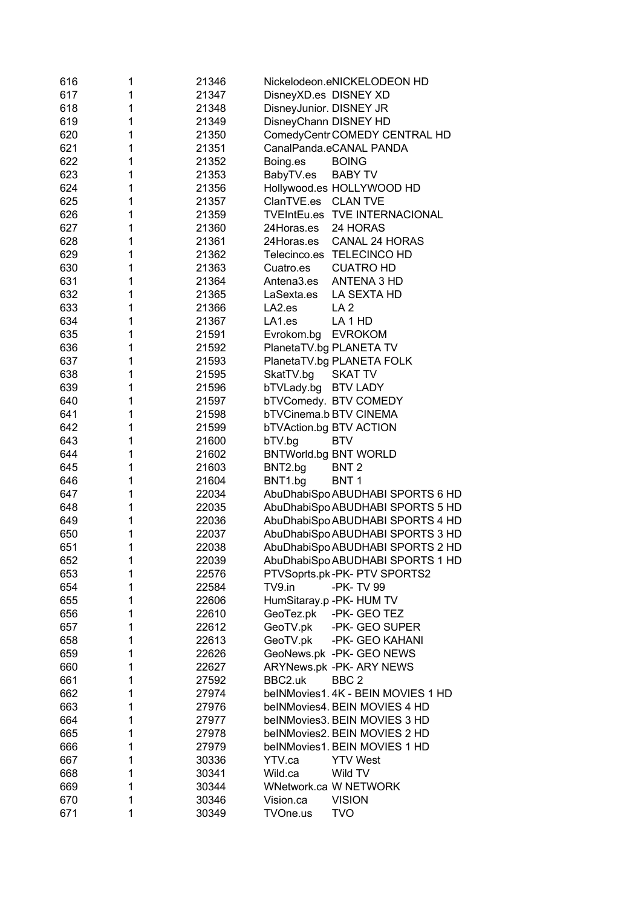| | | | | |
|---|---|---|---|---|
| 616 | 1 | 21346 | Nickelodeon.e | NICKELODEON HD |
| 617 | 1 | 21347 | DisneyXD.es | DISNEY XD |
| 618 | 1 | 21348 | DisneyJunior. | DISNEY JR |
| 619 | 1 | 21349 | DisneyChann | DISNEY HD |
| 620 | 1 | 21350 | ComedyCentr | COMEDY CENTRAL HD |
| 621 | 1 | 21351 | CanalPanda.e | CANAL PANDA |
| 622 | 1 | 21352 | Boing.es | BOING |
| 623 | 1 | 21353 | BabyTV.es | BABY TV |
| 624 | 1 | 21356 | Hollywood.es | HOLLYWOOD HD |
| 625 | 1 | 21357 | ClanTVE.es | CLAN TVE |
| 626 | 1 | 21359 | TVEIntEu.es | TVE INTERNACIONAL |
| 627 | 1 | 21360 | 24Horas.es | 24 HORAS |
| 628 | 1 | 21361 | 24Horas.es | CANAL 24 HORAS |
| 629 | 1 | 21362 | Telecinco.es | TELECINCO HD |
| 630 | 1 | 21363 | Cuatro.es | CUATRO HD |
| 631 | 1 | 21364 | Antena3.es | ANTENA 3 HD |
| 632 | 1 | 21365 | LaSexta.es | LA SEXTA HD |
| 633 | 1 | 21366 | LA2.es | LA 2 |
| 634 | 1 | 21367 | LA1.es | LA 1 HD |
| 635 | 1 | 21591 | Evrokom.bg | EVROKOM |
| 636 | 1 | 21592 | PlanetaTV.bg | PLANETA TV |
| 637 | 1 | 21593 | PlanetaTV.bg | PLANETA FOLK |
| 638 | 1 | 21595 | SkatTV.bg | SKAT TV |
| 639 | 1 | 21596 | bTVLady.bg | BTV LADY |
| 640 | 1 | 21597 | bTVComedy. | BTV COMEDY |
| 641 | 1 | 21598 | bTVCinema.b | BTV CINEMA |
| 642 | 1 | 21599 | bTVAction.bg | BTV ACTION |
| 643 | 1 | 21600 | bTV.bg | BTV |
| 644 | 1 | 21602 | BNTWorld.bg | BNT WORLD |
| 645 | 1 | 21603 | BNT2.bg | BNT 2 |
| 646 | 1 | 21604 | BNT1.bg | BNT 1 |
| 647 | 1 | 22034 | AbuDhabiSpo | ABUDHABI SPORTS 6 HD |
| 648 | 1 | 22035 | AbuDhabiSpo | ABUDHABI SPORTS 5 HD |
| 649 | 1 | 22036 | AbuDhabiSpo | ABUDHABI SPORTS 4 HD |
| 650 | 1 | 22037 | AbuDhabiSpo | ABUDHABI SPORTS 3 HD |
| 651 | 1 | 22038 | AbuDhabiSpo | ABUDHABI SPORTS 2 HD |
| 652 | 1 | 22039 | AbuDhabiSpo | ABUDHABI SPORTS 1 HD |
| 653 | 1 | 22576 | PTVSoprts.pk | -PK- PTV SPORTS2 |
| 654 | 1 | 22584 | TV9.in | -PK- TV 99 |
| 655 | 1 | 22606 | HumSitaray.p | -PK- HUM TV |
| 656 | 1 | 22610 | GeoTez.pk | -PK- GEO TEZ |
| 657 | 1 | 22612 | GeoTV.pk | -PK- GEO SUPER |
| 658 | 1 | 22613 | GeoTV.pk | -PK- GEO KAHANI |
| 659 | 1 | 22626 | GeoNews.pk | -PK- GEO NEWS |
| 660 | 1 | 22627 | ARYNews.pk | -PK- ARY NEWS |
| 661 | 1 | 27592 | BBC2.uk | BBC 2 |
| 662 | 1 | 27974 | beINMovies1. | 4K - BEIN MOVIES 1 HD |
| 663 | 1 | 27976 | beINMovies4. | BEIN MOVIES 4 HD |
| 664 | 1 | 27977 | beINMovies3. | BEIN MOVIES 3 HD |
| 665 | 1 | 27978 | beINMovies2. | BEIN MOVIES 2 HD |
| 666 | 1 | 27979 | beINMovies1. | BEIN MOVIES 1 HD |
| 667 | 1 | 30336 | YTV.ca | YTV West |
| 668 | 1 | 30341 | Wild.ca | Wild TV |
| 669 | 1 | 30344 | WNetwork.ca | W NETWORK |
| 670 | 1 | 30346 | Vision.ca | VISION |
| 671 | 1 | 30349 | TVOne.us | TVO |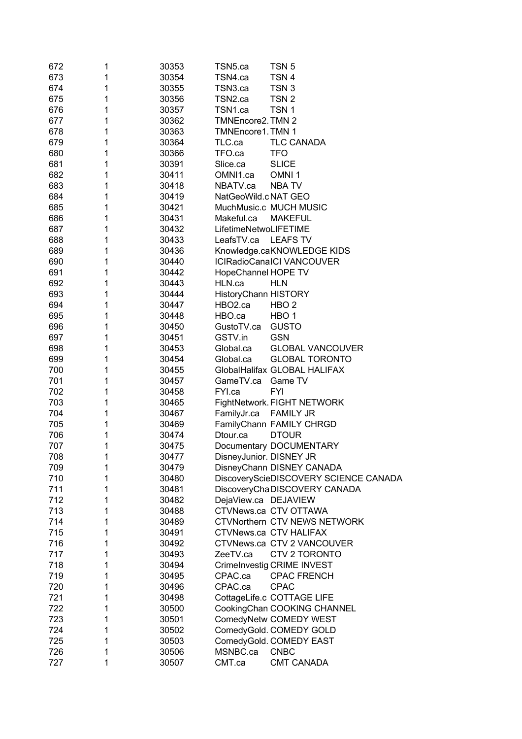| | | | | |
|---|---|---|---|---|
| 672 | 1 | 30353 | TSN5.ca | TSN 5 |
| 673 | 1 | 30354 | TSN4.ca | TSN 4 |
| 674 | 1 | 30355 | TSN3.ca | TSN 3 |
| 675 | 1 | 30356 | TSN2.ca | TSN 2 |
| 676 | 1 | 30357 | TSN1.ca | TSN 1 |
| 677 | 1 | 30362 | TMNEncore2. | TMN 2 |
| 678 | 1 | 30363 | TMNEncore1. | TMN 1 |
| 679 | 1 | 30364 | TLC.ca | TLC CANADA |
| 680 | 1 | 30366 | TFO.ca | TFO |
| 681 | 1 | 30391 | Slice.ca | SLICE |
| 682 | 1 | 30411 | OMNI1.ca | OMNI 1 |
| 683 | 1 | 30418 | NBATV.ca | NBA TV |
| 684 | 1 | 30419 | NatGeoWild.c | NAT GEO |
| 685 | 1 | 30421 | MuchMusic.c | MUCH MUSIC |
| 686 | 1 | 30431 | Makeful.ca | MAKEFUL |
| 687 | 1 | 30432 | LifetimeNetwo | LIFETIME |
| 688 | 1 | 30433 | LeafsTV.ca | LEAFS TV |
| 689 | 1 | 30436 | Knowledge.ca | KNOWLEDGE KIDS |
| 690 | 1 | 30440 | ICIRadioCana | ICI VANCOUVER |
| 691 | 1 | 30442 | HopeChannel | HOPE TV |
| 692 | 1 | 30443 | HLN.ca | HLN |
| 693 | 1 | 30444 | HistoryChann | HISTORY |
| 694 | 1 | 30447 | HBO2.ca | HBO 2 |
| 695 | 1 | 30448 | HBO.ca | HBO 1 |
| 696 | 1 | 30450 | GustoTV.ca | GUSTO |
| 697 | 1 | 30451 | GSTV.in | GSN |
| 698 | 1 | 30453 | Global.ca | GLOBAL VANCOUVER |
| 699 | 1 | 30454 | Global.ca | GLOBAL TORONTO |
| 700 | 1 | 30455 | GlobalHalifax | GLOBAL HALIFAX |
| 701 | 1 | 30457 | GameTV.ca | Game TV |
| 702 | 1 | 30458 | FYI.ca | FYI |
| 703 | 1 | 30465 | FightNetwork. | FIGHT NETWORK |
| 704 | 1 | 30467 | FamilyJr.ca | FAMILY JR |
| 705 | 1 | 30469 | FamilyChann | FAMILY CHRGD |
| 706 | 1 | 30474 | Dtour.ca | DTOUR |
| 707 | 1 | 30475 | Documentary | DOCUMENTARY |
| 708 | 1 | 30477 | DisneyJunior. | DISNEY JR |
| 709 | 1 | 30479 | DisneyChann | DISNEY CANADA |
| 710 | 1 | 30480 | DiscoveryScie | DISCOVERY SCIENCE CANADA |
| 711 | 1 | 30481 | DiscoveryCha | DISCOVERY CANADA |
| 712 | 1 | 30482 | DejaView.ca | DEJAVIEW |
| 713 | 1 | 30488 | CTVNews.ca | CTV OTTAWA |
| 714 | 1 | 30489 | CTVNorthern | CTV NEWS NETWORK |
| 715 | 1 | 30491 | CTVNews.ca | CTV HALIFAX |
| 716 | 1 | 30492 | CTVNews.ca | CTV 2 VANCOUVER |
| 717 | 1 | 30493 | ZeeTV.ca | CTV 2 TORONTO |
| 718 | 1 | 30494 | CrimeInvestig | CRIME INVEST |
| 719 | 1 | 30495 | CPAC.ca | CPAC FRENCH |
| 720 | 1 | 30496 | CPAC.ca | CPAC |
| 721 | 1 | 30498 | CottageLife.c | COTTAGE LIFE |
| 722 | 1 | 30500 | CookingChan | COOKING CHANNEL |
| 723 | 1 | 30501 | ComedyNetw | COMEDY WEST |
| 724 | 1 | 30502 | ComedyGold. | COMEDY GOLD |
| 725 | 1 | 30503 | ComedyGold. | COMEDY EAST |
| 726 | 1 | 30506 | MSNBC.ca | CNBC |
| 727 | 1 | 30507 | CMT.ca | CMT CANADA |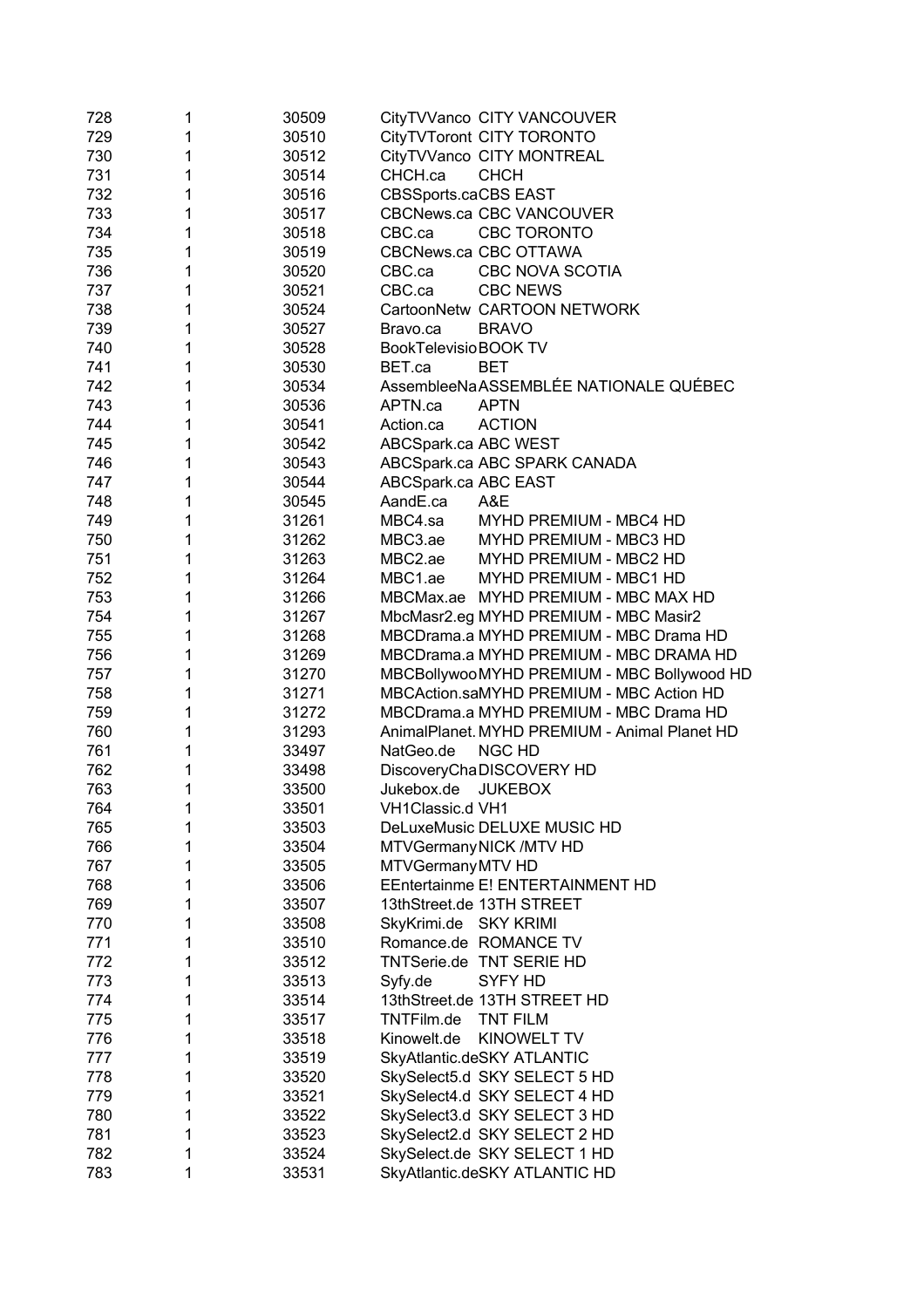| | | | | |
|---|---|---|---|---|
| 728 | 1 | 30509 | CityTVVanco | CITY VANCOUVER |
| 729 | 1 | 30510 | CityTVToront | CITY TORONTO |
| 730 | 1 | 30512 | CityTVVanco | CITY MONTREAL |
| 731 | 1 | 30514 | CHCH.ca | CHCH |
| 732 | 1 | 30516 | CBSSports.ca | CBS EAST |
| 733 | 1 | 30517 | CBCNews.ca | CBC VANCOUVER |
| 734 | 1 | 30518 | CBC.ca | CBC TORONTO |
| 735 | 1 | 30519 | CBCNews.ca | CBC OTTAWA |
| 736 | 1 | 30520 | CBC.ca | CBC NOVA SCOTIA |
| 737 | 1 | 30521 | CBC.ca | CBC NEWS |
| 738 | 1 | 30524 | CartoonNetw | CARTOON NETWORK |
| 739 | 1 | 30527 | Bravo.ca | BRAVO |
| 740 | 1 | 30528 | BookTelevisio | BOOK TV |
| 741 | 1 | 30530 | BET.ca | BET |
| 742 | 1 | 30534 | AssembleeNa | ASSEMBLÉE NATIONALE QUÉBEC |
| 743 | 1 | 30536 | APTN.ca | APTN |
| 744 | 1 | 30541 | Action.ca | ACTION |
| 745 | 1 | 30542 | ABCSpark.ca | ABC WEST |
| 746 | 1 | 30543 | ABCSpark.ca | ABC SPARK CANADA |
| 747 | 1 | 30544 | ABCSpark.ca | ABC EAST |
| 748 | 1 | 30545 | AandE.ca | A&E |
| 749 | 1 | 31261 | MBC4.sa | MYHD PREMIUM - MBC4 HD |
| 750 | 1 | 31262 | MBC3.ae | MYHD PREMIUM - MBC3 HD |
| 751 | 1 | 31263 | MBC2.ae | MYHD PREMIUM - MBC2 HD |
| 752 | 1 | 31264 | MBC1.ae | MYHD PREMIUM - MBC1 HD |
| 753 | 1 | 31266 | MBCMax.ae | MYHD PREMIUM - MBC MAX HD |
| 754 | 1 | 31267 | MbcMasr2.eg | MYHD PREMIUM - MBC Masir2 |
| 755 | 1 | 31268 | MBCDrama.a | MYHD PREMIUM - MBC Drama HD |
| 756 | 1 | 31269 | MBCDrama.a | MYHD PREMIUM - MBC DRAMA HD |
| 757 | 1 | 31270 | MBCBollywoo | MYHD PREMIUM - MBC Bollywood HD |
| 758 | 1 | 31271 | MBCAction.sa | MYHD PREMIUM - MBC Action HD |
| 759 | 1 | 31272 | MBCDrama.a | MYHD PREMIUM - MBC Drama HD |
| 760 | 1 | 31293 | AnimalPlanet. | MYHD PREMIUM - Animal Planet HD |
| 761 | 1 | 33497 | NatGeo.de | NGC HD |
| 762 | 1 | 33498 | DiscoveryCha | DISCOVERY HD |
| 763 | 1 | 33500 | Jukebox.de | JUKEBOX |
| 764 | 1 | 33501 | VH1Classic.d | VH1 |
| 765 | 1 | 33503 | DeLuxeMusic | DELUXE MUSIC HD |
| 766 | 1 | 33504 | MTVGermany | NICK /MTV HD |
| 767 | 1 | 33505 | MTVGermany | MTV HD |
| 768 | 1 | 33506 | EEntertainme | E! ENTERTAINMENT HD |
| 769 | 1 | 33507 | 13thStreet.de | 13TH STREET |
| 770 | 1 | 33508 | SkyKrimi.de | SKY KRIMI |
| 771 | 1 | 33510 | Romance.de | ROMANCE TV |
| 772 | 1 | 33512 | TNTSerie.de | TNT SERIE HD |
| 773 | 1 | 33513 | Syfy.de | SYFY HD |
| 774 | 1 | 33514 | 13thStreet.de | 13TH STREET HD |
| 775 | 1 | 33517 | TNTFilm.de | TNT FILM |
| 776 | 1 | 33518 | Kinowelt.de | KINOWELT TV |
| 777 | 1 | 33519 | SkyAtlantic.de | SKY ATLANTIC |
| 778 | 1 | 33520 | SkySelect5.d | SKY SELECT 5 HD |
| 779 | 1 | 33521 | SkySelect4.d | SKY SELECT 4 HD |
| 780 | 1 | 33522 | SkySelect3.d | SKY SELECT 3 HD |
| 781 | 1 | 33523 | SkySelect2.d | SKY SELECT 2 HD |
| 782 | 1 | 33524 | SkySelect.de | SKY SELECT 1 HD |
| 783 | 1 | 33531 | SkyAtlantic.de | SKY ATLANTIC HD |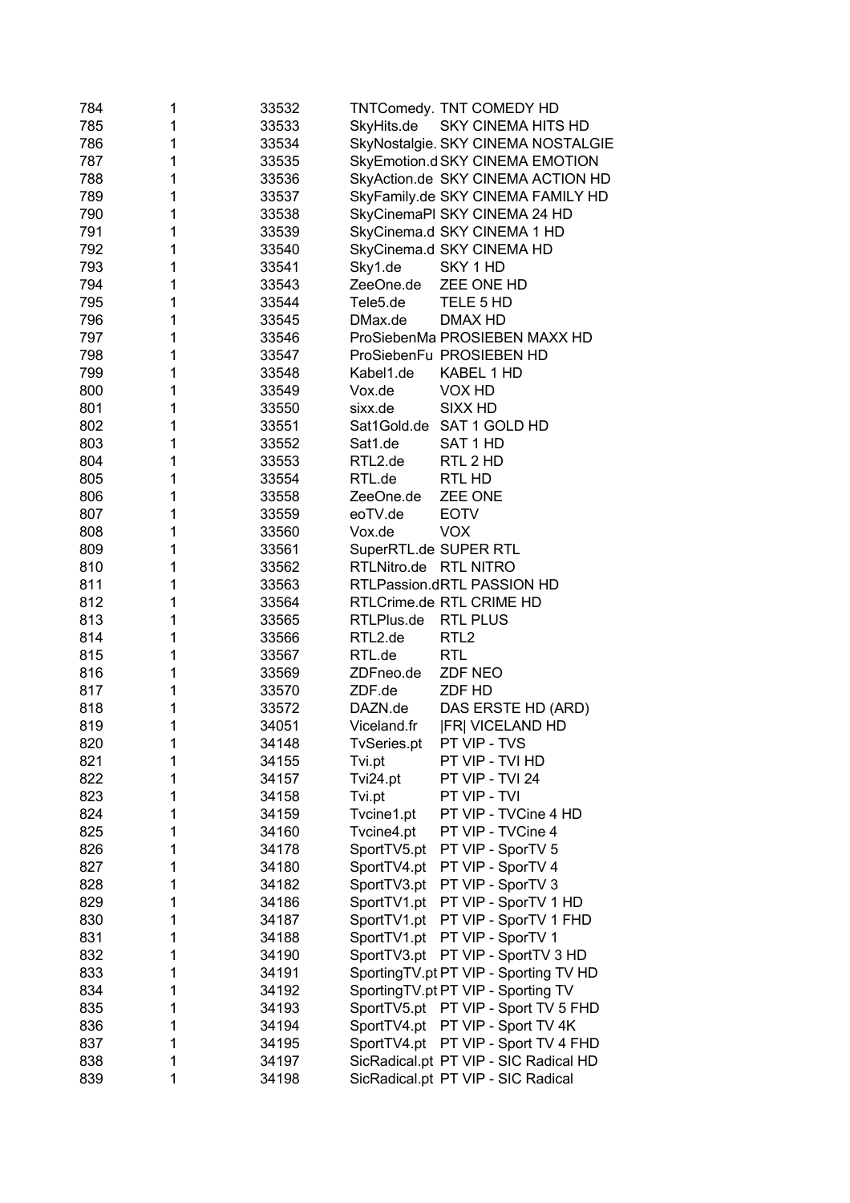| | | | | |
|---|---|---|---|---|
| 784 | 1 | 33532 | TNTComedy. | TNT COMEDY HD |
| 785 | 1 | 33533 | SkyHits.de | SKY CINEMA HITS HD |
| 786 | 1 | 33534 | SkyNostalgie. | SKY CINEMA NOSTALGIE |
| 787 | 1 | 33535 | SkyEmotion.d | SKY CINEMA EMOTION |
| 788 | 1 | 33536 | SkyAction.de | SKY CINEMA ACTION HD |
| 789 | 1 | 33537 | SkyFamily.de | SKY CINEMA FAMILY HD |
| 790 | 1 | 33538 | SkyCinemaPl | SKY CINEMA 24 HD |
| 791 | 1 | 33539 | SkyCinema.d | SKY CINEMA 1 HD |
| 792 | 1 | 33540 | SkyCinema.d | SKY CINEMA HD |
| 793 | 1 | 33541 | Sky1.de | SKY 1 HD |
| 794 | 1 | 33543 | ZeeOne.de | ZEE ONE HD |
| 795 | 1 | 33544 | Tele5.de | TELE 5 HD |
| 796 | 1 | 33545 | DMax.de | DMAX HD |
| 797 | 1 | 33546 | ProSiebenMa | PROSIEBEN MAXX HD |
| 798 | 1 | 33547 | ProSiebenFu | PROSIEBEN HD |
| 799 | 1 | 33548 | Kabel1.de | KABEL 1 HD |
| 800 | 1 | 33549 | Vox.de | VOX HD |
| 801 | 1 | 33550 | sixx.de | SIXX HD |
| 802 | 1 | 33551 | Sat1Gold.de | SAT 1 GOLD HD |
| 803 | 1 | 33552 | Sat1.de | SAT 1 HD |
| 804 | 1 | 33553 | RTL2.de | RTL 2 HD |
| 805 | 1 | 33554 | RTL.de | RTL HD |
| 806 | 1 | 33558 | ZeeOne.de | ZEE ONE |
| 807 | 1 | 33559 | eoTV.de | EOTV |
| 808 | 1 | 33560 | Vox.de | VOX |
| 809 | 1 | 33561 | SuperRTL.de | SUPER RTL |
| 810 | 1 | 33562 | RTLNitro.de | RTL NITRO |
| 811 | 1 | 33563 | RTLPassion.d | RTL PASSION HD |
| 812 | 1 | 33564 | RTLCrime.de | RTL CRIME HD |
| 813 | 1 | 33565 | RTLPlus.de | RTL PLUS |
| 814 | 1 | 33566 | RTL2.de | RTL2 |
| 815 | 1 | 33567 | RTL.de | RTL |
| 816 | 1 | 33569 | ZDFneo.de | ZDF NEO |
| 817 | 1 | 33570 | ZDF.de | ZDF HD |
| 818 | 1 | 33572 | DAZN.de | DAS ERSTE HD (ARD) |
| 819 | 1 | 34051 | Viceland.fr | \|FR\| VICELAND HD |
| 820 | 1 | 34148 | TvSeries.pt | PT VIP - TVS |
| 821 | 1 | 34155 | Tvi.pt | PT VIP - TVI HD |
| 822 | 1 | 34157 | Tvi24.pt | PT VIP - TVI 24 |
| 823 | 1 | 34158 | Tvi.pt | PT VIP - TVI |
| 824 | 1 | 34159 | Tvcine1.pt | PT VIP - TVCine 4 HD |
| 825 | 1 | 34160 | Tvcine4.pt | PT VIP - TVCine 4 |
| 826 | 1 | 34178 | SportTV5.pt | PT VIP - SporTV 5 |
| 827 | 1 | 34180 | SportTV4.pt | PT VIP - SporTV 4 |
| 828 | 1 | 34182 | SportTV3.pt | PT VIP - SporTV 3 |
| 829 | 1 | 34186 | SportTV1.pt | PT VIP - SporTV 1 HD |
| 830 | 1 | 34187 | SportTV1.pt | PT VIP - SporTV 1 FHD |
| 831 | 1 | 34188 | SportTV1.pt | PT VIP - SporTV 1 |
| 832 | 1 | 34190 | SportTV3.pt | PT VIP - SportTV 3 HD |
| 833 | 1 | 34191 | SportingTV.pt | PT VIP - Sporting TV HD |
| 834 | 1 | 34192 | SportingTV.pt | PT VIP - Sporting TV |
| 835 | 1 | 34193 | SportTV5.pt | PT VIP - Sport TV 5 FHD |
| 836 | 1 | 34194 | SportTV4.pt | PT VIP - Sport TV 4K |
| 837 | 1 | 34195 | SportTV4.pt | PT VIP - Sport TV 4 FHD |
| 838 | 1 | 34197 | SicRadical.pt | PT VIP - SIC Radical HD |
| 839 | 1 | 34198 | SicRadical.pt | PT VIP - SIC Radical |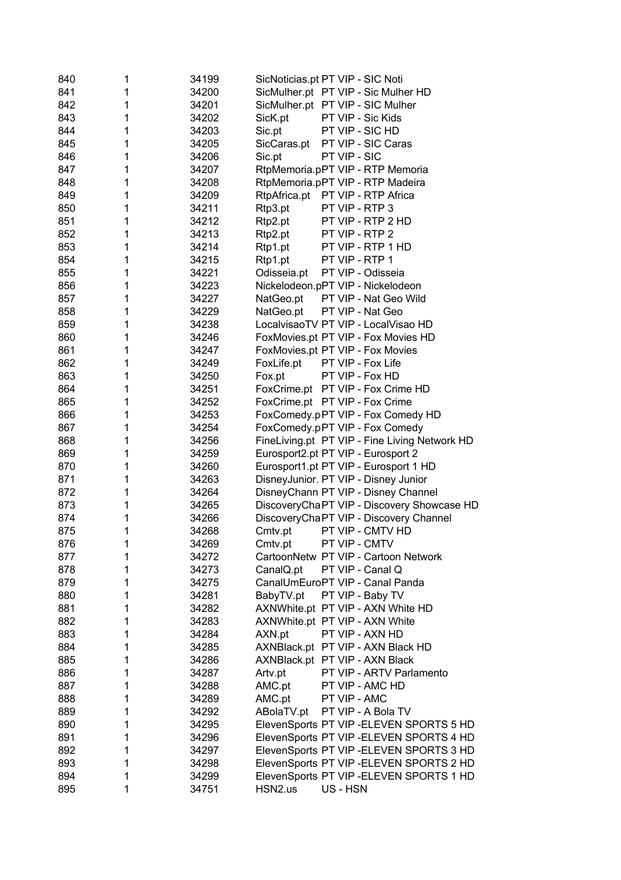| | | | | |
|---|---|---|---|---|
| 840 | 1 | 34199 | SicNoticias.pt | PT VIP - SIC Noti |
| 841 | 1 | 34200 | SicMulher.pt | PT VIP - Sic Mulher HD |
| 842 | 1 | 34201 | SicMulher.pt | PT VIP - SIC Mulher |
| 843 | 1 | 34202 | SicK.pt | PT VIP - Sic Kids |
| 844 | 1 | 34203 | Sic.pt | PT VIP - SIC HD |
| 845 | 1 | 34205 | SicCaras.pt | PT VIP - SIC Caras |
| 846 | 1 | 34206 | Sic.pt | PT VIP - SIC |
| 847 | 1 | 34207 | RtpMemoria.p | PT VIP - RTP Memoria |
| 848 | 1 | 34208 | RtpMemoria.p | PT VIP - RTP Madeira |
| 849 | 1 | 34209 | RtpAfrica.pt | PT VIP - RTP Africa |
| 850 | 1 | 34211 | Rtp3.pt | PT VIP - RTP 3 |
| 851 | 1 | 34212 | Rtp2.pt | PT VIP - RTP 2 HD |
| 852 | 1 | 34213 | Rtp2.pt | PT VIP - RTP 2 |
| 853 | 1 | 34214 | Rtp1.pt | PT VIP - RTP 1 HD |
| 854 | 1 | 34215 | Rtp1.pt | PT VIP - RTP 1 |
| 855 | 1 | 34221 | Odisseia.pt | PT VIP - Odisseia |
| 856 | 1 | 34223 | Nickelodeon.p | PT VIP - Nickelodeon |
| 857 | 1 | 34227 | NatGeo.pt | PT VIP - Nat Geo Wild |
| 858 | 1 | 34229 | NatGeo.pt | PT VIP - Nat Geo |
| 859 | 1 | 34238 | LocalvisaoTV | PT VIP - LocalVisao HD |
| 860 | 1 | 34246 | FoxMovies.pt | PT VIP - Fox Movies HD |
| 861 | 1 | 34247 | FoxMovies.pt | PT VIP - Fox Movies |
| 862 | 1 | 34249 | FoxLife.pt | PT VIP - Fox Life |
| 863 | 1 | 34250 | Fox.pt | PT VIP - Fox HD |
| 864 | 1 | 34251 | FoxCrime.pt | PT VIP - Fox Crime HD |
| 865 | 1 | 34252 | FoxCrime.pt | PT VIP - Fox Crime |
| 866 | 1 | 34253 | FoxComedy.p | PT VIP - Fox Comedy HD |
| 867 | 1 | 34254 | FoxComedy.p | PT VIP - Fox Comedy |
| 868 | 1 | 34256 | FineLiving.pt | PT VIP - Fine Living Network HD |
| 869 | 1 | 34259 | Eurosport2.pt | PT VIP - Eurosport 2 |
| 870 | 1 | 34260 | Eurosport1.pt | PT VIP - Eurosport 1 HD |
| 871 | 1 | 34263 | DisneyJunior. | PT VIP - Disney Junior |
| 872 | 1 | 34264 | DisneyChann | PT VIP - Disney Channel |
| 873 | 1 | 34265 | DiscoveryCha | PT VIP - Discovery Showcase HD |
| 874 | 1 | 34266 | DiscoveryCha | PT VIP - Discovery Channel |
| 875 | 1 | 34268 | Cmtv.pt | PT VIP - CMTV HD |
| 876 | 1 | 34269 | Cmtv.pt | PT VIP - CMTV |
| 877 | 1 | 34272 | CartoonNetw | PT VIP - Cartoon Network |
| 878 | 1 | 34273 | CanalQ.pt | PT VIP - Canal Q |
| 879 | 1 | 34275 | CanalUmEuro | PT VIP - Canal Panda |
| 880 | 1 | 34281 | BabyTV.pt | PT VIP - Baby TV |
| 881 | 1 | 34282 | AXNWhite.pt | PT VIP - AXN White HD |
| 882 | 1 | 34283 | AXNWhite.pt | PT VIP - AXN White |
| 883 | 1 | 34284 | AXN.pt | PT VIP - AXN HD |
| 884 | 1 | 34285 | AXNBlack.pt | PT VIP - AXN Black HD |
| 885 | 1 | 34286 | AXNBlack.pt | PT VIP - AXN Black |
| 886 | 1 | 34287 | Artv.pt | PT VIP - ARTV Parlamento |
| 887 | 1 | 34288 | AMC.pt | PT VIP - AMC HD |
| 888 | 1 | 34289 | AMC.pt | PT VIP - AMC |
| 889 | 1 | 34292 | ABolaTV.pt | PT VIP - A Bola TV |
| 890 | 1 | 34295 | ElevenSports | PT VIP -ELEVEN SPORTS 5 HD |
| 891 | 1 | 34296 | ElevenSports | PT VIP -ELEVEN SPORTS 4 HD |
| 892 | 1 | 34297 | ElevenSports | PT VIP -ELEVEN SPORTS 3 HD |
| 893 | 1 | 34298 | ElevenSports | PT VIP -ELEVEN SPORTS 2 HD |
| 894 | 1 | 34299 | ElevenSports | PT VIP -ELEVEN SPORTS 1 HD |
| 895 | 1 | 34751 | HSN2.us | US - HSN |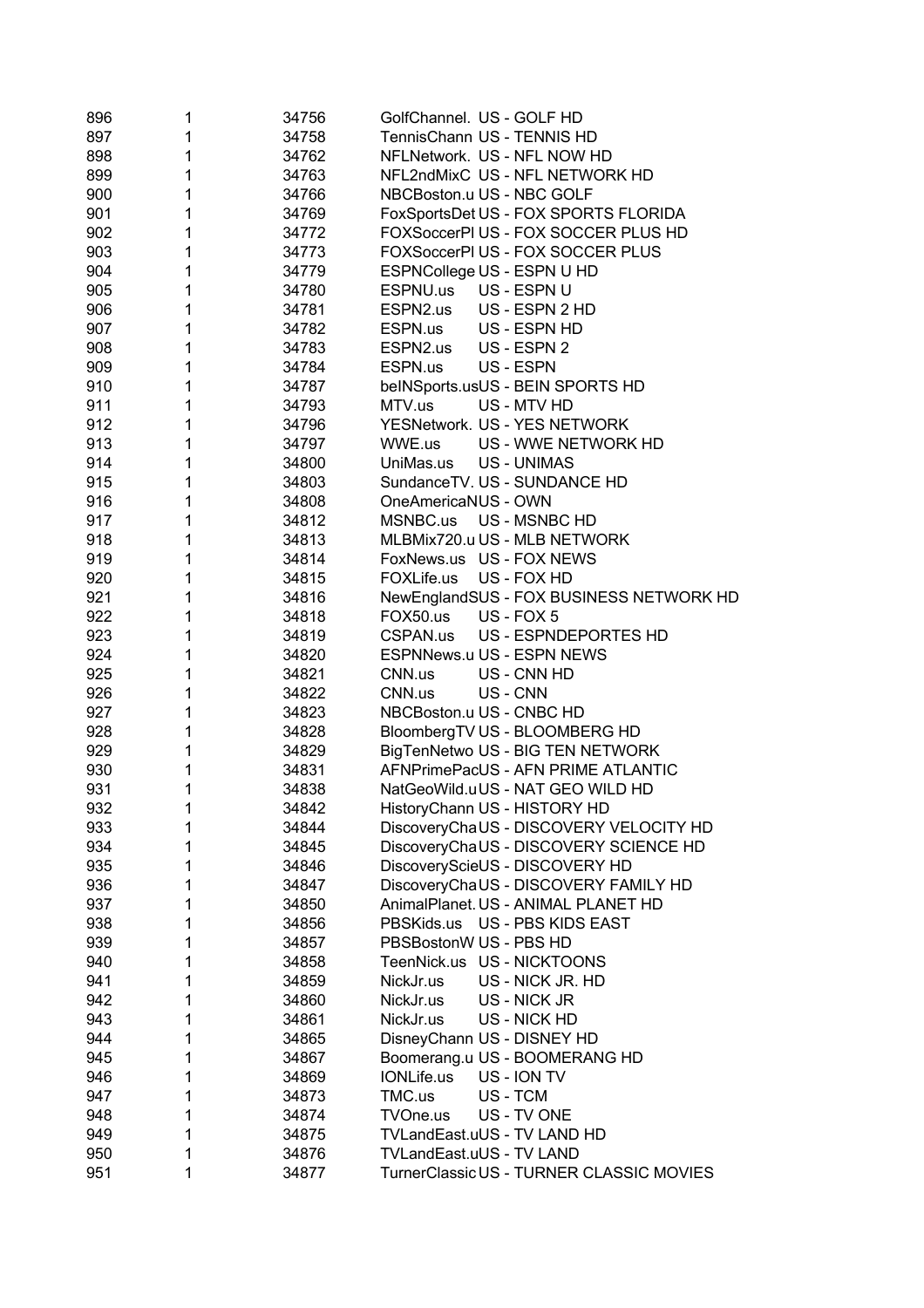| | | | | |
|---|---|---|---|---|
| 896 | 1 | 34756 | GolfChannel. | US - GOLF HD |
| 897 | 1 | 34758 | TennisChann | US - TENNIS HD |
| 898 | 1 | 34762 | NFLNetwork. | US - NFL NOW HD |
| 899 | 1 | 34763 | NFL2ndMixC | US - NFL NETWORK HD |
| 900 | 1 | 34766 | NBCBoston.u | US - NBC GOLF |
| 901 | 1 | 34769 | FoxSportsDet | US - FOX SPORTS FLORIDA |
| 902 | 1 | 34772 | FOXSoccerPl | US - FOX SOCCER PLUS HD |
| 903 | 1 | 34773 | FOXSoccerPl | US - FOX SOCCER PLUS |
| 904 | 1 | 34779 | ESPNCollege | US - ESPN U HD |
| 905 | 1 | 34780 | ESPNU.us | US - ESPN U |
| 906 | 1 | 34781 | ESPN2.us | US - ESPN 2 HD |
| 907 | 1 | 34782 | ESPN.us | US - ESPN HD |
| 908 | 1 | 34783 | ESPN2.us | US - ESPN 2 |
| 909 | 1 | 34784 | ESPN.us | US - ESPN |
| 910 | 1 | 34787 | beINSports.us | US - BEIN SPORTS HD |
| 911 | 1 | 34793 | MTV.us | US - MTV HD |
| 912 | 1 | 34796 | YESNetwork. | US - YES NETWORK |
| 913 | 1 | 34797 | WWE.us | US - WWE NETWORK HD |
| 914 | 1 | 34800 | UniMas.us | US - UNIMAS |
| 915 | 1 | 34803 | SundanceTV. | US - SUNDANCE HD |
| 916 | 1 | 34808 | OneAmericaN | US - OWN |
| 917 | 1 | 34812 | MSNBC.us | US - MSNBC HD |
| 918 | 1 | 34813 | MLBMix720.u | US - MLB NETWORK |
| 919 | 1 | 34814 | FoxNews.us | US - FOX NEWS |
| 920 | 1 | 34815 | FOXLife.us | US - FOX HD |
| 921 | 1 | 34816 | NewEnglandS | US - FOX BUSINESS NETWORK HD |
| 922 | 1 | 34818 | FOX50.us | US - FOX 5 |
| 923 | 1 | 34819 | CSPAN.us | US - ESPNDEPORTES HD |
| 924 | 1 | 34820 | ESPNNews.u | US - ESPN NEWS |
| 925 | 1 | 34821 | CNN.us | US - CNN HD |
| 926 | 1 | 34822 | CNN.us | US - CNN |
| 927 | 1 | 34823 | NBCBoston.u | US - CNBC HD |
| 928 | 1 | 34828 | BloombergTV | US - BLOOMBERG HD |
| 929 | 1 | 34829 | BigTenNetwo | US - BIG TEN NETWORK |
| 930 | 1 | 34831 | AFNPrimePac | US - AFN PRIME ATLANTIC |
| 931 | 1 | 34838 | NatGeoWild.u | US - NAT GEO WILD HD |
| 932 | 1 | 34842 | HistoryChann | US - HISTORY HD |
| 933 | 1 | 34844 | DiscoveryCha | US - DISCOVERY VELOCITY HD |
| 934 | 1 | 34845 | DiscoveryCha | US - DISCOVERY SCIENCE HD |
| 935 | 1 | 34846 | DiscoveryScie | US - DISCOVERY HD |
| 936 | 1 | 34847 | DiscoveryCha | US - DISCOVERY FAMILY HD |
| 937 | 1 | 34850 | AnimalPlanet. | US - ANIMAL PLANET HD |
| 938 | 1 | 34856 | PBSKids.us | US - PBS KIDS EAST |
| 939 | 1 | 34857 | PBSBostonW | US - PBS HD |
| 940 | 1 | 34858 | TeenNick.us | US - NICKTOONS |
| 941 | 1 | 34859 | NickJr.us | US - NICK JR. HD |
| 942 | 1 | 34860 | NickJr.us | US - NICK JR |
| 943 | 1 | 34861 | NickJr.us | US - NICK HD |
| 944 | 1 | 34865 | DisneyChann | US - DISNEY HD |
| 945 | 1 | 34867 | Boomerang.u | US - BOOMERANG HD |
| 946 | 1 | 34869 | IONLife.us | US - ION TV |
| 947 | 1 | 34873 | TMC.us | US - TCM |
| 948 | 1 | 34874 | TVOne.us | US - TV ONE |
| 949 | 1 | 34875 | TVLandEast.u | US - TV LAND HD |
| 950 | 1 | 34876 | TVLandEast.u | US - TV LAND |
| 951 | 1 | 34877 | TurnerClassic | US - TURNER CLASSIC MOVIES |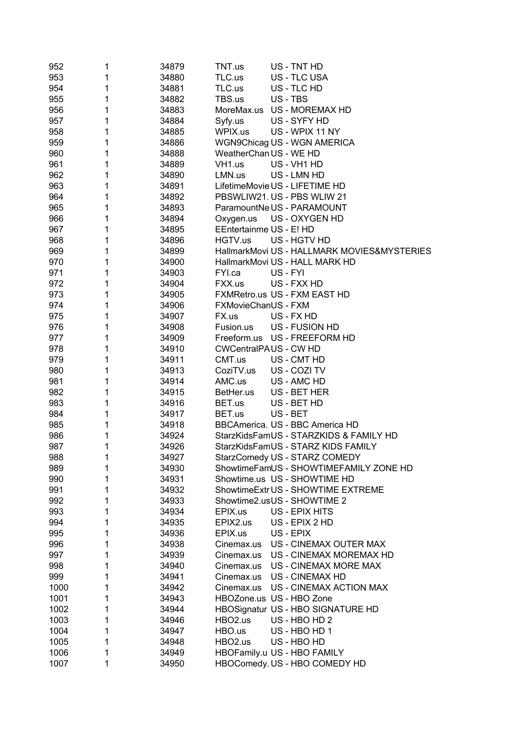| | | | | |
|---|---|---|---|---|
| 952 | 1 | 34879 | TNT.us | US - TNT HD |
| 953 | 1 | 34880 | TLC.us | US - TLC USA |
| 954 | 1 | 34881 | TLC.us | US - TLC HD |
| 955 | 1 | 34882 | TBS.us | US - TBS |
| 956 | 1 | 34883 | MoreMax.us | US - MOREMAX HD |
| 957 | 1 | 34884 | Syfy.us | US - SYFY HD |
| 958 | 1 | 34885 | WPIX.us | US - WPIX 11 NY |
| 959 | 1 | 34886 | WGN9Chicag | US - WGN AMERICA |
| 960 | 1 | 34888 | WeatherChan | US - WE HD |
| 961 | 1 | 34889 | VH1.us | US - VH1 HD |
| 962 | 1 | 34890 | LMN.us | US - LMN HD |
| 963 | 1 | 34891 | LifetimeMovie | US - LIFETIME HD |
| 964 | 1 | 34892 | PBSWLIW21. | US - PBS WLIW 21 |
| 965 | 1 | 34893 | ParamountNe | US - PARAMOUNT |
| 966 | 1 | 34894 | Oxygen.us | US - OXYGEN HD |
| 967 | 1 | 34895 | EEntertainme | US - E! HD |
| 968 | 1 | 34896 | HGTV.us | US - HGTV HD |
| 969 | 1 | 34899 | HallmarkMovi | US - HALLMARK MOVIES&MYSTERIES |
| 970 | 1 | 34900 | HallmarkMovi | US - HALL MARK HD |
| 971 | 1 | 34903 | FYI.ca | US - FYI |
| 972 | 1 | 34904 | FXX.us | US - FXX HD |
| 973 | 1 | 34905 | FXMRetro.us | US - FXM EAST HD |
| 974 | 1 | 34906 | FXMovieChan | US - FXM |
| 975 | 1 | 34907 | FX.us | US - FX HD |
| 976 | 1 | 34908 | Fusion.us | US - FUSION HD |
| 977 | 1 | 34909 | Freeform.us | US - FREEFORM HD |
| 978 | 1 | 34910 | CWCentralPA | US - CW HD |
| 979 | 1 | 34911 | CMT.us | US - CMT HD |
| 980 | 1 | 34913 | CoziTV.us | US - COZI TV |
| 981 | 1 | 34914 | AMC.us | US - AMC HD |
| 982 | 1 | 34915 | BetHer.us | US - BET HER |
| 983 | 1 | 34916 | BET.us | US - BET HD |
| 984 | 1 | 34917 | BET.us | US - BET |
| 985 | 1 | 34918 | BBCAmerica. | US - BBC America HD |
| 986 | 1 | 34924 | StarzKidsFam | US - STARZKIDS & FAMILY HD |
| 987 | 1 | 34926 | StarzKidsFam | US - STARZ KIDS FAMILY |
| 988 | 1 | 34927 | StarzComedy | US - STARZ COMEDY |
| 989 | 1 | 34930 | ShowtimeFam | US - SHOWTIMEFAMILY ZONE HD |
| 990 | 1 | 34931 | Showtime.us | US - SHOWTIME HD |
| 991 | 1 | 34932 | ShowtimeExtr | US - SHOWTIME EXTREME |
| 992 | 1 | 34933 | Showtime2.us | US - SHOWTIME 2 |
| 993 | 1 | 34934 | EPIX.us | US - EPIX HITS |
| 994 | 1 | 34935 | EPIX2.us | US - EPIX 2 HD |
| 995 | 1 | 34936 | EPIX.us | US - EPIX |
| 996 | 1 | 34938 | Cinemax.us | US - CINEMAX OUTER MAX |
| 997 | 1 | 34939 | Cinemax.us | US - CINEMAX MOREMAX HD |
| 998 | 1 | 34940 | Cinemax.us | US - CINEMAX MORE MAX |
| 999 | 1 | 34941 | Cinemax.us | US - CINEMAX HD |
| 1000 | 1 | 34942 | Cinemax.us | US - CINEMAX ACTION MAX |
| 1001 | 1 | 34943 | HBOZone.us | US - HBO Zone |
| 1002 | 1 | 34944 | HBOSignatur | US - HBO SIGNATURE HD |
| 1003 | 1 | 34946 | HBO2.us | US - HBO HD 2 |
| 1004 | 1 | 34947 | HBO.us | US - HBO HD 1 |
| 1005 | 1 | 34948 | HBO2.us | US - HBO HD |
| 1006 | 1 | 34949 | HBOFamily.u | US - HBO FAMILY |
| 1007 | 1 | 34950 | HBOComedy. | US - HBO COMEDY HD |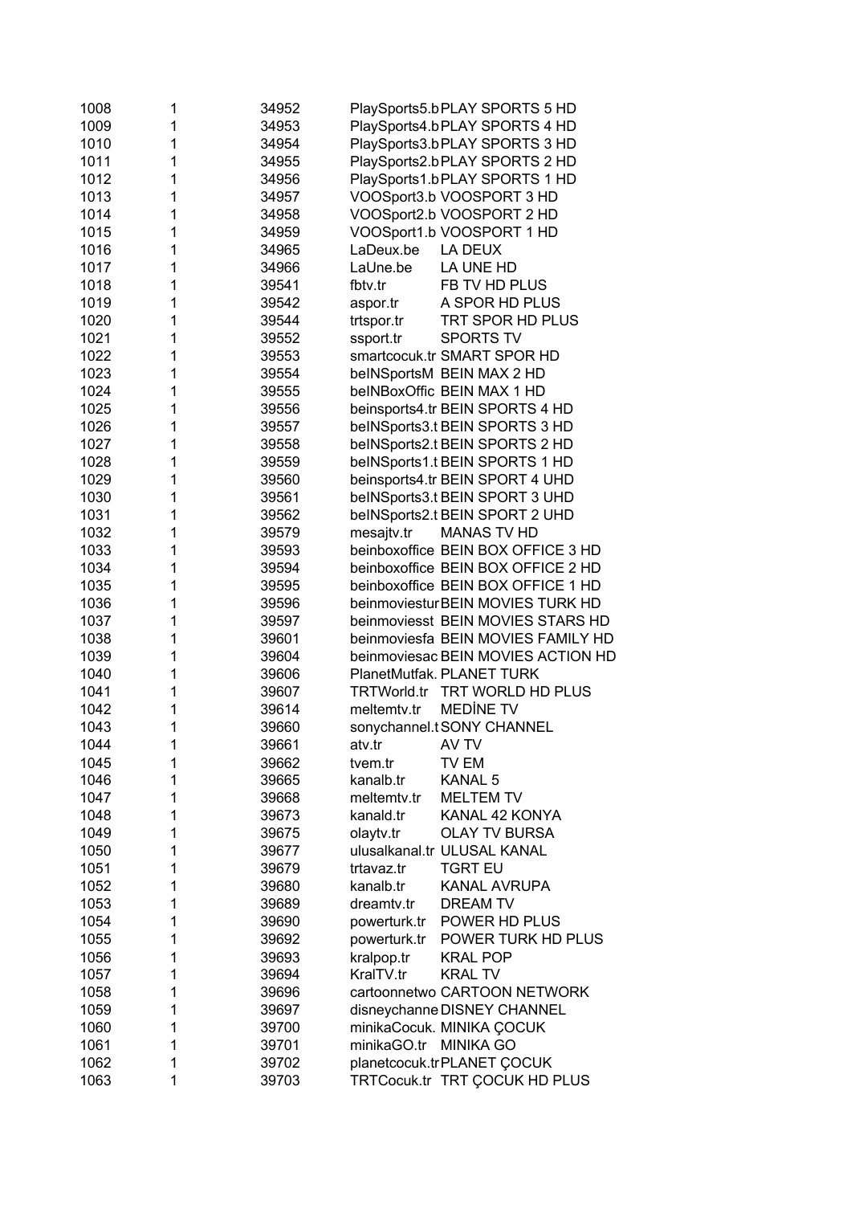| | | | | |
|---|---|---|---|---|
| 1008 | 1 | 34952 | PlaySports5.b | PLAY SPORTS 5 HD |
| 1009 | 1 | 34953 | PlaySports4.b | PLAY SPORTS 4 HD |
| 1010 | 1 | 34954 | PlaySports3.b | PLAY SPORTS 3 HD |
| 1011 | 1 | 34955 | PlaySports2.b | PLAY SPORTS 2 HD |
| 1012 | 1 | 34956 | PlaySports1.b | PLAY SPORTS 1 HD |
| 1013 | 1 | 34957 | VOOSport3.b | VOOSPORT 3 HD |
| 1014 | 1 | 34958 | VOOSport2.b | VOOSPORT 2 HD |
| 1015 | 1 | 34959 | VOOSport1.b | VOOSPORT 1 HD |
| 1016 | 1 | 34965 | LaDeux.be | LA DEUX |
| 1017 | 1 | 34966 | LaUne.be | LA UNE HD |
| 1018 | 1 | 39541 | fbtv.tr | FB TV HD PLUS |
| 1019 | 1 | 39542 | aspor.tr | A SPOR HD PLUS |
| 1020 | 1 | 39544 | trtspor.tr | TRT SPOR HD PLUS |
| 1021 | 1 | 39552 | ssport.tr | SPORTS TV |
| 1022 | 1 | 39553 | smartcocuk.tr | SMART SPOR HD |
| 1023 | 1 | 39554 | beINSportsM | BEIN MAX 2 HD |
| 1024 | 1 | 39555 | beINBoxOffic | BEIN MAX 1 HD |
| 1025 | 1 | 39556 | beinsports4.tr | BEIN SPORTS 4 HD |
| 1026 | 1 | 39557 | beINSports3.t | BEIN SPORTS 3 HD |
| 1027 | 1 | 39558 | beINSports2.t | BEIN SPORTS 2 HD |
| 1028 | 1 | 39559 | beINSports1.t | BEIN SPORTS 1 HD |
| 1029 | 1 | 39560 | beinsports4.tr | BEIN SPORT 4 UHD |
| 1030 | 1 | 39561 | beINSports3.t | BEIN SPORT 3 UHD |
| 1031 | 1 | 39562 | beINSports2.t | BEIN SPORT 2 UHD |
| 1032 | 1 | 39579 | mesajtv.tr | MANAS TV HD |
| 1033 | 1 | 39593 | beinboxoffice | BEIN BOX OFFICE 3 HD |
| 1034 | 1 | 39594 | beinboxoffice | BEIN BOX OFFICE 2 HD |
| 1035 | 1 | 39595 | beinboxoffice | BEIN BOX OFFICE 1 HD |
| 1036 | 1 | 39596 | beinmoviestur | BEIN MOVIES TURK HD |
| 1037 | 1 | 39597 | beinmoviesst | BEIN MOVIES STARS HD |
| 1038 | 1 | 39601 | beinmoviesfa | BEIN MOVIES FAMILY HD |
| 1039 | 1 | 39604 | beinmoviesac | BEIN MOVIES ACTION HD |
| 1040 | 1 | 39606 | PlanetMutfak. | PLANET TURK |
| 1041 | 1 | 39607 | TRTWorld.tr | TRT WORLD HD PLUS |
| 1042 | 1 | 39614 | meltemtv.tr | MEDİNE TV |
| 1043 | 1 | 39660 | sonychannel.t | SONY CHANNEL |
| 1044 | 1 | 39661 | atv.tr | AV TV |
| 1045 | 1 | 39662 | tvem.tr | TV EM |
| 1046 | 1 | 39665 | kanalb.tr | KANAL 5 |
| 1047 | 1 | 39668 | meltemtv.tr | MELTEM TV |
| 1048 | 1 | 39673 | kanald.tr | KANAL 42 KONYA |
| 1049 | 1 | 39675 | olaytv.tr | OLAY TV BURSA |
| 1050 | 1 | 39677 | ulusalkanal.tr | ULUSAL KANAL |
| 1051 | 1 | 39679 | trtavaz.tr | TGRT EU |
| 1052 | 1 | 39680 | kanalb.tr | KANAL AVRUPA |
| 1053 | 1 | 39689 | dreamtv.tr | DREAM TV |
| 1054 | 1 | 39690 | powerturk.tr | POWER HD PLUS |
| 1055 | 1 | 39692 | powerturk.tr | POWER TURK HD PLUS |
| 1056 | 1 | 39693 | kralpop.tr | KRAL POP |
| 1057 | 1 | 39694 | KralTV.tr | KRAL TV |
| 1058 | 1 | 39696 | cartoonnetwo | CARTOON NETWORK |
| 1059 | 1 | 39697 | disneychanne | DISNEY CHANNEL |
| 1060 | 1 | 39700 | minikaCocuk. | MINIKA ÇOCUK |
| 1061 | 1 | 39701 | minikaGO.tr | MINIKA GO |
| 1062 | 1 | 39702 | planetcocuk.tr | PLANET ÇOCUK |
| 1063 | 1 | 39703 | TRTCocuk.tr | TRT ÇOCUK HD PLUS |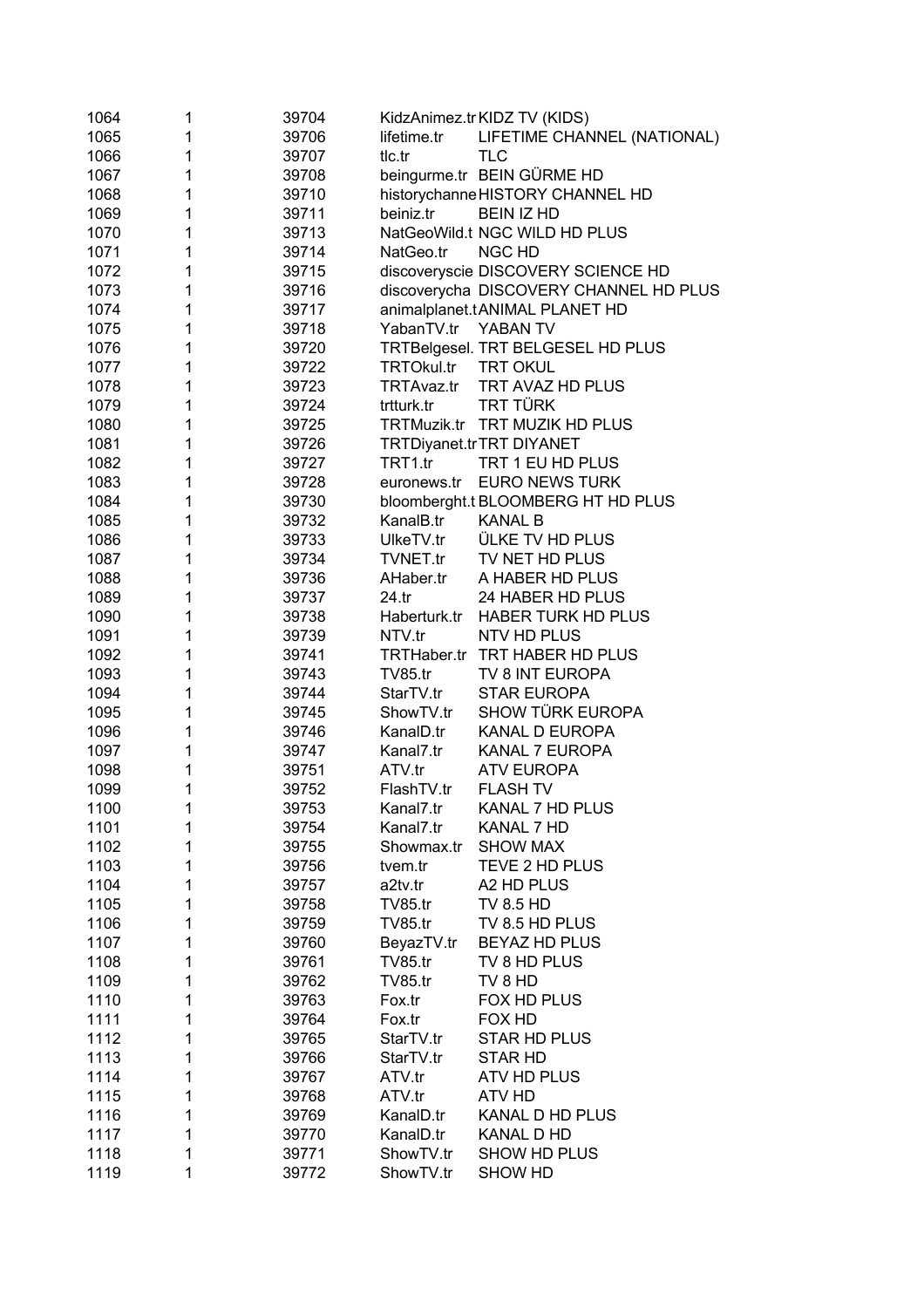| | | | | |
|---|---|---|---|---|
| 1064 | 1 | 39704 | KidzAnimez.tr | KIDZ TV (KIDS) |
| 1065 | 1 | 39706 | lifetime.tr | LIFETIME CHANNEL (NATIONAL) |
| 1066 | 1 | 39707 | tlc.tr | TLC |
| 1067 | 1 | 39708 | beingurme.tr | BEIN GÜRME HD |
| 1068 | 1 | 39710 | historychanne | HISTORY CHANNEL HD |
| 1069 | 1 | 39711 | beiniz.tr | BEIN IZ HD |
| 1070 | 1 | 39713 | NatGeoWild.t | NGC WILD HD PLUS |
| 1071 | 1 | 39714 | NatGeo.tr | NGC HD |
| 1072 | 1 | 39715 | discoveryscie | DISCOVERY SCIENCE HD |
| 1073 | 1 | 39716 | discoverycha | DISCOVERY CHANNEL HD PLUS |
| 1074 | 1 | 39717 | animalplanet.t | ANIMAL PLANET HD |
| 1075 | 1 | 39718 | YabanTV.tr | YABAN TV |
| 1076 | 1 | 39720 | TRTBelgesel. | TRT BELGESEL HD PLUS |
| 1077 | 1 | 39722 | TRTOkul.tr | TRT OKUL |
| 1078 | 1 | 39723 | TRTAvaz.tr | TRT AVAZ HD PLUS |
| 1079 | 1 | 39724 | trtturk.tr | TRT TÜRK |
| 1080 | 1 | 39725 | TRTMuzik.tr | TRT MUZIK HD PLUS |
| 1081 | 1 | 39726 | TRTDiyanet.tr | TRT DIYANET |
| 1082 | 1 | 39727 | TRT1.tr | TRT 1 EU HD PLUS |
| 1083 | 1 | 39728 | euronews.tr | EURO NEWS TURK |
| 1084 | 1 | 39730 | bloomberght.t | BLOOMBERG HT HD PLUS |
| 1085 | 1 | 39732 | KanalB.tr | KANAL B |
| 1086 | 1 | 39733 | UlkeTV.tr | ÜLKE TV HD PLUS |
| 1087 | 1 | 39734 | TVNET.tr | TV NET HD PLUS |
| 1088 | 1 | 39736 | AHaber.tr | A HABER HD PLUS |
| 1089 | 1 | 39737 | 24.tr | 24 HABER HD PLUS |
| 1090 | 1 | 39738 | Haberturk.tr | HABER TURK HD PLUS |
| 1091 | 1 | 39739 | NTV.tr | NTV HD PLUS |
| 1092 | 1 | 39741 | TRTHaber.tr | TRT HABER HD PLUS |
| 1093 | 1 | 39743 | TV85.tr | TV 8 INT EUROPA |
| 1094 | 1 | 39744 | StarTV.tr | STAR EUROPA |
| 1095 | 1 | 39745 | ShowTV.tr | SHOW TÜRK EUROPA |
| 1096 | 1 | 39746 | KanalD.tr | KANAL D EUROPA |
| 1097 | 1 | 39747 | Kanal7.tr | KANAL 7 EUROPA |
| 1098 | 1 | 39751 | ATV.tr | ATV EUROPA |
| 1099 | 1 | 39752 | FlashTV.tr | FLASH TV |
| 1100 | 1 | 39753 | Kanal7.tr | KANAL 7 HD PLUS |
| 1101 | 1 | 39754 | Kanal7.tr | KANAL 7 HD |
| 1102 | 1 | 39755 | Showmax.tr | SHOW MAX |
| 1103 | 1 | 39756 | tvem.tr | TEVE 2 HD PLUS |
| 1104 | 1 | 39757 | a2tv.tr | A2 HD PLUS |
| 1105 | 1 | 39758 | TV85.tr | TV 8.5 HD |
| 1106 | 1 | 39759 | TV85.tr | TV 8.5 HD PLUS |
| 1107 | 1 | 39760 | BeyazTV.tr | BEYAZ HD PLUS |
| 1108 | 1 | 39761 | TV85.tr | TV 8 HD PLUS |
| 1109 | 1 | 39762 | TV85.tr | TV 8 HD |
| 1110 | 1 | 39763 | Fox.tr | FOX HD PLUS |
| 1111 | 1 | 39764 | Fox.tr | FOX HD |
| 1112 | 1 | 39765 | StarTV.tr | STAR HD PLUS |
| 1113 | 1 | 39766 | StarTV.tr | STAR HD |
| 1114 | 1 | 39767 | ATV.tr | ATV HD PLUS |
| 1115 | 1 | 39768 | ATV.tr | ATV HD |
| 1116 | 1 | 39769 | KanalD.tr | KANAL D HD PLUS |
| 1117 | 1 | 39770 | KanalD.tr | KANAL D HD |
| 1118 | 1 | 39771 | ShowTV.tr | SHOW HD PLUS |
| 1119 | 1 | 39772 | ShowTV.tr | SHOW HD |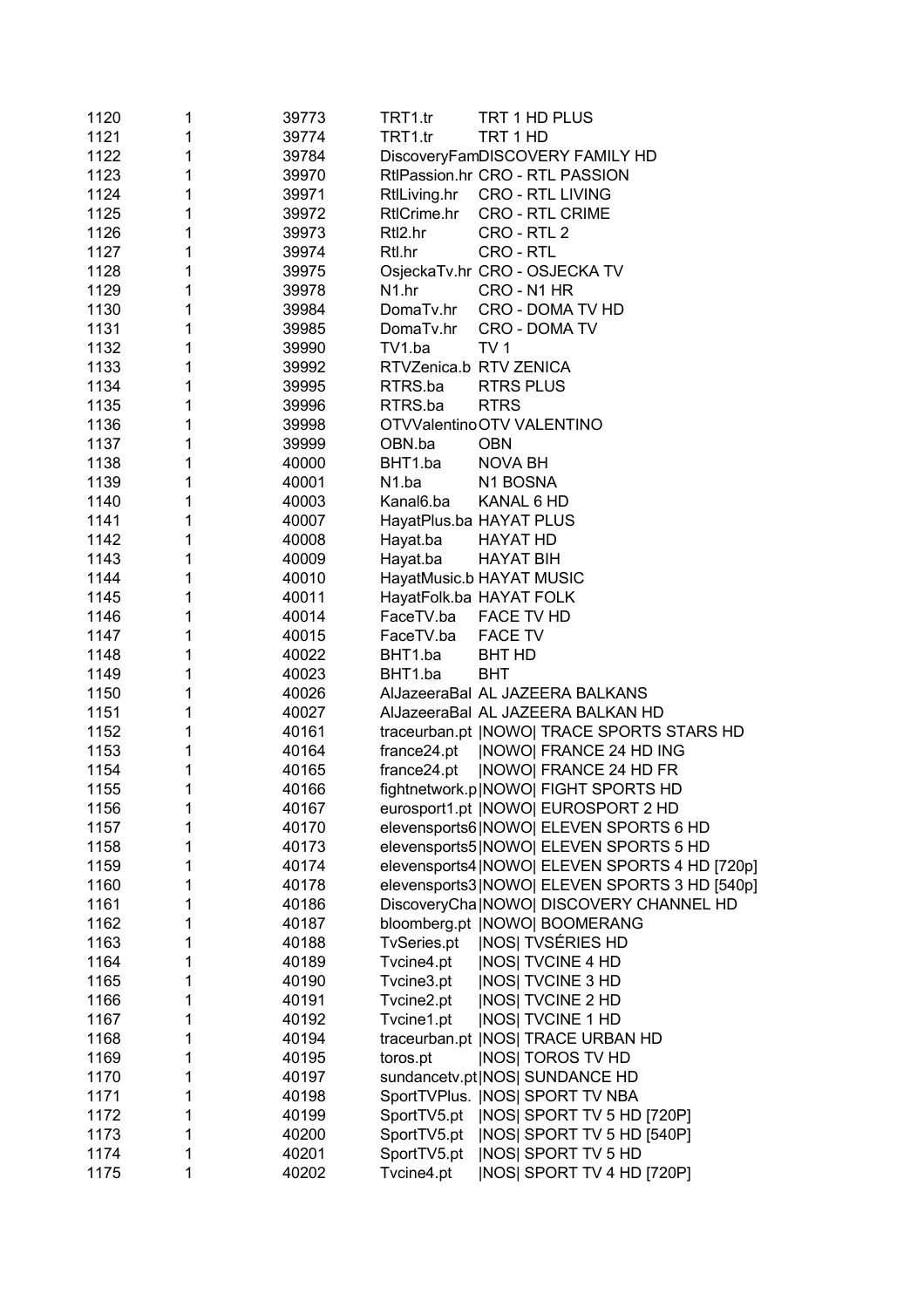| | | | | |
|---|---|---|---|---|
| 1120 | 1 | 39773 | TRT1.tr | TRT 1 HD PLUS |
| 1121 | 1 | 39774 | TRT1.tr | TRT 1 HD |
| 1122 | 1 | 39784 | DiscoveryFam | DISCOVERY FAMILY HD |
| 1123 | 1 | 39970 | RtlPassion.hr | CRO - RTL PASSION |
| 1124 | 1 | 39971 | RtlLiving.hr | CRO - RTL LIVING |
| 1125 | 1 | 39972 | RtlCrime.hr | CRO - RTL CRIME |
| 1126 | 1 | 39973 | Rtl2.hr | CRO - RTL 2 |
| 1127 | 1 | 39974 | Rtl.hr | CRO - RTL |
| 1128 | 1 | 39975 | OsjeckaTv.hr | CRO - OSJECKA TV |
| 1129 | 1 | 39978 | N1.hr | CRO - N1 HR |
| 1130 | 1 | 39984 | DomaTv.hr | CRO - DOMA TV HD |
| 1131 | 1 | 39985 | DomaTv.hr | CRO - DOMA TV |
| 1132 | 1 | 39990 | TV1.ba | TV 1 |
| 1133 | 1 | 39992 | RTVZenica.b | RTV ZENICA |
| 1134 | 1 | 39995 | RTRS.ba | RTRS PLUS |
| 1135 | 1 | 39996 | RTRS.ba | RTRS |
| 1136 | 1 | 39998 | OTVValentino | OTV VALENTINO |
| 1137 | 1 | 39999 | OBN.ba | OBN |
| 1138 | 1 | 40000 | BHT1.ba | NOVA BH |
| 1139 | 1 | 40001 | N1.ba | N1 BOSNA |
| 1140 | 1 | 40003 | Kanal6.ba | KANAL 6 HD |
| 1141 | 1 | 40007 | HayatPlus.ba | HAYAT PLUS |
| 1142 | 1 | 40008 | Hayat.ba | HAYAT HD |
| 1143 | 1 | 40009 | Hayat.ba | HAYAT BIH |
| 1144 | 1 | 40010 | HayatMusic.b | HAYAT MUSIC |
| 1145 | 1 | 40011 | HayatFolk.ba | HAYAT FOLK |
| 1146 | 1 | 40014 | FaceTV.ba | FACE TV HD |
| 1147 | 1 | 40015 | FaceTV.ba | FACE TV |
| 1148 | 1 | 40022 | BHT1.ba | BHT HD |
| 1149 | 1 | 40023 | BHT1.ba | BHT |
| 1150 | 1 | 40026 | AlJazeeraBal | AL JAZEERA BALKANS |
| 1151 | 1 | 40027 | AlJazeeraBal | AL JAZEERA BALKAN HD |
| 1152 | 1 | 40161 | traceurban.pt | \|NOWO\| TRACE SPORTS STARS HD |
| 1153 | 1 | 40164 | france24.pt | \|NOWO\| FRANCE 24 HD ING |
| 1154 | 1 | 40165 | france24.pt | \|NOWO\| FRANCE 24 HD FR |
| 1155 | 1 | 40166 | fightnetwork.p | \|NOWO\| FIGHT SPORTS HD |
| 1156 | 1 | 40167 | eurosport1.pt | \|NOWO\| EUROSPORT 2 HD |
| 1157 | 1 | 40170 | elevensports6 | \|NOWO\| ELEVEN SPORTS 6 HD |
| 1158 | 1 | 40173 | elevensports5 | \|NOWO\| ELEVEN SPORTS 5 HD |
| 1159 | 1 | 40174 | elevensports4 | \|NOWO\| ELEVEN SPORTS 4 HD [720p] |
| 1160 | 1 | 40178 | elevensports3 | \|NOWO\| ELEVEN SPORTS 3 HD [540p] |
| 1161 | 1 | 40186 | DiscoveryCha | \|NOWO\| DISCOVERY CHANNEL HD |
| 1162 | 1 | 40187 | bloomberg.pt | \|NOWO\| BOOMERANG |
| 1163 | 1 | 40188 | TvSeries.pt | \|NOS\| TVSÉRIES HD |
| 1164 | 1 | 40189 | Tvcine4.pt | \|NOS\| TVCINE 4 HD |
| 1165 | 1 | 40190 | Tvcine3.pt | \|NOS\| TVCINE 3 HD |
| 1166 | 1 | 40191 | Tvcine2.pt | \|NOS\| TVCINE 2 HD |
| 1167 | 1 | 40192 | Tvcine1.pt | \|NOS\| TVCINE 1 HD |
| 1168 | 1 | 40194 | traceurban.pt | \|NOS\| TRACE URBAN HD |
| 1169 | 1 | 40195 | toros.pt | \|NOS\| TOROS TV HD |
| 1170 | 1 | 40197 | sundancetv.pt | \|NOS\| SUNDANCE HD |
| 1171 | 1 | 40198 | SportTVPlus. | \|NOS\| SPORT TV NBA |
| 1172 | 1 | 40199 | SportTV5.pt | \|NOS\| SPORT TV 5 HD [720P] |
| 1173 | 1 | 40200 | SportTV5.pt | \|NOS\| SPORT TV 5 HD [540P] |
| 1174 | 1 | 40201 | SportTV5.pt | \|NOS\| SPORT TV 5 HD |
| 1175 | 1 | 40202 | Tvcine4.pt | \|NOS\| SPORT TV 4 HD [720P] |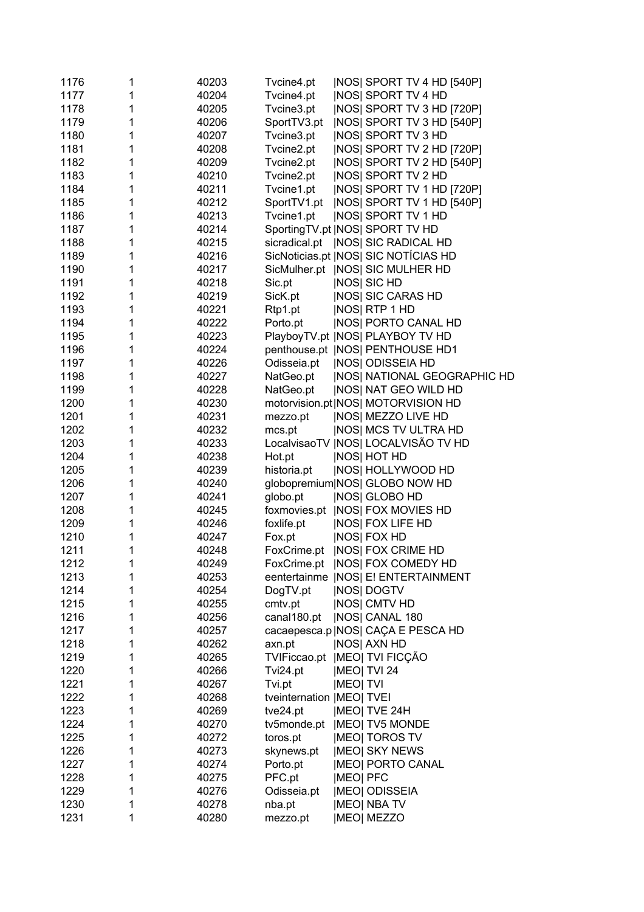| | | | | |
|---|---|---|---|---|
| 1176 | 1 | 40203 | Tvcine4.pt | \|NOS\| SPORT TV 4 HD [540P] |
| 1177 | 1 | 40204 | Tvcine4.pt | \|NOS\| SPORT TV 4 HD |
| 1178 | 1 | 40205 | Tvcine3.pt | \|NOS\| SPORT TV 3 HD [720P] |
| 1179 | 1 | 40206 | SportTV3.pt | \|NOS\| SPORT TV 3 HD [540P] |
| 1180 | 1 | 40207 | Tvcine3.pt | \|NOS\| SPORT TV 3 HD |
| 1181 | 1 | 40208 | Tvcine2.pt | \|NOS\| SPORT TV 2 HD [720P] |
| 1182 | 1 | 40209 | Tvcine2.pt | \|NOS\| SPORT TV 2 HD [540P] |
| 1183 | 1 | 40210 | Tvcine2.pt | \|NOS\| SPORT TV 2 HD |
| 1184 | 1 | 40211 | Tvcine1.pt | \|NOS\| SPORT TV 1 HD [720P] |
| 1185 | 1 | 40212 | SportTV1.pt | \|NOS\| SPORT TV 1 HD [540P] |
| 1186 | 1 | 40213 | Tvcine1.pt | \|NOS\| SPORT TV 1 HD |
| 1187 | 1 | 40214 | SportingTV.pt | \|NOS\| SPORT TV HD |
| 1188 | 1 | 40215 | sicradical.pt | \|NOS\| SIC RADICAL HD |
| 1189 | 1 | 40216 | SicNoticias.pt | \|NOS\| SIC NOTÍCIAS HD |
| 1190 | 1 | 40217 | SicMulher.pt | \|NOS\| SIC MULHER HD |
| 1191 | 1 | 40218 | Sic.pt | \|NOS\| SIC HD |
| 1192 | 1 | 40219 | SicK.pt | \|NOS\| SIC CARAS HD |
| 1193 | 1 | 40221 | Rtp1.pt | \|NOS\| RTP 1 HD |
| 1194 | 1 | 40222 | Porto.pt | \|NOS\| PORTO CANAL HD |
| 1195 | 1 | 40223 | PlayboyTV.pt | \|NOS\| PLAYBOY TV HD |
| 1196 | 1 | 40224 | penthouse.pt | \|NOS\| PENTHOUSE HD1 |
| 1197 | 1 | 40226 | Odisseia.pt | \|NOS\| ODISSEIA HD |
| 1198 | 1 | 40227 | NatGeo.pt | \|NOS\| NATIONAL GEOGRAPHIC HD |
| 1199 | 1 | 40228 | NatGeo.pt | \|NOS\| NAT GEO WILD HD |
| 1200 | 1 | 40230 | motorvision.pt | \|NOS\| MOTORVISION HD |
| 1201 | 1 | 40231 | mezzo.pt | \|NOS\| MEZZO LIVE HD |
| 1202 | 1 | 40232 | mcs.pt | \|NOS\| MCS TV ULTRA HD |
| 1203 | 1 | 40233 | LocalvisaoTV | \|NOS\| LOCALVISÃO TV HD |
| 1204 | 1 | 40238 | Hot.pt | \|NOS\| HOT HD |
| 1205 | 1 | 40239 | historia.pt | \|NOS\| HOLLYWOOD HD |
| 1206 | 1 | 40240 | globopremium | \|NOS\| GLOBO NOW HD |
| 1207 | 1 | 40241 | globo.pt | \|NOS\| GLOBO HD |
| 1208 | 1 | 40245 | foxmovies.pt | \|NOS\| FOX MOVIES HD |
| 1209 | 1 | 40246 | foxlife.pt | \|NOS\| FOX LIFE HD |
| 1210 | 1 | 40247 | Fox.pt | \|NOS\| FOX HD |
| 1211 | 1 | 40248 | FoxCrime.pt | \|NOS\| FOX CRIME HD |
| 1212 | 1 | 40249 | FoxCrime.pt | \|NOS\| FOX COMEDY HD |
| 1213 | 1 | 40253 | eentertainme | \|NOS\| E! ENTERTAINMENT |
| 1214 | 1 | 40254 | DogTV.pt | \|NOS\| DOGTV |
| 1215 | 1 | 40255 | cmtv.pt | \|NOS\| CMTV HD |
| 1216 | 1 | 40256 | canal180.pt | \|NOS\| CANAL 180 |
| 1217 | 1 | 40257 | cacaepesca.p | \|NOS\| CAÇA E PESCA HD |
| 1218 | 1 | 40262 | axn.pt | \|NOS\| AXN HD |
| 1219 | 1 | 40265 | TVIFiccao.pt | \|MEO\| TVI FICÇÃO |
| 1220 | 1 | 40266 | Tvi24.pt | \|MEO\| TVI 24 |
| 1221 | 1 | 40267 | Tvi.pt | \|MEO\| TVI |
| 1222 | 1 | 40268 | tveinternation | \|MEO\| TVEI |
| 1223 | 1 | 40269 | tve24.pt | \|MEO\| TVE 24H |
| 1224 | 1 | 40270 | tv5monde.pt | \|MEO\| TV5 MONDE |
| 1225 | 1 | 40272 | toros.pt | \|MEO\| TOROS TV |
| 1226 | 1 | 40273 | skynews.pt | \|MEO\| SKY NEWS |
| 1227 | 1 | 40274 | Porto.pt | \|MEO\| PORTO CANAL |
| 1228 | 1 | 40275 | PFC.pt | \|MEO\| PFC |
| 1229 | 1 | 40276 | Odisseia.pt | \|MEO\| ODISSEIA |
| 1230 | 1 | 40278 | nba.pt | \|MEO\| NBA TV |
| 1231 | 1 | 40280 | mezzo.pt | \|MEO\| MEZZO |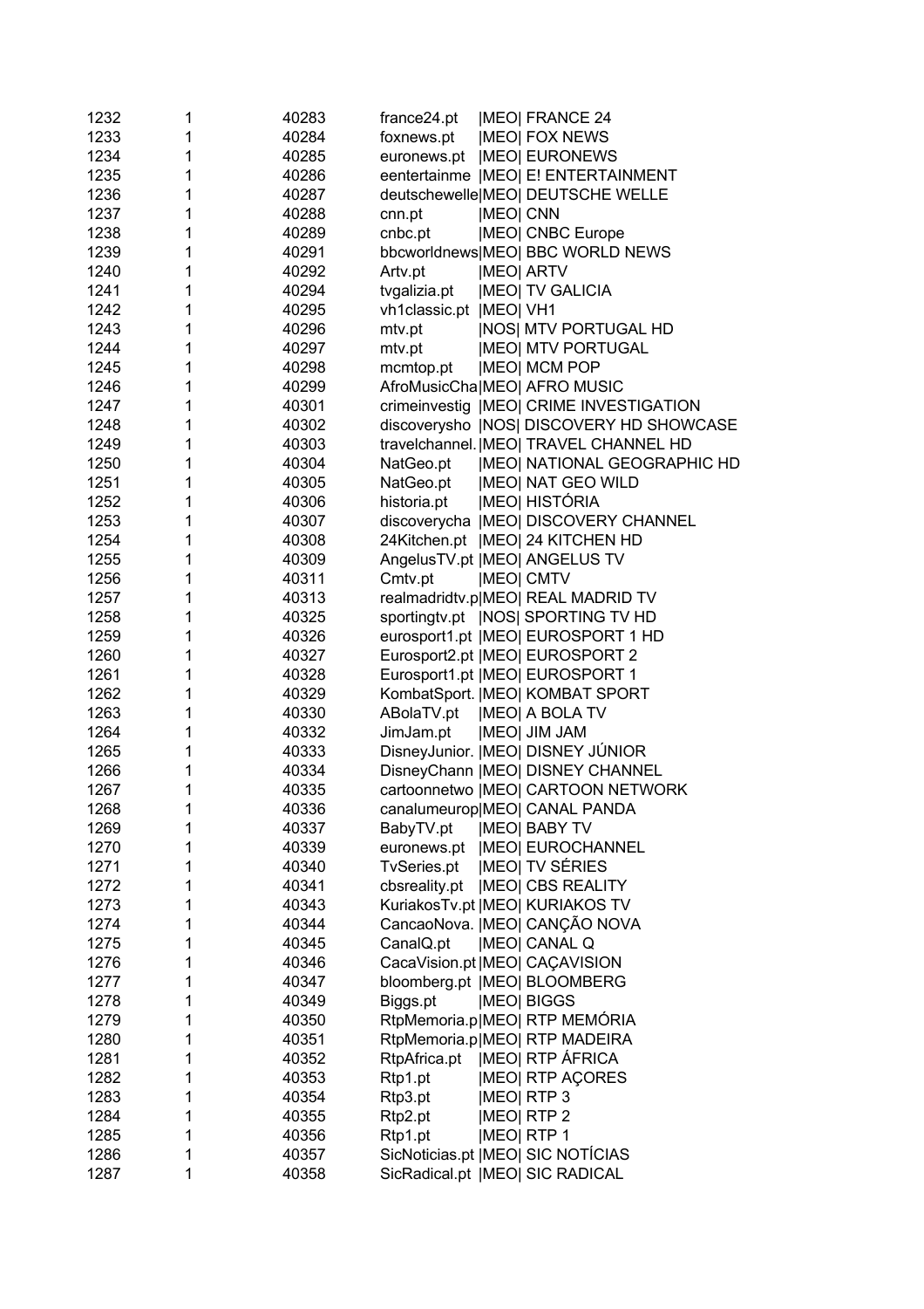| | | | | |
|---|---|---|---|---|
| 1232 | 1 | 40283 | france24.pt | \|MEO\| FRANCE 24 |
| 1233 | 1 | 40284 | foxnews.pt | \|MEO\| FOX NEWS |
| 1234 | 1 | 40285 | euronews.pt | \|MEO\| EURONEWS |
| 1235 | 1 | 40286 | eentertainme | \|MEO\| E! ENTERTAINMENT |
| 1236 | 1 | 40287 | deutschewelle | \|MEO\| DEUTSCHE WELLE |
| 1237 | 1 | 40288 | cnn.pt | \|MEO\| CNN |
| 1238 | 1 | 40289 | cnbc.pt | \|MEO\| CNBC Europe |
| 1239 | 1 | 40291 | bbcworldnews | \|MEO\| BBC WORLD NEWS |
| 1240 | 1 | 40292 | Artv.pt | \|MEO\| ARTV |
| 1241 | 1 | 40294 | tvgalizia.pt | \|MEO\| TV GALICIA |
| 1242 | 1 | 40295 | vh1classic.pt | \|MEO\| VH1 |
| 1243 | 1 | 40296 | mtv.pt | \|NOS\| MTV PORTUGAL HD |
| 1244 | 1 | 40297 | mtv.pt | \|MEO\| MTV PORTUGAL |
| 1245 | 1 | 40298 | mcmtop.pt | \|MEO\| MCM POP |
| 1246 | 1 | 40299 | AfroMusicCha | \|MEO\| AFRO MUSIC |
| 1247 | 1 | 40301 | crimeinvestig | \|MEO\| CRIME INVESTIGATION |
| 1248 | 1 | 40302 | discoverysho | \|NOS\| DISCOVERY HD SHOWCASE |
| 1249 | 1 | 40303 | travelchannel. | \|MEO\| TRAVEL CHANNEL HD |
| 1250 | 1 | 40304 | NatGeo.pt | \|MEO\| NATIONAL GEOGRAPHIC HD |
| 1251 | 1 | 40305 | NatGeo.pt | \|MEO\| NAT GEO WILD |
| 1252 | 1 | 40306 | historia.pt | \|MEO\| HISTÓRIA |
| 1253 | 1 | 40307 | discoverycha | \|MEO\| DISCOVERY CHANNEL |
| 1254 | 1 | 40308 | 24Kitchen.pt | \|MEO\| 24 KITCHEN HD |
| 1255 | 1 | 40309 | AngelusTV.pt | \|MEO\| ANGELUS TV |
| 1256 | 1 | 40311 | Cmtv.pt | \|MEO\| CMTV |
| 1257 | 1 | 40313 | realmadridtv.p | \|MEO\| REAL MADRID TV |
| 1258 | 1 | 40325 | sportingtv.pt | \|NOS\| SPORTING TV HD |
| 1259 | 1 | 40326 | eurosport1.pt | \|MEO\| EUROSPORT 1 HD |
| 1260 | 1 | 40327 | Eurosport2.pt | \|MEO\| EUROSPORT 2 |
| 1261 | 1 | 40328 | Eurosport1.pt | \|MEO\| EUROSPORT 1 |
| 1262 | 1 | 40329 | KombatSport. | \|MEO\| KOMBAT SPORT |
| 1263 | 1 | 40330 | ABolaTV.pt | \|MEO\| A BOLA TV |
| 1264 | 1 | 40332 | JimJam.pt | \|MEO\| JIM JAM |
| 1265 | 1 | 40333 | DisneyJunior. | \|MEO\| DISNEY JÚNIOR |
| 1266 | 1 | 40334 | DisneyChann | \|MEO\| DISNEY CHANNEL |
| 1267 | 1 | 40335 | cartoonnetwo | \|MEO\| CARTOON NETWORK |
| 1268 | 1 | 40336 | canalumeurop | \|MEO\| CANAL PANDA |
| 1269 | 1 | 40337 | BabyTV.pt | \|MEO\| BABY TV |
| 1270 | 1 | 40339 | euronews.pt | \|MEO\| EUROCHANNEL |
| 1271 | 1 | 40340 | TvSeries.pt | \|MEO\| TV SÉRIES |
| 1272 | 1 | 40341 | cbsreality.pt | \|MEO\| CBS REALITY |
| 1273 | 1 | 40343 | KuriakosTv.pt | \|MEO\| KURIAKOS TV |
| 1274 | 1 | 40344 | CancaoNova. | \|MEO\| CANÇÃO NOVA |
| 1275 | 1 | 40345 | CanalQ.pt | \|MEO\| CANAL Q |
| 1276 | 1 | 40346 | CacaVision.pt | \|MEO\| CAÇAVISION |
| 1277 | 1 | 40347 | bloomberg.pt | \|MEO\| BLOOMBERG |
| 1278 | 1 | 40349 | Biggs.pt | \|MEO\| BIGGS |
| 1279 | 1 | 40350 | RtpMemoria.p | \|MEO\| RTP MEMÓRIA |
| 1280 | 1 | 40351 | RtpMemoria.p | \|MEO\| RTP MADEIRA |
| 1281 | 1 | 40352 | RtpAfrica.pt | \|MEO\| RTP ÁFRICA |
| 1282 | 1 | 40353 | Rtp1.pt | \|MEO\| RTP AÇORES |
| 1283 | 1 | 40354 | Rtp3.pt | \|MEO\| RTP 3 |
| 1284 | 1 | 40355 | Rtp2.pt | \|MEO\| RTP 2 |
| 1285 | 1 | 40356 | Rtp1.pt | \|MEO\| RTP 1 |
| 1286 | 1 | 40357 | SicNoticias.pt | \|MEO\| SIC NOTÍCIAS |
| 1287 | 1 | 40358 | SicRadical.pt | \|MEO\| SIC RADICAL |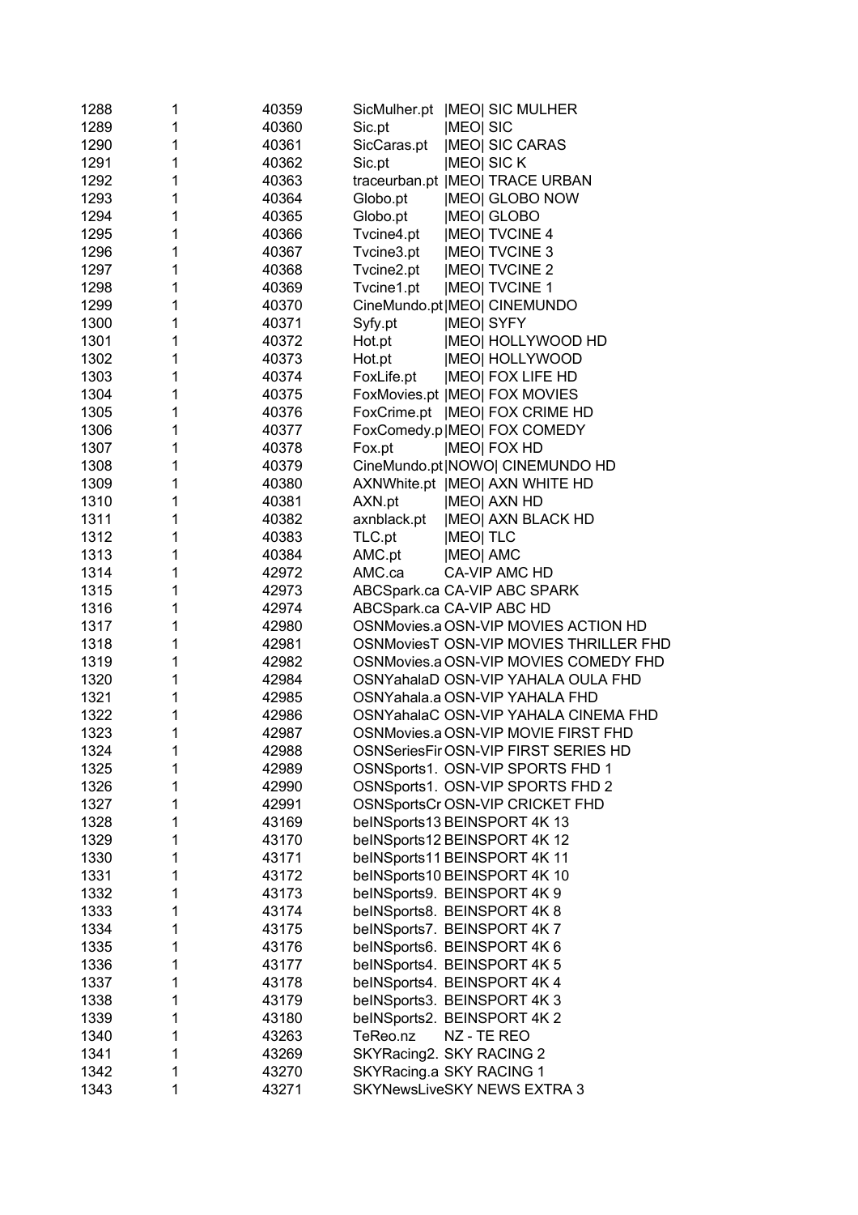| | | | | |
|---|---|---|---|---|
| 1288 | 1 | 40359 | SicMulher.pt | \|MEO\| SIC MULHER |
| 1289 | 1 | 40360 | Sic.pt | \|MEO\| SIC |
| 1290 | 1 | 40361 | SicCaras.pt | \|MEO\| SIC CARAS |
| 1291 | 1 | 40362 | Sic.pt | \|MEO\| SIC K |
| 1292 | 1 | 40363 | traceurban.pt | \|MEO\| TRACE URBAN |
| 1293 | 1 | 40364 | Globo.pt | \|MEO\| GLOBO NOW |
| 1294 | 1 | 40365 | Globo.pt | \|MEO\| GLOBO |
| 1295 | 1 | 40366 | Tvcine4.pt | \|MEO\| TVCINE 4 |
| 1296 | 1 | 40367 | Tvcine3.pt | \|MEO\| TVCINE 3 |
| 1297 | 1 | 40368 | Tvcine2.pt | \|MEO\| TVCINE 2 |
| 1298 | 1 | 40369 | Tvcine1.pt | \|MEO\| TVCINE 1 |
| 1299 | 1 | 40370 | CineMundo.pt | \|MEO\| CINEMUNDO |
| 1300 | 1 | 40371 | Syfy.pt | \|MEO\| SYFY |
| 1301 | 1 | 40372 | Hot.pt | \|MEO\| HOLLYWOOD HD |
| 1302 | 1 | 40373 | Hot.pt | \|MEO\| HOLLYWOOD |
| 1303 | 1 | 40374 | FoxLife.pt | \|MEO\| FOX LIFE HD |
| 1304 | 1 | 40375 | FoxMovies.pt | \|MEO\| FOX MOVIES |
| 1305 | 1 | 40376 | FoxCrime.pt | \|MEO\| FOX CRIME HD |
| 1306 | 1 | 40377 | FoxComedy.p | \|MEO\| FOX COMEDY |
| 1307 | 1 | 40378 | Fox.pt | \|MEO\| FOX HD |
| 1308 | 1 | 40379 | CineMundo.pt | \|NOWO\| CINEMUNDO HD |
| 1309 | 1 | 40380 | AXNWhite.pt | \|MEO\| AXN WHITE HD |
| 1310 | 1 | 40381 | AXN.pt | \|MEO\| AXN HD |
| 1311 | 1 | 40382 | axnblack.pt | \|MEO\| AXN BLACK HD |
| 1312 | 1 | 40383 | TLC.pt | \|MEO\| TLC |
| 1313 | 1 | 40384 | AMC.pt | \|MEO\| AMC |
| 1314 | 1 | 42972 | AMC.ca | CA-VIP AMC HD |
| 1315 | 1 | 42973 | ABCSpark.ca | CA-VIP ABC SPARK |
| 1316 | 1 | 42974 | ABCSpark.ca | CA-VIP ABC HD |
| 1317 | 1 | 42980 | OSNMovies.a | OSN-VIP MOVIES ACTION HD |
| 1318 | 1 | 42981 | OSNMoviesT | OSN-VIP MOVIES THRILLER FHD |
| 1319 | 1 | 42982 | OSNMovies.a | OSN-VIP MOVIES COMEDY FHD |
| 1320 | 1 | 42984 | OSNYahalaD | OSN-VIP YAHALA OULA FHD |
| 1321 | 1 | 42985 | OSNYahala.a | OSN-VIP YAHALA FHD |
| 1322 | 1 | 42986 | OSNYahalaC | OSN-VIP YAHALA CINEMA FHD |
| 1323 | 1 | 42987 | OSNMovies.a | OSN-VIP MOVIE FIRST FHD |
| 1324 | 1 | 42988 | OSNSeriesFir | OSN-VIP FIRST SERIES HD |
| 1325 | 1 | 42989 | OSNSports1. | OSN-VIP SPORTS FHD 1 |
| 1326 | 1 | 42990 | OSNSports1. | OSN-VIP SPORTS FHD 2 |
| 1327 | 1 | 42991 | OSNSportsCr | OSN-VIP CRICKET FHD |
| 1328 | 1 | 43169 | beINSports13 | BEINSPORT 4K 13 |
| 1329 | 1 | 43170 | beINSports12 | BEINSPORT 4K 12 |
| 1330 | 1 | 43171 | beINSports11 | BEINSPORT 4K 11 |
| 1331 | 1 | 43172 | beINSports10 | BEINSPORT 4K 10 |
| 1332 | 1 | 43173 | beINSports9. | BEINSPORT 4K 9 |
| 1333 | 1 | 43174 | beINSports8. | BEINSPORT 4K 8 |
| 1334 | 1 | 43175 | beINSports7. | BEINSPORT 4K 7 |
| 1335 | 1 | 43176 | beINSports6. | BEINSPORT 4K 6 |
| 1336 | 1 | 43177 | beINSports4. | BEINSPORT 4K 5 |
| 1337 | 1 | 43178 | beINSports4. | BEINSPORT 4K 4 |
| 1338 | 1 | 43179 | beINSports3. | BEINSPORT 4K 3 |
| 1339 | 1 | 43180 | beINSports2. | BEINSPORT 4K 2 |
| 1340 | 1 | 43263 | TeReo.nz | NZ - TE REO |
| 1341 | 1 | 43269 | SKYRacing2. | SKY RACING 2 |
| 1342 | 1 | 43270 | SKYRacing.a | SKY RACING 1 |
| 1343 | 1 | 43271 | SKYNewsLive | SKY NEWS EXTRA 3 |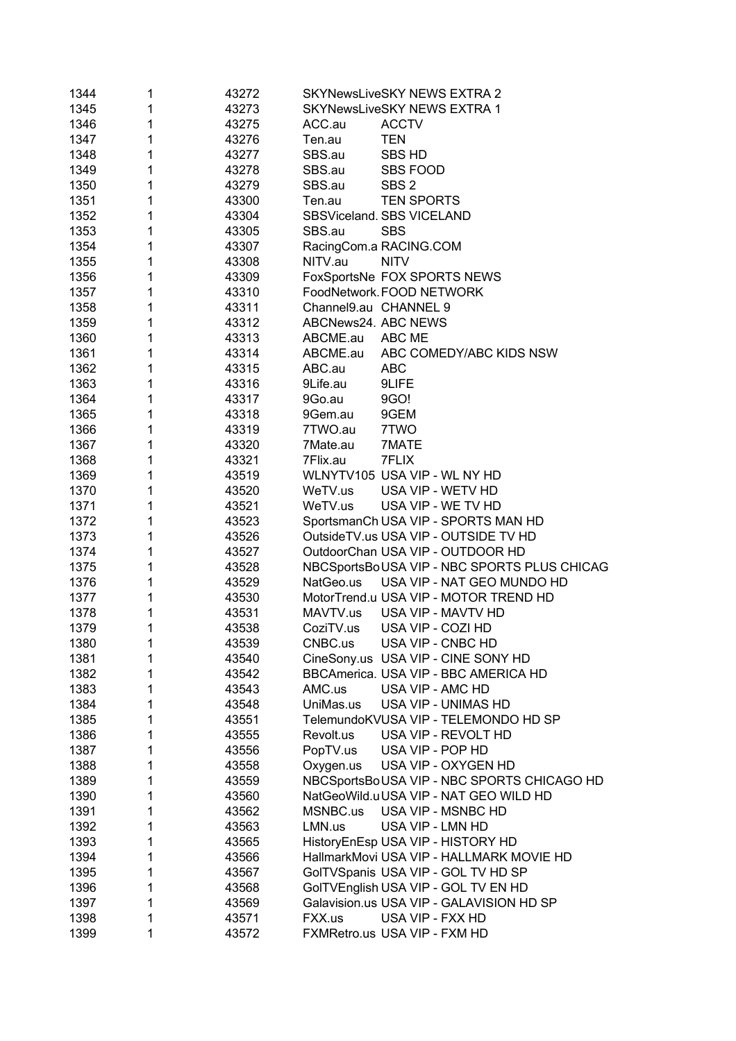| | | | | |
|---|---|---|---|---|
| 1344 | 1 | 43272 | SKYNewsLive | SKY NEWS EXTRA 2 |
| 1345 | 1 | 43273 | SKYNewsLive | SKY NEWS EXTRA 1 |
| 1346 | 1 | 43275 | ACC.au | ACCTV |
| 1347 | 1 | 43276 | Ten.au | TEN |
| 1348 | 1 | 43277 | SBS.au | SBS HD |
| 1349 | 1 | 43278 | SBS.au | SBS FOOD |
| 1350 | 1 | 43279 | SBS.au | SBS 2 |
| 1351 | 1 | 43300 | Ten.au | TEN SPORTS |
| 1352 | 1 | 43304 | SBSViceland. | SBS VICELAND |
| 1353 | 1 | 43305 | SBS.au | SBS |
| 1354 | 1 | 43307 | RacingCom.a | RACING.COM |
| 1355 | 1 | 43308 | NITV.au | NITV |
| 1356 | 1 | 43309 | FoxSportsNe | FOX SPORTS NEWS |
| 1357 | 1 | 43310 | FoodNetwork. | FOOD NETWORK |
| 1358 | 1 | 43311 | Channel9.au | CHANNEL 9 |
| 1359 | 1 | 43312 | ABCNews24. | ABC NEWS |
| 1360 | 1 | 43313 | ABCME.au | ABC ME |
| 1361 | 1 | 43314 | ABCME.au | ABC COMEDY/ABC KIDS NSW |
| 1362 | 1 | 43315 | ABC.au | ABC |
| 1363 | 1 | 43316 | 9Life.au | 9LIFE |
| 1364 | 1 | 43317 | 9Go.au | 9GO! |
| 1365 | 1 | 43318 | 9Gem.au | 9GEM |
| 1366 | 1 | 43319 | 7TWO.au | 7TWO |
| 1367 | 1 | 43320 | 7Mate.au | 7MATE |
| 1368 | 1 | 43321 | 7Flix.au | 7FLIX |
| 1369 | 1 | 43519 | WLNYTV105 | USA VIP - WL NY HD |
| 1370 | 1 | 43520 | WeTV.us | USA VIP - WETV HD |
| 1371 | 1 | 43521 | WeTV.us | USA VIP - WE TV HD |
| 1372 | 1 | 43523 | SportsmanCh | USA VIP - SPORTS MAN HD |
| 1373 | 1 | 43526 | OutsideTV.us | USA VIP - OUTSIDE TV HD |
| 1374 | 1 | 43527 | OutdoorChan | USA VIP - OUTDOOR HD |
| 1375 | 1 | 43528 | NBCSportsBo | USA VIP - NBC SPORTS PLUS CHICAG |
| 1376 | 1 | 43529 | NatGeo.us | USA VIP - NAT GEO MUNDO HD |
| 1377 | 1 | 43530 | MotorTrend.u | USA VIP - MOTOR TREND HD |
| 1378 | 1 | 43531 | MAVTV.us | USA VIP - MAVTV HD |
| 1379 | 1 | 43538 | CoziTV.us | USA VIP - COZI HD |
| 1380 | 1 | 43539 | CNBC.us | USA VIP - CNBC HD |
| 1381 | 1 | 43540 | CineSony.us | USA VIP - CINE SONY HD |
| 1382 | 1 | 43542 | BBCAmerica. | USA VIP - BBC AMERICA HD |
| 1383 | 1 | 43543 | AMC.us | USA VIP - AMC HD |
| 1384 | 1 | 43548 | UniMas.us | USA VIP - UNIMAS HD |
| 1385 | 1 | 43551 | TelemundoKV | USA VIP - TELEMONDO HD SP |
| 1386 | 1 | 43555 | Revolt.us | USA VIP - REVOLT HD |
| 1387 | 1 | 43556 | PopTV.us | USA VIP - POP HD |
| 1388 | 1 | 43558 | Oxygen.us | USA VIP - OXYGEN HD |
| 1389 | 1 | 43559 | NBCSportsBo | USA VIP - NBC SPORTS CHICAGO HD |
| 1390 | 1 | 43560 | NatGeoWild.u | USA VIP - NAT GEO WILD HD |
| 1391 | 1 | 43562 | MSNBC.us | USA VIP - MSNBC HD |
| 1392 | 1 | 43563 | LMN.us | USA VIP - LMN HD |
| 1393 | 1 | 43565 | HistoryEnEsp | USA VIP - HISTORY HD |
| 1394 | 1 | 43566 | HallmarkMovi | USA VIP - HALLMARK MOVIE HD |
| 1395 | 1 | 43567 | GolTVSpanis | USA VIP - GOL TV HD SP |
| 1396 | 1 | 43568 | GolTVEnglish | USA VIP - GOL TV EN HD |
| 1397 | 1 | 43569 | Galavision.us | USA VIP - GALAVISION HD SP |
| 1398 | 1 | 43571 | FXX.us | USA VIP - FXX HD |
| 1399 | 1 | 43572 | FXMRetro.us | USA VIP - FXM HD |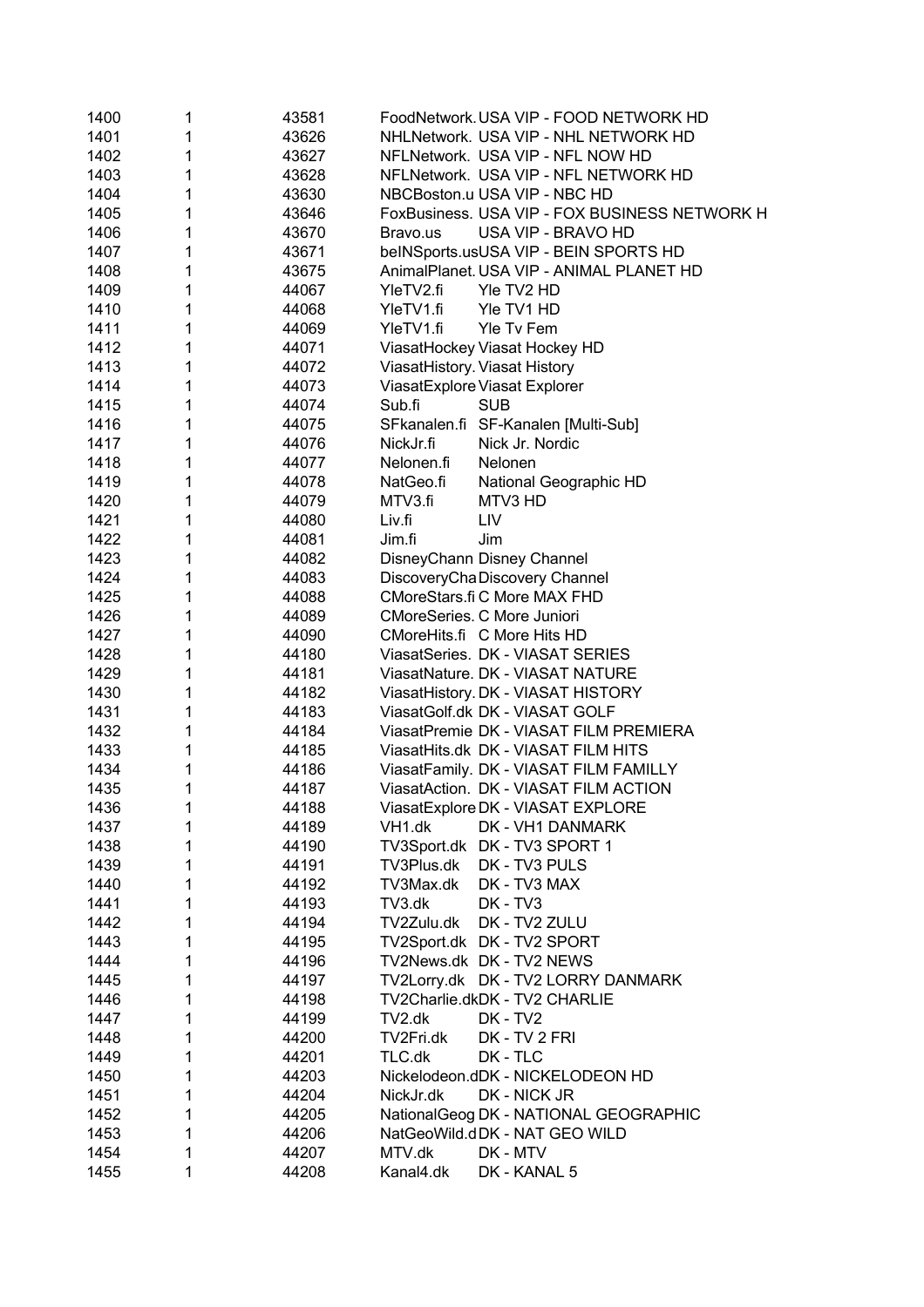| | | | | |
|---|---|---|---|---|
| 1400 | 1 | 43581 | FoodNetwork. | USA VIP - FOOD NETWORK HD |
| 1401 | 1 | 43626 | NHLNetwork. | USA VIP - NHL NETWORK HD |
| 1402 | 1 | 43627 | NFLNetwork. | USA VIP - NFL NOW HD |
| 1403 | 1 | 43628 | NFLNetwork. | USA VIP - NFL NETWORK HD |
| 1404 | 1 | 43630 | NBCBoston.u | USA VIP - NBC HD |
| 1405 | 1 | 43646 | FoxBusiness. | USA VIP - FOX BUSINESS NETWORK H |
| 1406 | 1 | 43670 | Bravo.us | USA VIP - BRAVO HD |
| 1407 | 1 | 43671 | beINSports.us | USA VIP - BEIN SPORTS HD |
| 1408 | 1 | 43675 | AnimalPlanet. | USA VIP - ANIMAL PLANET HD |
| 1409 | 1 | 44067 | YleTV2.fi | Yle TV2 HD |
| 1410 | 1 | 44068 | YleTV1.fi | Yle TV1 HD |
| 1411 | 1 | 44069 | YleTV1.fi | Yle Tv Fem |
| 1412 | 1 | 44071 | ViasatHockey | Viasat Hockey HD |
| 1413 | 1 | 44072 | ViasatHistory. | Viasat History |
| 1414 | 1 | 44073 | ViasatExplore | Viasat Explorer |
| 1415 | 1 | 44074 | Sub.fi | SUB |
| 1416 | 1 | 44075 | SFkanalen.fi | SF-Kanalen [Multi-Sub] |
| 1417 | 1 | 44076 | NickJr.fi | Nick Jr. Nordic |
| 1418 | 1 | 44077 | Nelonen.fi | Nelonen |
| 1419 | 1 | 44078 | NatGeo.fi | National Geographic HD |
| 1420 | 1 | 44079 | MTV3.fi | MTV3 HD |
| 1421 | 1 | 44080 | Liv.fi | LIV |
| 1422 | 1 | 44081 | Jim.fi | Jim |
| 1423 | 1 | 44082 | DisneyChann | Disney Channel |
| 1424 | 1 | 44083 | DiscoveryCha | Discovery Channel |
| 1425 | 1 | 44088 | CMoreStars.fi | C More MAX FHD |
| 1426 | 1 | 44089 | CMoreSeries. | C More Juniori |
| 1427 | 1 | 44090 | CMoreHits.fi | C More Hits HD |
| 1428 | 1 | 44180 | ViasatSeries. | DK - VIASAT SERIES |
| 1429 | 1 | 44181 | ViasatNature. | DK - VIASAT NATURE |
| 1430 | 1 | 44182 | ViasatHistory. | DK - VIASAT HISTORY |
| 1431 | 1 | 44183 | ViasatGolf.dk | DK - VIASAT GOLF |
| 1432 | 1 | 44184 | ViasatPremie | DK - VIASAT FILM PREMIERA |
| 1433 | 1 | 44185 | ViasatHits.dk | DK - VIASAT FILM HITS |
| 1434 | 1 | 44186 | ViasatFamily. | DK - VIASAT FILM FAMILLY |
| 1435 | 1 | 44187 | ViasatAction. | DK - VIASAT FILM ACTION |
| 1436 | 1 | 44188 | ViasatExplore | DK - VIASAT EXPLORE |
| 1437 | 1 | 44189 | VH1.dk | DK - VH1 DANMARK |
| 1438 | 1 | 44190 | TV3Sport.dk | DK - TV3 SPORT 1 |
| 1439 | 1 | 44191 | TV3Plus.dk | DK - TV3 PULS |
| 1440 | 1 | 44192 | TV3Max.dk | DK - TV3 MAX |
| 1441 | 1 | 44193 | TV3.dk | DK - TV3 |
| 1442 | 1 | 44194 | TV2Zulu.dk | DK - TV2 ZULU |
| 1443 | 1 | 44195 | TV2Sport.dk | DK - TV2 SPORT |
| 1444 | 1 | 44196 | TV2News.dk | DK - TV2 NEWS |
| 1445 | 1 | 44197 | TV2Lorry.dk | DK - TV2 LORRY DANMARK |
| 1446 | 1 | 44198 | TV2Charlie.dk | DK - TV2 CHARLIE |
| 1447 | 1 | 44199 | TV2.dk | DK - TV2 |
| 1448 | 1 | 44200 | TV2Fri.dk | DK - TV 2 FRI |
| 1449 | 1 | 44201 | TLC.dk | DK - TLC |
| 1450 | 1 | 44203 | Nickelodeon.d | DK - NICKELODEON HD |
| 1451 | 1 | 44204 | NickJr.dk | DK - NICK JR |
| 1452 | 1 | 44205 | NationalGeog | DK - NATIONAL GEOGRAPHIC |
| 1453 | 1 | 44206 | NatGeoWild.d | DK - NAT GEO WILD |
| 1454 | 1 | 44207 | MTV.dk | DK - MTV |
| 1455 | 1 | 44208 | Kanal4.dk | DK - KANAL 5 |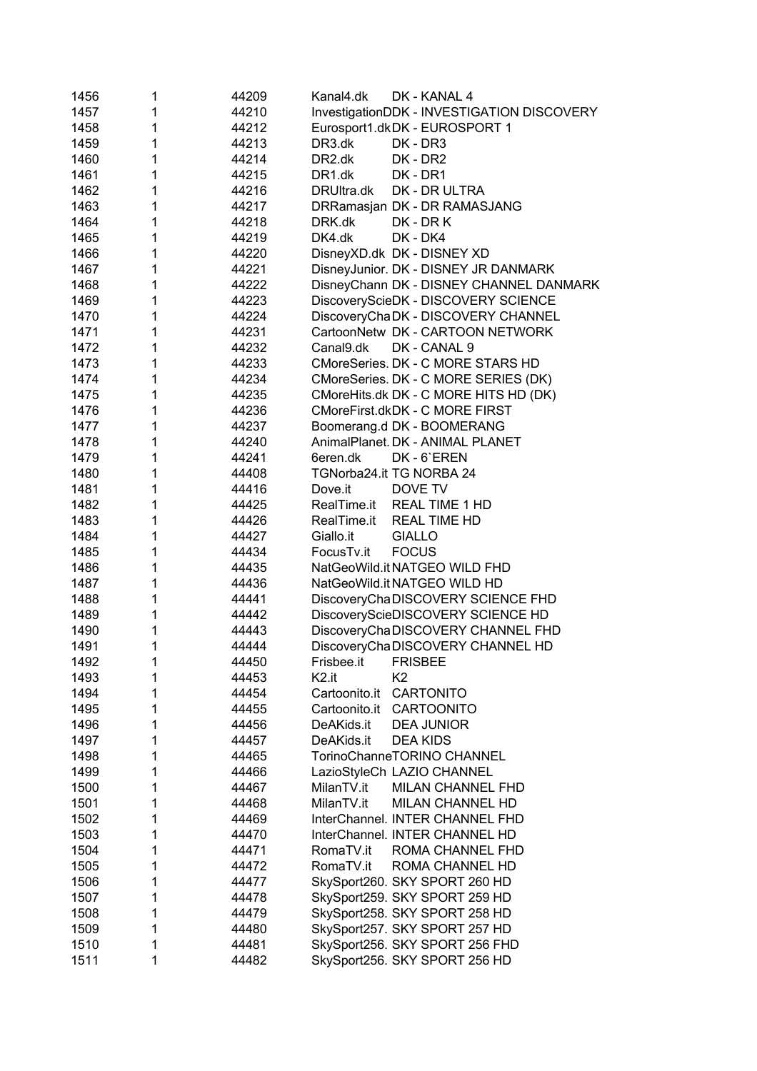| | | | | |
|---|---|---|---|---|
| 1456 | 1 | 44209 | Kanal4.dk | DK - KANAL 4 |
| 1457 | 1 | 44210 | InvestigationD | DK - INVESTIGATION DISCOVERY |
| 1458 | 1 | 44212 | Eurosport1.dk | DK - EUROSPORT 1 |
| 1459 | 1 | 44213 | DR3.dk | DK - DR3 |
| 1460 | 1 | 44214 | DR2.dk | DK - DR2 |
| 1461 | 1 | 44215 | DR1.dk | DK - DR1 |
| 1462 | 1 | 44216 | DRUltra.dk | DK - DR ULTRA |
| 1463 | 1 | 44217 | DRRamasjan | DK - DR RAMASJANG |
| 1464 | 1 | 44218 | DRK.dk | DK - DR K |
| 1465 | 1 | 44219 | DK4.dk | DK - DK4 |
| 1466 | 1 | 44220 | DisneyXD.dk | DK - DISNEY XD |
| 1467 | 1 | 44221 | DisneyJunior. | DK - DISNEY JR DANMARK |
| 1468 | 1 | 44222 | DisneyChann | DK - DISNEY CHANNEL DANMARK |
| 1469 | 1 | 44223 | DiscoveryScie | DK - DISCOVERY SCIENCE |
| 1470 | 1 | 44224 | DiscoveryCha | DK - DISCOVERY CHANNEL |
| 1471 | 1 | 44231 | CartoonNetw | DK - CARTOON NETWORK |
| 1472 | 1 | 44232 | Canal9.dk | DK - CANAL 9 |
| 1473 | 1 | 44233 | CMoreSeries. | DK - C MORE STARS HD |
| 1474 | 1 | 44234 | CMoreSeries. | DK - C MORE SERIES (DK) |
| 1475 | 1 | 44235 | CMoreHits.dk | DK - C MORE HITS HD (DK) |
| 1476 | 1 | 44236 | CMoreFirst.dk | DK - C MORE FIRST |
| 1477 | 1 | 44237 | Boomerang.d | DK - BOOMERANG |
| 1478 | 1 | 44240 | AnimalPlanet. | DK - ANIMAL PLANET |
| 1479 | 1 | 44241 | 6eren.dk | DK - 6`EREN |
| 1480 | 1 | 44408 | TGNorba24.it | TG NORBA 24 |
| 1481 | 1 | 44416 | Dove.it | DOVE TV |
| 1482 | 1 | 44425 | RealTime.it | REAL TIME 1 HD |
| 1483 | 1 | 44426 | RealTime.it | REAL TIME HD |
| 1484 | 1 | 44427 | Giallo.it | GIALLO |
| 1485 | 1 | 44434 | FocusTv.it | FOCUS |
| 1486 | 1 | 44435 | NatGeoWild.it | NATGEO WILD FHD |
| 1487 | 1 | 44436 | NatGeoWild.it | NATGEO WILD HD |
| 1488 | 1 | 44441 | DiscoveryCha | DISCOVERY SCIENCE FHD |
| 1489 | 1 | 44442 | DiscoveryScie | DISCOVERY SCIENCE HD |
| 1490 | 1 | 44443 | DiscoveryCha | DISCOVERY CHANNEL FHD |
| 1491 | 1 | 44444 | DiscoveryCha | DISCOVERY CHANNEL HD |
| 1492 | 1 | 44450 | Frisbee.it | FRISBEE |
| 1493 | 1 | 44453 | K2.it | K2 |
| 1494 | 1 | 44454 | Cartoonito.it | CARTONITO |
| 1495 | 1 | 44455 | Cartoonito.it | CARTOONITO |
| 1496 | 1 | 44456 | DeAKids.it | DEA JUNIOR |
| 1497 | 1 | 44457 | DeAKids.it | DEA KIDS |
| 1498 | 1 | 44465 | TorinoChanne | TORINO CHANNEL |
| 1499 | 1 | 44466 | LazioStyleCh | LAZIO CHANNEL |
| 1500 | 1 | 44467 | MilanTV.it | MILAN CHANNEL FHD |
| 1501 | 1 | 44468 | MilanTV.it | MILAN CHANNEL HD |
| 1502 | 1 | 44469 | InterChannel. | INTER CHANNEL FHD |
| 1503 | 1 | 44470 | InterChannel. | INTER CHANNEL HD |
| 1504 | 1 | 44471 | RomaTV.it | ROMA CHANNEL FHD |
| 1505 | 1 | 44472 | RomaTV.it | ROMA CHANNEL HD |
| 1506 | 1 | 44477 | SkySport260. | SKY SPORT 260 HD |
| 1507 | 1 | 44478 | SkySport259. | SKY SPORT 259 HD |
| 1508 | 1 | 44479 | SkySport258. | SKY SPORT 258 HD |
| 1509 | 1 | 44480 | SkySport257. | SKY SPORT 257 HD |
| 1510 | 1 | 44481 | SkySport256. | SKY SPORT 256 FHD |
| 1511 | 1 | 44482 | SkySport256. | SKY SPORT 256 HD |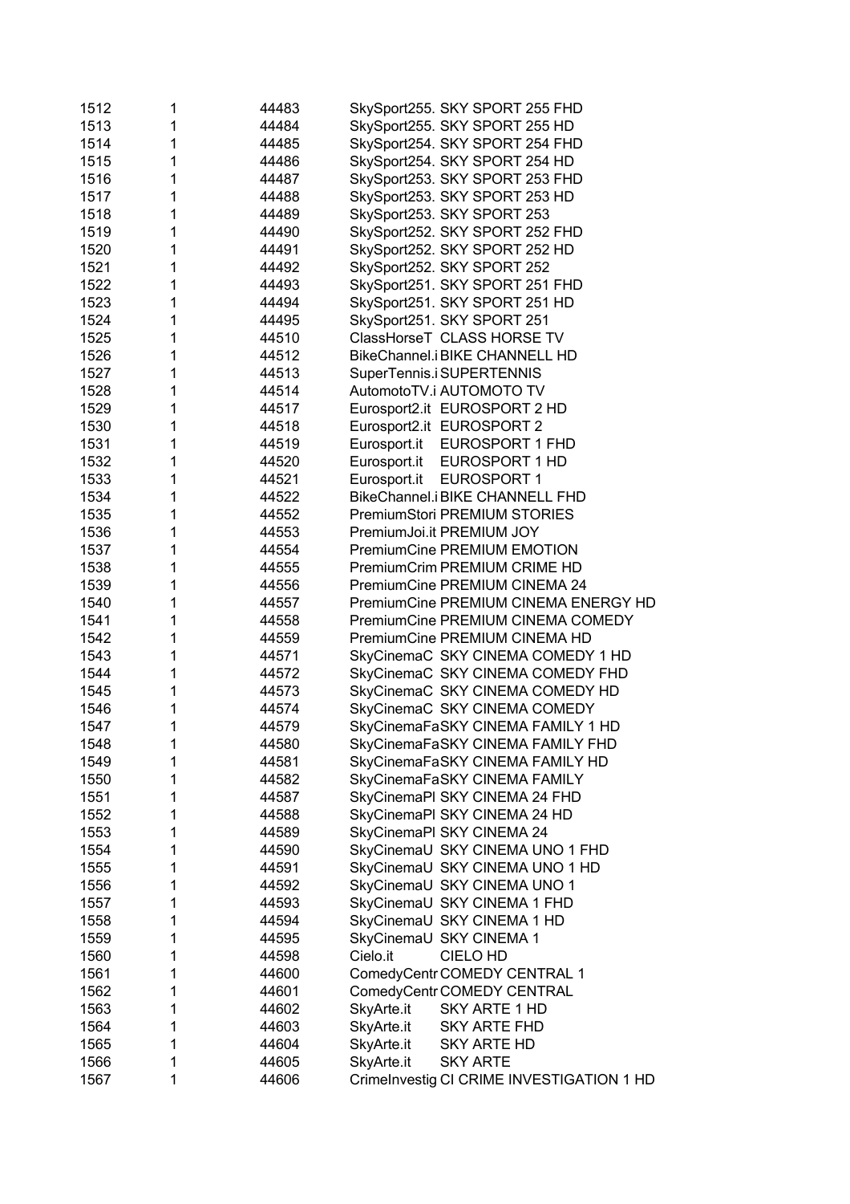| 1512 | 1 | 44483 | SkySport255. | SKY SPORT 255 FHD |
|---|---|---|---|---|
| 1513 | 1 | 44484 | SkySport255. | SKY SPORT 255 HD |
| 1514 | 1 | 44485 | SkySport254. | SKY SPORT 254 FHD |
| 1515 | 1 | 44486 | SkySport254. | SKY SPORT 254 HD |
| 1516 | 1 | 44487 | SkySport253. | SKY SPORT 253 FHD |
| 1517 | 1 | 44488 | SkySport253. | SKY SPORT 253 HD |
| 1518 | 1 | 44489 | SkySport253. | SKY SPORT 253 |
| 1519 | 1 | 44490 | SkySport252. | SKY SPORT 252 FHD |
| 1520 | 1 | 44491 | SkySport252. | SKY SPORT 252 HD |
| 1521 | 1 | 44492 | SkySport252. | SKY SPORT 252 |
| 1522 | 1 | 44493 | SkySport251. | SKY SPORT 251 FHD |
| 1523 | 1 | 44494 | SkySport251. | SKY SPORT 251 HD |
| 1524 | 1 | 44495 | SkySport251. | SKY SPORT 251 |
| 1525 | 1 | 44510 | ClassHorseT | CLASS HORSE TV |
| 1526 | 1 | 44512 | BikeChannel.i | BIKE CHANNELL HD |
| 1527 | 1 | 44513 | SuperTennis.i | SUPERTENNIS |
| 1528 | 1 | 44514 | AutomotoTV.i | AUTOMOTO TV |
| 1529 | 1 | 44517 | Eurosport2.it | EUROSPORT 2 HD |
| 1530 | 1 | 44518 | Eurosport2.it | EUROSPORT 2 |
| 1531 | 1 | 44519 | Eurosport.it | EUROSPORT 1 FHD |
| 1532 | 1 | 44520 | Eurosport.it | EUROSPORT 1 HD |
| 1533 | 1 | 44521 | Eurosport.it | EUROSPORT 1 |
| 1534 | 1 | 44522 | BikeChannel.i | BIKE CHANNELL FHD |
| 1535 | 1 | 44552 | PremiumStori | PREMIUM STORIES |
| 1536 | 1 | 44553 | PremiumJoi.it | PREMIUM JOY |
| 1537 | 1 | 44554 | PremiumCine | PREMIUM EMOTION |
| 1538 | 1 | 44555 | PremiumCrim | PREMIUM CRIME HD |
| 1539 | 1 | 44556 | PremiumCine | PREMIUM CINEMA 24 |
| 1540 | 1 | 44557 | PremiumCine | PREMIUM CINEMA ENERGY HD |
| 1541 | 1 | 44558 | PremiumCine | PREMIUM CINEMA COMEDY |
| 1542 | 1 | 44559 | PremiumCine | PREMIUM CINEMA HD |
| 1543 | 1 | 44571 | SkyCinemaC | SKY CINEMA COMEDY 1 HD |
| 1544 | 1 | 44572 | SkyCinemaC | SKY CINEMA COMEDY FHD |
| 1545 | 1 | 44573 | SkyCinemaC | SKY CINEMA COMEDY HD |
| 1546 | 1 | 44574 | SkyCinemaC | SKY CINEMA COMEDY |
| 1547 | 1 | 44579 | SkyCinemaFa | SKY CINEMA FAMILY 1 HD |
| 1548 | 1 | 44580 | SkyCinemaFa | SKY CINEMA FAMILY FHD |
| 1549 | 1 | 44581 | SkyCinemaFa | SKY CINEMA FAMILY HD |
| 1550 | 1 | 44582 | SkyCinemaFa | SKY CINEMA FAMILY |
| 1551 | 1 | 44587 | SkyCinemaPl | SKY CINEMA 24 FHD |
| 1552 | 1 | 44588 | SkyCinemaPl | SKY CINEMA 24 HD |
| 1553 | 1 | 44589 | SkyCinemaPl | SKY CINEMA 24 |
| 1554 | 1 | 44590 | SkyCinemaU | SKY CINEMA UNO 1 FHD |
| 1555 | 1 | 44591 | SkyCinemaU | SKY CINEMA UNO 1 HD |
| 1556 | 1 | 44592 | SkyCinemaU | SKY CINEMA UNO 1 |
| 1557 | 1 | 44593 | SkyCinemaU | SKY CINEMA 1 FHD |
| 1558 | 1 | 44594 | SkyCinemaU | SKY CINEMA 1 HD |
| 1559 | 1 | 44595 | SkyCinemaU | SKY CINEMA 1 |
| 1560 | 1 | 44598 | Cielo.it | CIELO HD |
| 1561 | 1 | 44600 | ComedyCentr | COMEDY CENTRAL 1 |
| 1562 | 1 | 44601 | ComedyCentr | COMEDY CENTRAL |
| 1563 | 1 | 44602 | SkyArte.it | SKY ARTE 1 HD |
| 1564 | 1 | 44603 | SkyArte.it | SKY ARTE FHD |
| 1565 | 1 | 44604 | SkyArte.it | SKY ARTE HD |
| 1566 | 1 | 44605 | SkyArte.it | SKY ARTE |
| 1567 | 1 | 44606 | CrimeInvestig | CI CRIME INVESTIGATION 1 HD |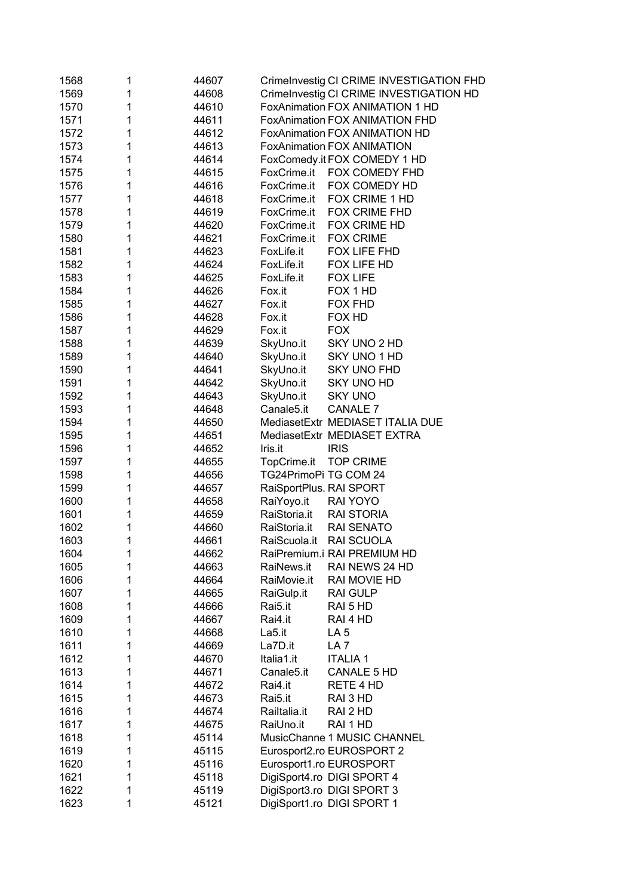| | | | | |
|---|---|---|---|---|
| 1568 | 1 | 44607 | CrimeInvestig | CI CRIME INVESTIGATION FHD |
| 1569 | 1 | 44608 | CrimeInvestig | CI CRIME INVESTIGATION HD |
| 1570 | 1 | 44610 | FoxAnimation | FOX ANIMATION 1 HD |
| 1571 | 1 | 44611 | FoxAnimation | FOX ANIMATION FHD |
| 1572 | 1 | 44612 | FoxAnimation | FOX ANIMATION HD |
| 1573 | 1 | 44613 | FoxAnimation | FOX ANIMATION |
| 1574 | 1 | 44614 | FoxComedy.it | FOX COMEDY 1 HD |
| 1575 | 1 | 44615 | FoxCrime.it | FOX COMEDY FHD |
| 1576 | 1 | 44616 | FoxCrime.it | FOX COMEDY HD |
| 1577 | 1 | 44618 | FoxCrime.it | FOX CRIME 1 HD |
| 1578 | 1 | 44619 | FoxCrime.it | FOX CRIME FHD |
| 1579 | 1 | 44620 | FoxCrime.it | FOX CRIME HD |
| 1580 | 1 | 44621 | FoxCrime.it | FOX CRIME |
| 1581 | 1 | 44623 | FoxLife.it | FOX LIFE FHD |
| 1582 | 1 | 44624 | FoxLife.it | FOX LIFE HD |
| 1583 | 1 | 44625 | FoxLife.it | FOX LIFE |
| 1584 | 1 | 44626 | Fox.it | FOX 1 HD |
| 1585 | 1 | 44627 | Fox.it | FOX FHD |
| 1586 | 1 | 44628 | Fox.it | FOX HD |
| 1587 | 1 | 44629 | Fox.it | FOX |
| 1588 | 1 | 44639 | SkyUno.it | SKY UNO 2 HD |
| 1589 | 1 | 44640 | SkyUno.it | SKY UNO 1 HD |
| 1590 | 1 | 44641 | SkyUno.it | SKY UNO FHD |
| 1591 | 1 | 44642 | SkyUno.it | SKY UNO HD |
| 1592 | 1 | 44643 | SkyUno.it | SKY UNO |
| 1593 | 1 | 44648 | Canale5.it | CANALE 7 |
| 1594 | 1 | 44650 | MediasetExtr | MEDIASET ITALIA DUE |
| 1595 | 1 | 44651 | MediasetExtr | MEDIASET EXTRA |
| 1596 | 1 | 44652 | Iris.it | IRIS |
| 1597 | 1 | 44655 | TopCrime.it | TOP CRIME |
| 1598 | 1 | 44656 | TG24PrimoPi | TG COM 24 |
| 1599 | 1 | 44657 | RaiSportPlus. | RAI SPORT |
| 1600 | 1 | 44658 | RaiYoyo.it | RAI YOYO |
| 1601 | 1 | 44659 | RaiStoria.it | RAI STORIA |
| 1602 | 1 | 44660 | RaiStoria.it | RAI SENATO |
| 1603 | 1 | 44661 | RaiScuola.it | RAI SCUOLA |
| 1604 | 1 | 44662 | RaiPremium.i | RAI PREMIUM HD |
| 1605 | 1 | 44663 | RaiNews.it | RAI NEWS 24 HD |
| 1606 | 1 | 44664 | RaiMovie.it | RAI MOVIE HD |
| 1607 | 1 | 44665 | RaiGulp.it | RAI GULP |
| 1608 | 1 | 44666 | Rai5.it | RAI 5 HD |
| 1609 | 1 | 44667 | Rai4.it | RAI 4 HD |
| 1610 | 1 | 44668 | La5.it | LA 5 |
| 1611 | 1 | 44669 | La7D.it | LA 7 |
| 1612 | 1 | 44670 | Italia1.it | ITALIA 1 |
| 1613 | 1 | 44671 | Canale5.it | CANALE 5 HD |
| 1614 | 1 | 44672 | Rai4.it | RETE 4 HD |
| 1615 | 1 | 44673 | Rai5.it | RAI 3 HD |
| 1616 | 1 | 44674 | RaiItalia.it | RAI 2 HD |
| 1617 | 1 | 44675 | RaiUno.it | RAI 1 HD |
| 1618 | 1 | 45114 | MusicChanne | 1 MUSIC CHANNEL |
| 1619 | 1 | 45115 | Eurosport2.ro | EUROSPORT 2 |
| 1620 | 1 | 45116 | Eurosport1.ro | EUROSPORT |
| 1621 | 1 | 45118 | DigiSport4.ro | DIGI SPORT 4 |
| 1622 | 1 | 45119 | DigiSport3.ro | DIGI SPORT 3 |
| 1623 | 1 | 45121 | DigiSport1.ro | DIGI SPORT 1 |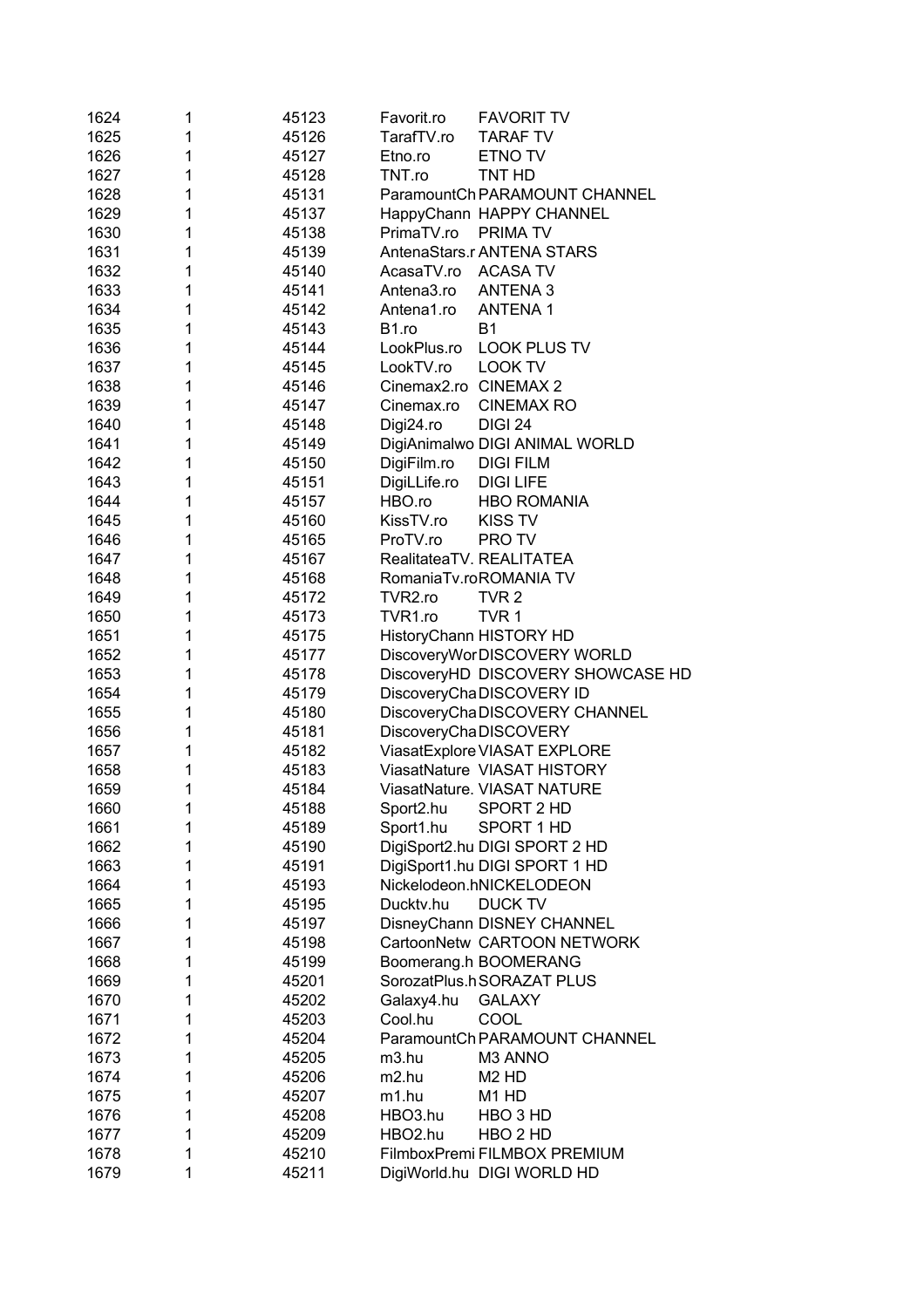| | | | | |
|---|---|---|---|---|
| 1624 | 1 | 45123 | Favorit.ro | FAVORIT TV |
| 1625 | 1 | 45126 | TarafTV.ro | TARAF TV |
| 1626 | 1 | 45127 | Etno.ro | ETNO TV |
| 1627 | 1 | 45128 | TNT.ro | TNT HD |
| 1628 | 1 | 45131 | ParamountCh | PARAMOUNT CHANNEL |
| 1629 | 1 | 45137 | HappyChann | HAPPY CHANNEL |
| 1630 | 1 | 45138 | PrimaTV.ro | PRIMA TV |
| 1631 | 1 | 45139 | AntenaStars.r | ANTENA STARS |
| 1632 | 1 | 45140 | AcasaTV.ro | ACASA TV |
| 1633 | 1 | 45141 | Antena3.ro | ANTENA 3 |
| 1634 | 1 | 45142 | Antena1.ro | ANTENA 1 |
| 1635 | 1 | 45143 | B1.ro | B1 |
| 1636 | 1 | 45144 | LookPlus.ro | LOOK PLUS TV |
| 1637 | 1 | 45145 | LookTV.ro | LOOK TV |
| 1638 | 1 | 45146 | Cinemax2.ro | CINEMAX 2 |
| 1639 | 1 | 45147 | Cinemax.ro | CINEMAX RO |
| 1640 | 1 | 45148 | Digi24.ro | DIGI 24 |
| 1641 | 1 | 45149 | DigiAnimalwo | DIGI ANIMAL WORLD |
| 1642 | 1 | 45150 | DigiFilm.ro | DIGI FILM |
| 1643 | 1 | 45151 | DigiLLife.ro | DIGI LIFE |
| 1644 | 1 | 45157 | HBO.ro | HBO ROMANIA |
| 1645 | 1 | 45160 | KissTV.ro | KISS TV |
| 1646 | 1 | 45165 | ProTV.ro | PRO TV |
| 1647 | 1 | 45167 | RealitateaTV. | REALITATEA |
| 1648 | 1 | 45168 | RomaniaTv.ro | ROMANIA TV |
| 1649 | 1 | 45172 | TVR2.ro | TVR 2 |
| 1650 | 1 | 45173 | TVR1.ro | TVR 1 |
| 1651 | 1 | 45175 | HistoryChann | HISTORY HD |
| 1652 | 1 | 45177 | DiscoveryWor | DISCOVERY WORLD |
| 1653 | 1 | 45178 | DiscoveryHD | DISCOVERY SHOWCASE HD |
| 1654 | 1 | 45179 | DiscoveryCha | DISCOVERY ID |
| 1655 | 1 | 45180 | DiscoveryCha | DISCOVERY CHANNEL |
| 1656 | 1 | 45181 | DiscoveryCha | DISCOVERY |
| 1657 | 1 | 45182 | ViasatExplore | VIASAT EXPLORE |
| 1658 | 1 | 45183 | ViasatNature | VIASAT HISTORY |
| 1659 | 1 | 45184 | ViasatNature. | VIASAT NATURE |
| 1660 | 1 | 45188 | Sport2.hu | SPORT 2 HD |
| 1661 | 1 | 45189 | Sport1.hu | SPORT 1 HD |
| 1662 | 1 | 45190 | DigiSport2.hu | DIGI SPORT 2 HD |
| 1663 | 1 | 45191 | DigiSport1.hu | DIGI SPORT 1 HD |
| 1664 | 1 | 45193 | Nickelodeon.h | NICKELODEON |
| 1665 | 1 | 45195 | Ducktv.hu | DUCK TV |
| 1666 | 1 | 45197 | DisneyChann | DISNEY CHANNEL |
| 1667 | 1 | 45198 | CartoonNetw | CARTOON NETWORK |
| 1668 | 1 | 45199 | Boomerang.h | BOOMERANG |
| 1669 | 1 | 45201 | SorozatPlus.h | SORAZAT PLUS |
| 1670 | 1 | 45202 | Galaxy4.hu | GALAXY |
| 1671 | 1 | 45203 | Cool.hu | COOL |
| 1672 | 1 | 45204 | ParamountCh | PARAMOUNT CHANNEL |
| 1673 | 1 | 45205 | m3.hu | M3 ANNO |
| 1674 | 1 | 45206 | m2.hu | M2 HD |
| 1675 | 1 | 45207 | m1.hu | M1 HD |
| 1676 | 1 | 45208 | HBO3.hu | HBO 3 HD |
| 1677 | 1 | 45209 | HBO2.hu | HBO 2 HD |
| 1678 | 1 | 45210 | FilmboxPremi | FILMBOX PREMIUM |
| 1679 | 1 | 45211 | DigiWorld.hu | DIGI WORLD HD |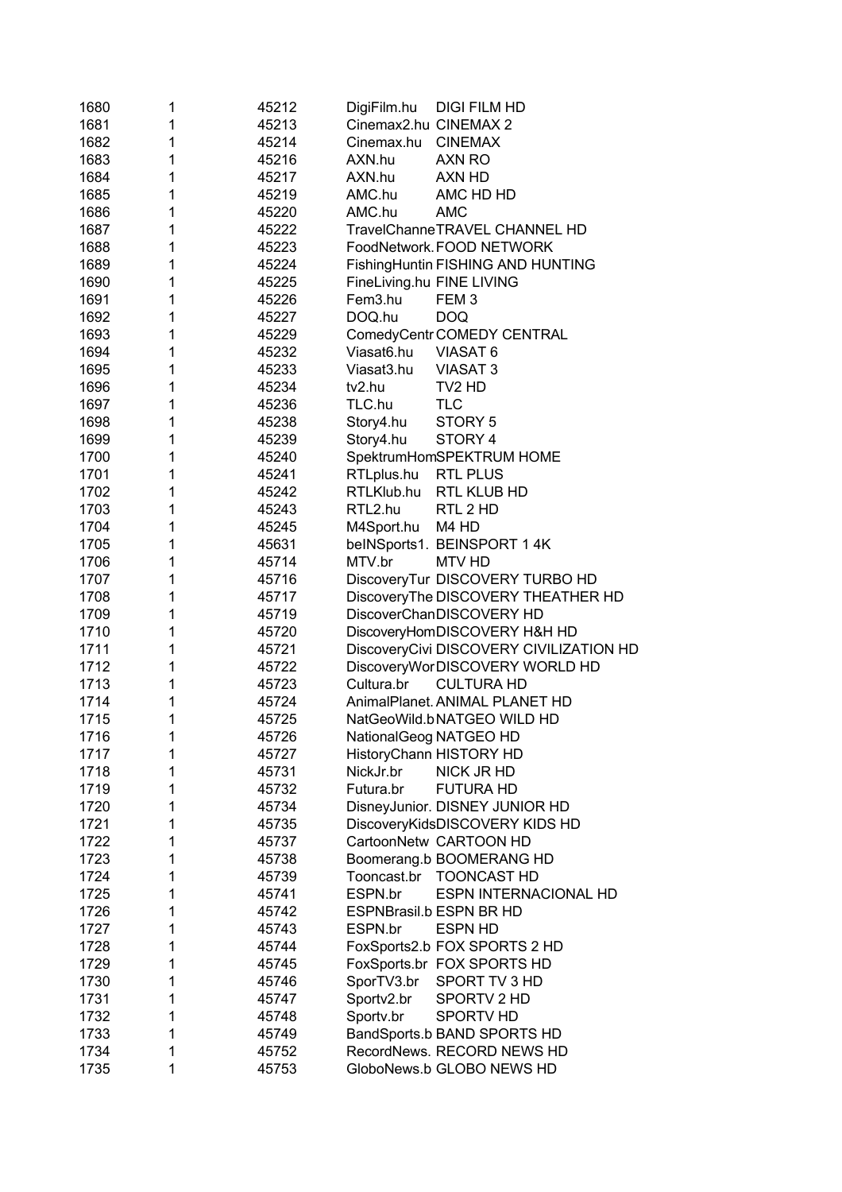| | | | | |
|---|---|---|---|---|
| 1680 | 1 | 45212 | DigiFilm.hu | DIGI FILM HD |
| 1681 | 1 | 45213 | Cinemax2.hu | CINEMAX 2 |
| 1682 | 1 | 45214 | Cinemax.hu | CINEMAX |
| 1683 | 1 | 45216 | AXN.hu | AXN RO |
| 1684 | 1 | 45217 | AXN.hu | AXN HD |
| 1685 | 1 | 45219 | AMC.hu | AMC HD HD |
| 1686 | 1 | 45220 | AMC.hu | AMC |
| 1687 | 1 | 45222 | TravelChanne | TRAVEL CHANNEL HD |
| 1688 | 1 | 45223 | FoodNetwork. | FOOD NETWORK |
| 1689 | 1 | 45224 | FishingHuntin | FISHING AND HUNTING |
| 1690 | 1 | 45225 | FineLiving.hu | FINE LIVING |
| 1691 | 1 | 45226 | Fem3.hu | FEM 3 |
| 1692 | 1 | 45227 | DOQ.hu | DOQ |
| 1693 | 1 | 45229 | ComedyCentr | COMEDY CENTRAL |
| 1694 | 1 | 45232 | Viasat6.hu | VIASAT 6 |
| 1695 | 1 | 45233 | Viasat3.hu | VIASAT 3 |
| 1696 | 1 | 45234 | tv2.hu | TV2 HD |
| 1697 | 1 | 45236 | TLC.hu | TLC |
| 1698 | 1 | 45238 | Story4.hu | STORY 5 |
| 1699 | 1 | 45239 | Story4.hu | STORY 4 |
| 1700 | 1 | 45240 | SpektrumHom | SPEKTRUM HOME |
| 1701 | 1 | 45241 | RTLplus.hu | RTL PLUS |
| 1702 | 1 | 45242 | RTLKlub.hu | RTL KLUB HD |
| 1703 | 1 | 45243 | RTL2.hu | RTL 2 HD |
| 1704 | 1 | 45245 | M4Sport.hu | M4 HD |
| 1705 | 1 | 45631 | beINSports1. | BEINSPORT 1 4K |
| 1706 | 1 | 45714 | MTV.br | MTV HD |
| 1707 | 1 | 45716 | DiscoveryTur | DISCOVERY TURBO HD |
| 1708 | 1 | 45717 | DiscoveryThe | DISCOVERY THEATHER HD |
| 1709 | 1 | 45719 | DiscoverChan | DISCOVERY HD |
| 1710 | 1 | 45720 | DiscoveryHom | DISCOVERY H&H HD |
| 1711 | 1 | 45721 | DiscoveryCivi | DISCOVERY CIVILIZATION HD |
| 1712 | 1 | 45722 | DiscoveryWor | DISCOVERY WORLD HD |
| 1713 | 1 | 45723 | Cultura.br | CULTURA HD |
| 1714 | 1 | 45724 | AnimalPlanet. | ANIMAL PLANET HD |
| 1715 | 1 | 45725 | NatGeoWild.b | NATGEO WILD HD |
| 1716 | 1 | 45726 | NationalGeog | NATGEO HD |
| 1717 | 1 | 45727 | HistoryChann | HISTORY HD |
| 1718 | 1 | 45731 | NickJr.br | NICK JR HD |
| 1719 | 1 | 45732 | Futura.br | FUTURA HD |
| 1720 | 1 | 45734 | DisneyJunior. | DISNEY JUNIOR HD |
| 1721 | 1 | 45735 | DiscoveryKids | DISCOVERY KIDS HD |
| 1722 | 1 | 45737 | CartoonNetw | CARTOON HD |
| 1723 | 1 | 45738 | Boomerang.b | BOOMERANG HD |
| 1724 | 1 | 45739 | Tooncast.br | TOONCAST HD |
| 1725 | 1 | 45741 | ESPN.br | ESPN INTERNACIONAL HD |
| 1726 | 1 | 45742 | ESPNBrasil.b | ESPN BR HD |
| 1727 | 1 | 45743 | ESPN.br | ESPN HD |
| 1728 | 1 | 45744 | FoxSports2.b | FOX SPORTS 2 HD |
| 1729 | 1 | 45745 | FoxSports.br | FOX SPORTS HD |
| 1730 | 1 | 45746 | SporTV3.br | SPORT TV 3 HD |
| 1731 | 1 | 45747 | Sportv2.br | SPORTV 2 HD |
| 1732 | 1 | 45748 | Sportv.br | SPORTV HD |
| 1733 | 1 | 45749 | BandSports.b | BAND SPORTS HD |
| 1734 | 1 | 45752 | RecordNews. | RECORD NEWS HD |
| 1735 | 1 | 45753 | GloboNews.b | GLOBO NEWS HD |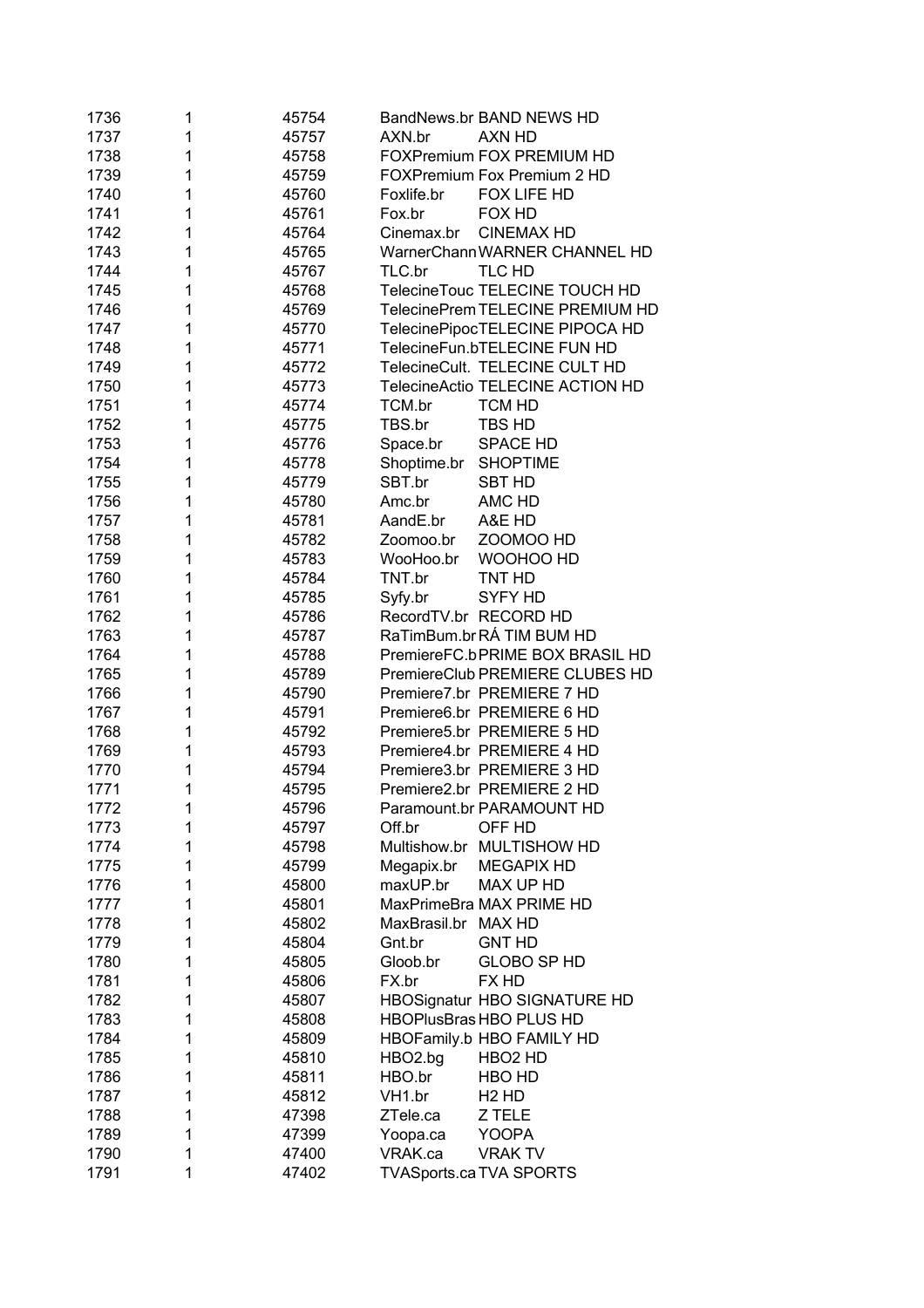| | | | | |
|---|---|---|---|---|
| 1736 | 1 | 45754 | BandNews.br | BAND NEWS HD |
| 1737 | 1 | 45757 | AXN.br | AXN HD |
| 1738 | 1 | 45758 | FOXPremium | FOX PREMIUM HD |
| 1739 | 1 | 45759 | FOXPremium | Fox Premium 2 HD |
| 1740 | 1 | 45760 | Foxlife.br | FOX LIFE HD |
| 1741 | 1 | 45761 | Fox.br | FOX HD |
| 1742 | 1 | 45764 | Cinemax.br | CINEMAX HD |
| 1743 | 1 | 45765 | WarnerChann | WARNER CHANNEL HD |
| 1744 | 1 | 45767 | TLC.br | TLC HD |
| 1745 | 1 | 45768 | TelecineTouc | TELECINE TOUCH HD |
| 1746 | 1 | 45769 | TelecinePrem | TELECINE PREMIUM HD |
| 1747 | 1 | 45770 | TelecinePipoc | TELECINE PIPOCA HD |
| 1748 | 1 | 45771 | TelecineFun.b | TELECINE FUN HD |
| 1749 | 1 | 45772 | TelecineCult. | TELECINE CULT HD |
| 1750 | 1 | 45773 | TelecineActio | TELECINE ACTION HD |
| 1751 | 1 | 45774 | TCM.br | TCM HD |
| 1752 | 1 | 45775 | TBS.br | TBS HD |
| 1753 | 1 | 45776 | Space.br | SPACE HD |
| 1754 | 1 | 45778 | Shoptime.br | SHOPTIME |
| 1755 | 1 | 45779 | SBT.br | SBT HD |
| 1756 | 1 | 45780 | Amc.br | AMC HD |
| 1757 | 1 | 45781 | AandE.br | A&E HD |
| 1758 | 1 | 45782 | Zoomoo.br | ZOOMOO HD |
| 1759 | 1 | 45783 | WooHoo.br | WOOHOO HD |
| 1760 | 1 | 45784 | TNT.br | TNT HD |
| 1761 | 1 | 45785 | Syfy.br | SYFY HD |
| 1762 | 1 | 45786 | RecordTV.br | RECORD HD |
| 1763 | 1 | 45787 | RaTimBum.br | RÁ TIM BUM HD |
| 1764 | 1 | 45788 | PremiereFC.b | PRIME BOX BRASIL HD |
| 1765 | 1 | 45789 | PremiereClub | PREMIERE CLUBES HD |
| 1766 | 1 | 45790 | Premiere7.br | PREMIERE 7 HD |
| 1767 | 1 | 45791 | Premiere6.br | PREMIERE 6 HD |
| 1768 | 1 | 45792 | Premiere5.br | PREMIERE 5 HD |
| 1769 | 1 | 45793 | Premiere4.br | PREMIERE 4 HD |
| 1770 | 1 | 45794 | Premiere3.br | PREMIERE 3 HD |
| 1771 | 1 | 45795 | Premiere2.br | PREMIERE 2 HD |
| 1772 | 1 | 45796 | Paramount.br | PARAMOUNT HD |
| 1773 | 1 | 45797 | Off.br | OFF HD |
| 1774 | 1 | 45798 | Multishow.br | MULTISHOW HD |
| 1775 | 1 | 45799 | Megapix.br | MEGAPIX HD |
| 1776 | 1 | 45800 | maxUP.br | MAX UP HD |
| 1777 | 1 | 45801 | MaxPrimeBra | MAX PRIME HD |
| 1778 | 1 | 45802 | MaxBrasil.br | MAX HD |
| 1779 | 1 | 45804 | Gnt.br | GNT HD |
| 1780 | 1 | 45805 | Gloob.br | GLOBO SP HD |
| 1781 | 1 | 45806 | FX.br | FX HD |
| 1782 | 1 | 45807 | HBOSignatur | HBO SIGNATURE HD |
| 1783 | 1 | 45808 | HBOPlusBras | HBO PLUS HD |
| 1784 | 1 | 45809 | HBOFamily.b | HBO FAMILY HD |
| 1785 | 1 | 45810 | HBO2.bg | HBO2 HD |
| 1786 | 1 | 45811 | HBO.br | HBO HD |
| 1787 | 1 | 45812 | VH1.br | H2 HD |
| 1788 | 1 | 47398 | ZTele.ca | Z TELE |
| 1789 | 1 | 47399 | Yoopa.ca | YOOPA |
| 1790 | 1 | 47400 | VRAK.ca | VRAK TV |
| 1791 | 1 | 47402 | TVASports.ca | TVA SPORTS |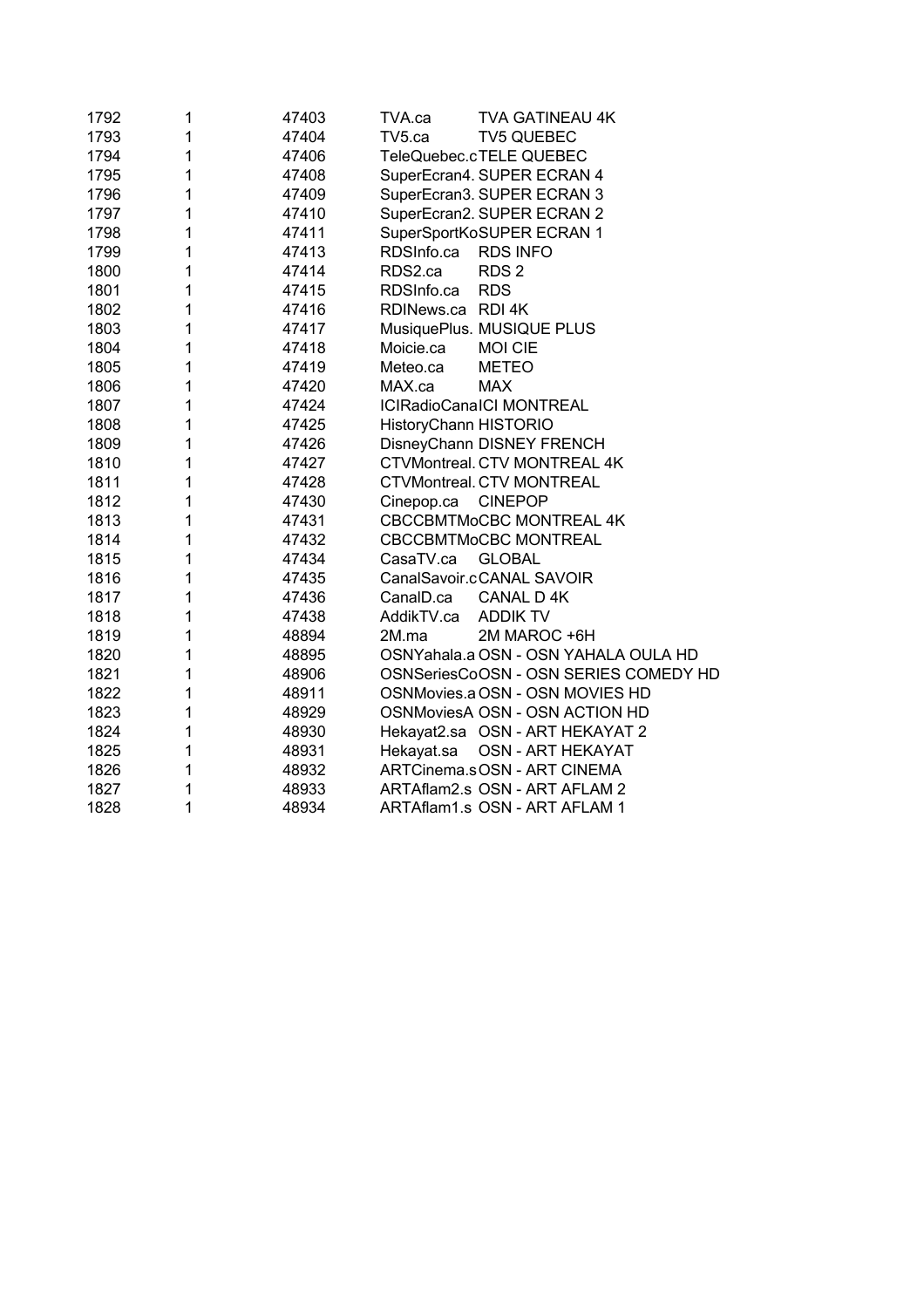| | | | | |
|---|---|---|---|---|
| 1792 | 1 | 47403 | TVA.ca | TVA GATINEAU 4K |
| 1793 | 1 | 47404 | TV5.ca | TV5 QUEBEC |
| 1794 | 1 | 47406 | TeleQuebec.c | TELE QUEBEC |
| 1795 | 1 | 47408 | SuperEcran4. | SUPER ECRAN 4 |
| 1796 | 1 | 47409 | SuperEcran3. | SUPER ECRAN 3 |
| 1797 | 1 | 47410 | SuperEcran2. | SUPER ECRAN 2 |
| 1798 | 1 | 47411 | SuperSportKo | SUPER ECRAN 1 |
| 1799 | 1 | 47413 | RDSInfo.ca | RDS INFO |
| 1800 | 1 | 47414 | RDS2.ca | RDS 2 |
| 1801 | 1 | 47415 | RDSInfo.ca | RDS |
| 1802 | 1 | 47416 | RDINews.ca | RDI 4K |
| 1803 | 1 | 47417 | MusiquePlus. | MUSIQUE PLUS |
| 1804 | 1 | 47418 | Moicie.ca | MOI CIE |
| 1805 | 1 | 47419 | Meteo.ca | METEO |
| 1806 | 1 | 47420 | MAX.ca | MAX |
| 1807 | 1 | 47424 | ICIRadioCana | ICI MONTREAL |
| 1808 | 1 | 47425 | HistoryChann | HISTORIO |
| 1809 | 1 | 47426 | DisneyChann | DISNEY FRENCH |
| 1810 | 1 | 47427 | CTVMontreal. | CTV MONTREAL 4K |
| 1811 | 1 | 47428 | CTVMontreal. | CTV MONTREAL |
| 1812 | 1 | 47430 | Cinepop.ca | CINEPOP |
| 1813 | 1 | 47431 | CBCCBMTMo | CBC MONTREAL 4K |
| 1814 | 1 | 47432 | CBCCBMTMo | CBC MONTREAL |
| 1815 | 1 | 47434 | CasaTV.ca | GLOBAL |
| 1816 | 1 | 47435 | CanalSavoir.c | CANAL SAVOIR |
| 1817 | 1 | 47436 | CanalD.ca | CANAL D 4K |
| 1818 | 1 | 47438 | AddikTV.ca | ADDIK TV |
| 1819 | 1 | 48894 | 2M.ma | 2M MAROC +6H |
| 1820 | 1 | 48895 | OSNYahala.a | OSN - OSN YAHALA OULA HD |
| 1821 | 1 | 48906 | OSNSeriesCo | OSN - OSN SERIES COMEDY HD |
| 1822 | 1 | 48911 | OSNMovies.a | OSN - OSN MOVIES HD |
| 1823 | 1 | 48929 | OSNMoviesA | OSN - OSN ACTION HD |
| 1824 | 1 | 48930 | Hekayat2.sa | OSN - ART HEKAYAT 2 |
| 1825 | 1 | 48931 | Hekayat.sa | OSN - ART HEKAYAT |
| 1826 | 1 | 48932 | ARTCinema.s | OSN - ART CINEMA |
| 1827 | 1 | 48933 | ARTAflam2.s | OSN - ART AFLAM 2 |
| 1828 | 1 | 48934 | ARTAflam1.s | OSN - ART AFLAM 1 |